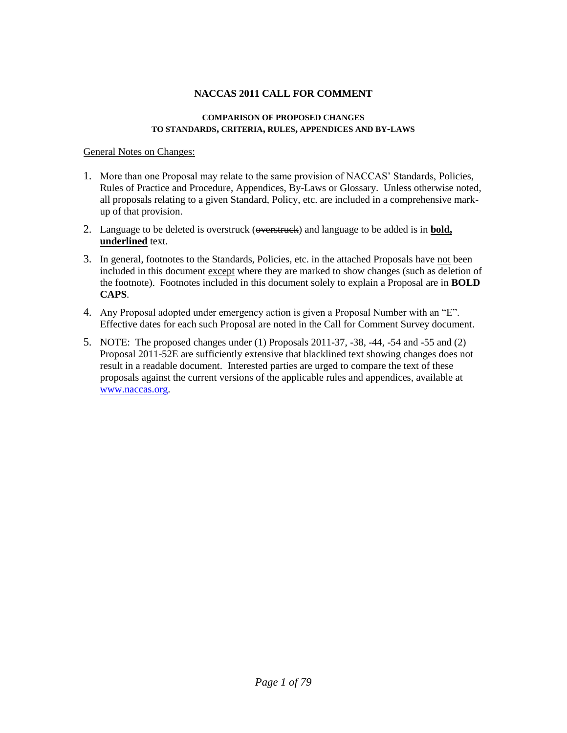# NACCAS 2011 CALL FOR COMMENT

## COMPARISON OF PROPOSED CHANGES TO STANDARDS, CRITERIA, RULES, APPENDICES AND BY-LAWS

<u>General Notes on Changes:</u>

1. More than one Proposal may relate to the same provision of NACCAS' Standards, Policies, Rules of Practice and Procedure, Appendices, By-Laws or Glossary. Unless otherwise noted, all proposals relating to a given Standard, Policy, etc. are included in a comprehensive mark-up of that provision.
2. Language to be deleted is overstruck (~~overstruck~~) and language to be added is in **<u>bold, underlined</u>** text.
3. In general, footnotes to the Standards, Policies, etc. in the attached Proposals have <u>not</u> been included in this document <u>except</u> where they are marked to show changes (such as deletion of the footnote). Footnotes included in this document solely to explain a Proposal are in **BOLD CAPS**.
4. Any Proposal adopted under emergency action is given a Proposal Number with an "E". Effective dates for each such Proposal are noted in the Call for Comment Survey document.
5. NOTE: The proposed changes under (1) Proposals 2011-37, -38, -44, -54 and -55 and (2) Proposal 2011-52E are sufficiently extensive that blacklined text showing changes does not result in a readable document. Interested parties are urged to compare the text of these proposals against the current versions of the applicable rules and appendices, available at www.naccas.org.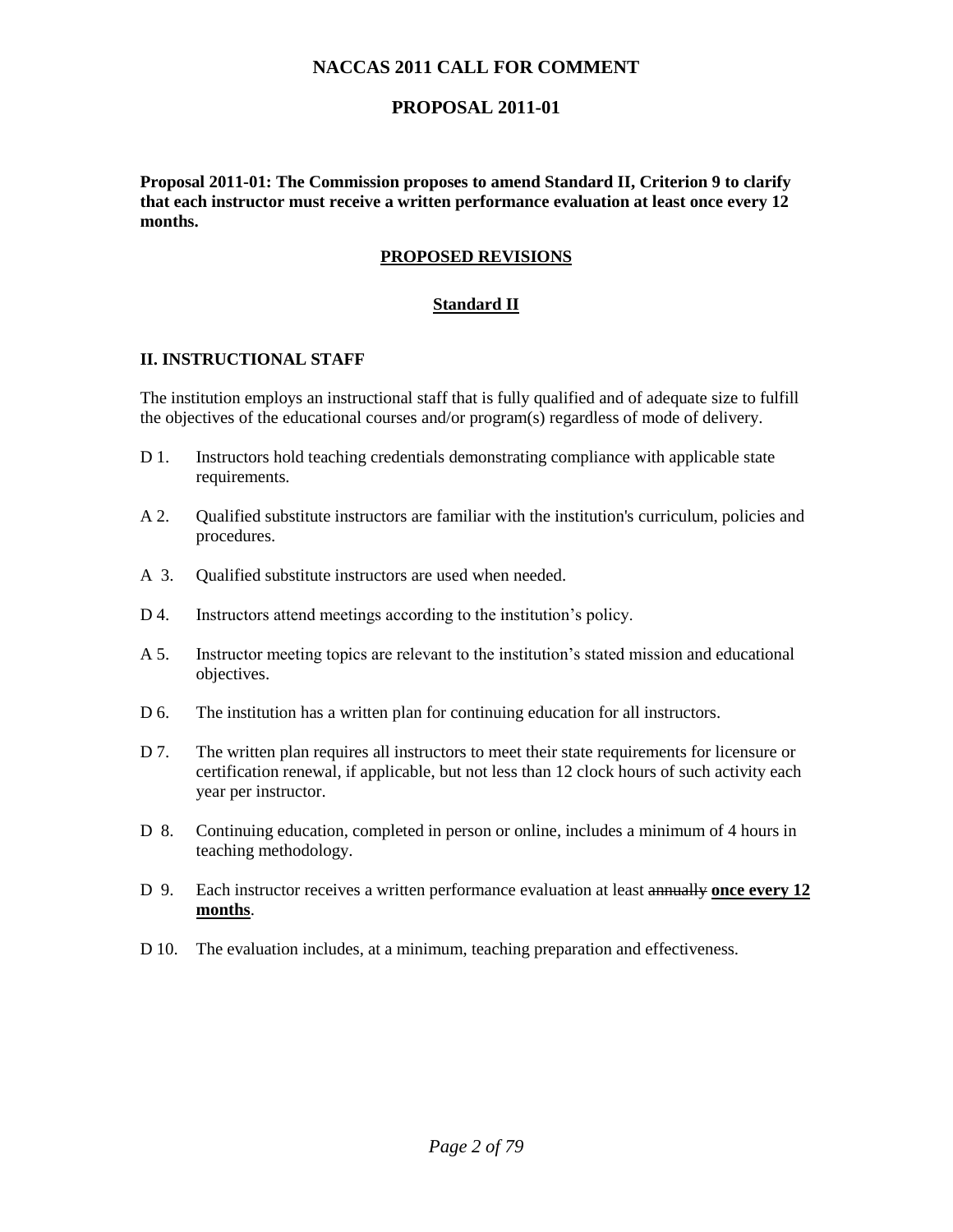# NACCAS 2011 CALL FOR COMMENT

## PROPOSAL 2011-01

**Proposal 2011-01: The Commission proposes to amend Standard II, Criterion 9 to clarify that each instructor must receive a written performance evaluation at least once every 12 months.**

### PROPOSED REVISIONS

### Standard II

**II. INSTRUCTIONAL STAFF**

The institution employs an instructional staff that is fully qualified and of adequate size to fulfill the objectives of the educational courses and/or program(s) regardless of mode of delivery.

D 1. Instructors hold teaching credentials demonstrating compliance with applicable state requirements.

A 2. Qualified substitute instructors are familiar with the institution's curriculum, policies and procedures.

A 3. Qualified substitute instructors are used when needed.

D 4. Instructors attend meetings according to the institution's policy.

A 5. Instructor meeting topics are relevant to the institution's stated mission and educational objectives.

D 6. The institution has a written plan for continuing education for all instructors.

D 7. The written plan requires all instructors to meet their state requirements for licensure or certification renewal, if applicable, but not less than 12 clock hours of such activity each year per instructor.

D 8. Continuing education, completed in person or online, includes a minimum of 4 hours in teaching methodology.

D 9. Each instructor receives a written performance evaluation at least ~~annually~~ **once every 12 months**.

D 10. The evaluation includes, at a minimum, teaching preparation and effectiveness.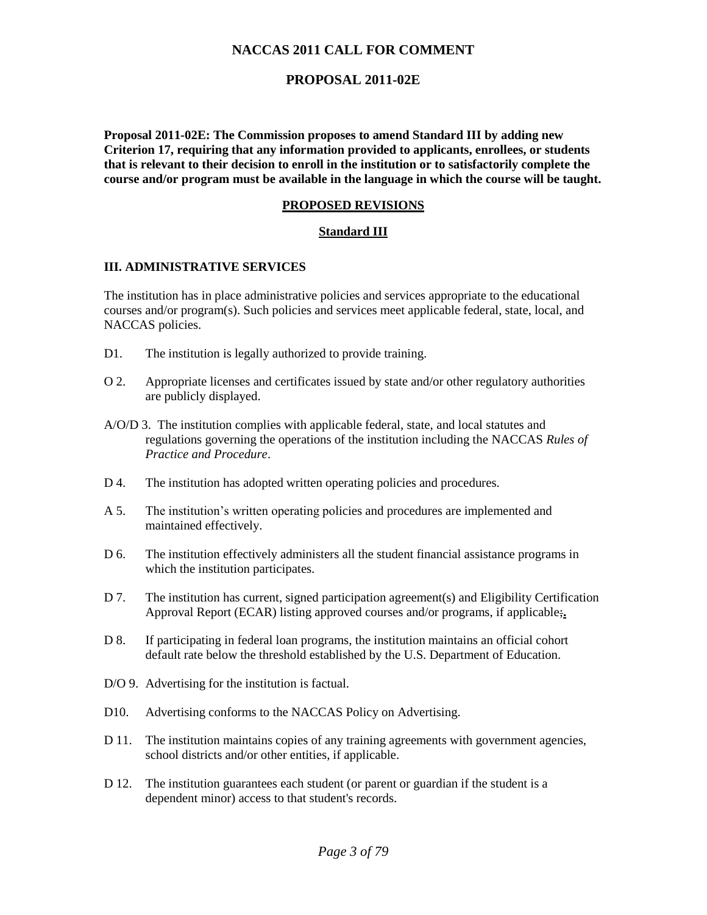# NACCAS 2011 CALL FOR COMMENT

## PROPOSAL 2011-02E

**Proposal 2011-02E: The Commission proposes to amend Standard III by adding new Criterion 17, requiring that any information provided to applicants, enrollees, or students that is relevant to their decision to enroll in the institution or to satisfactorily complete the course and/or program must be available in the language in which the course will be taught.**

**PROPOSED REVISIONS**

**Standard III**

### III. ADMINISTRATIVE SERVICES

The institution has in place administrative policies and services appropriate to the educational courses and/or program(s). Such policies and services meet applicable federal, state, local, and NACCAS policies.

D1. The institution is legally authorized to provide training.

O 2. Appropriate licenses and certificates issued by state and/or other regulatory authorities are publicly displayed.

A/O/D 3. The institution complies with applicable federal, state, and local statutes and regulations governing the operations of the institution including the NACCAS *Rules of Practice and Procedure*.

D 4. The institution has adopted written operating policies and procedures.

A 5. The institution's written operating policies and procedures are implemented and maintained effectively.

D 6. The institution effectively administers all the student financial assistance programs in which the institution participates.

D 7. The institution has current, signed participation agreement(s) and Eligibility Certification Approval Report (ECAR) listing approved courses and/or programs, if applicable~~;~~**.**

D 8. If participating in federal loan programs, the institution maintains an official cohort default rate below the threshold established by the U.S. Department of Education.

D/O 9. Advertising for the institution is factual.

D10. Advertising conforms to the NACCAS Policy on Advertising.

D 11. The institution maintains copies of any training agreements with government agencies, school districts and/or other entities, if applicable.

D 12. The institution guarantees each student (or parent or guardian if the student is a dependent minor) access to that student's records.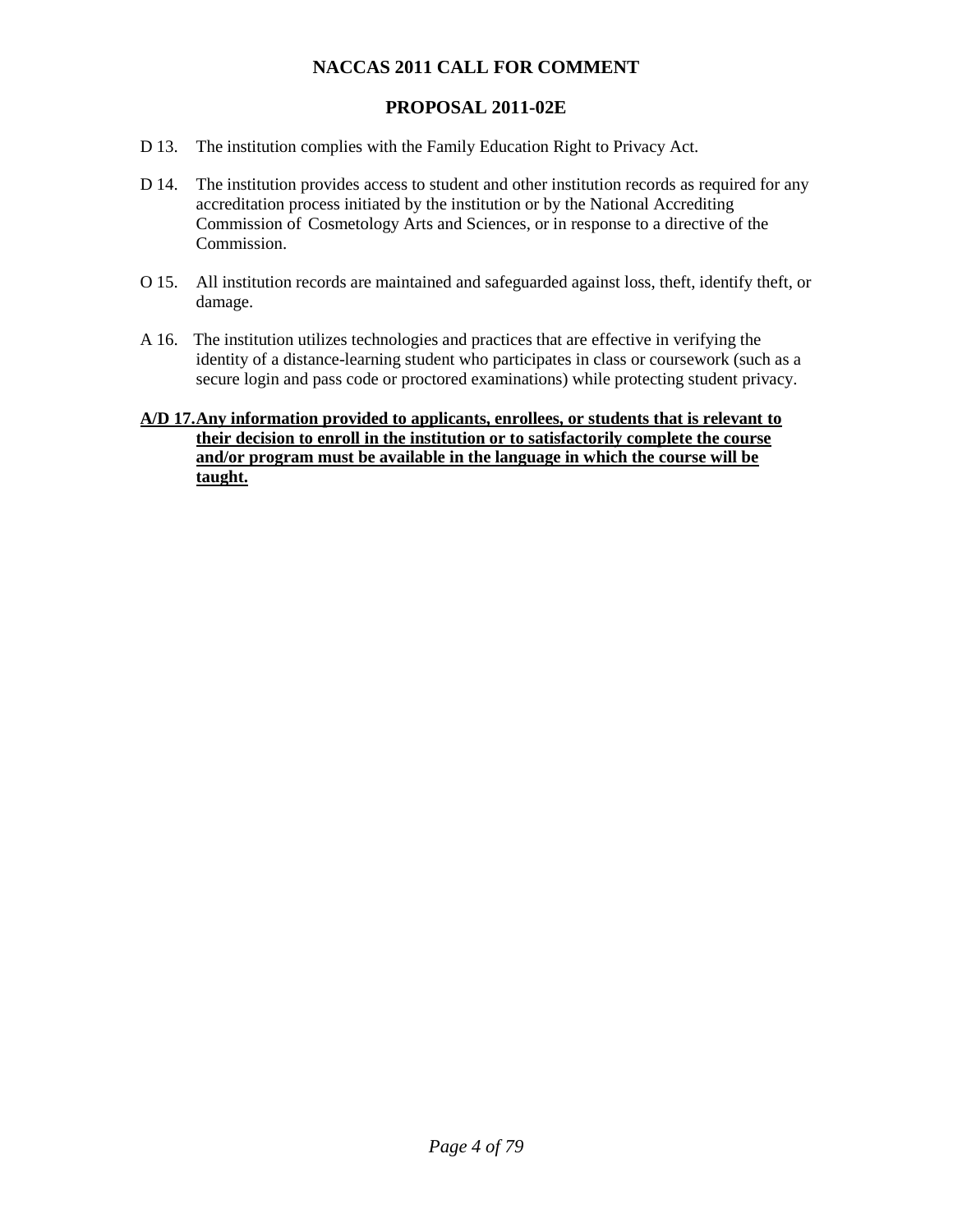**NACCAS 2011 CALL FOR COMMENT**

**PROPOSAL 2011-02E**

D 13. The institution complies with the Family Education Right to Privacy Act.

D 14. The institution provides access to student and other institution records as required for any accreditation process initiated by the institution or by the National Accrediting Commission of Cosmetology Arts and Sciences, or in response to a directive of the Commission.

O 15. All institution records are maintained and safeguarded against loss, theft, identify theft, or damage.

A 16. The institution utilizes technologies and practices that are effective in verifying the identity of a distance-learning student who participates in class or coursework (such as a secure login and pass code or proctored examinations) while protecting student privacy.

<u>**A/D 17. Any information provided to applicants, enrollees, or students that is relevant to their decision to enroll in the institution or to satisfactorily complete the course and/or program must be available in the language in which the course will be taught.**</u>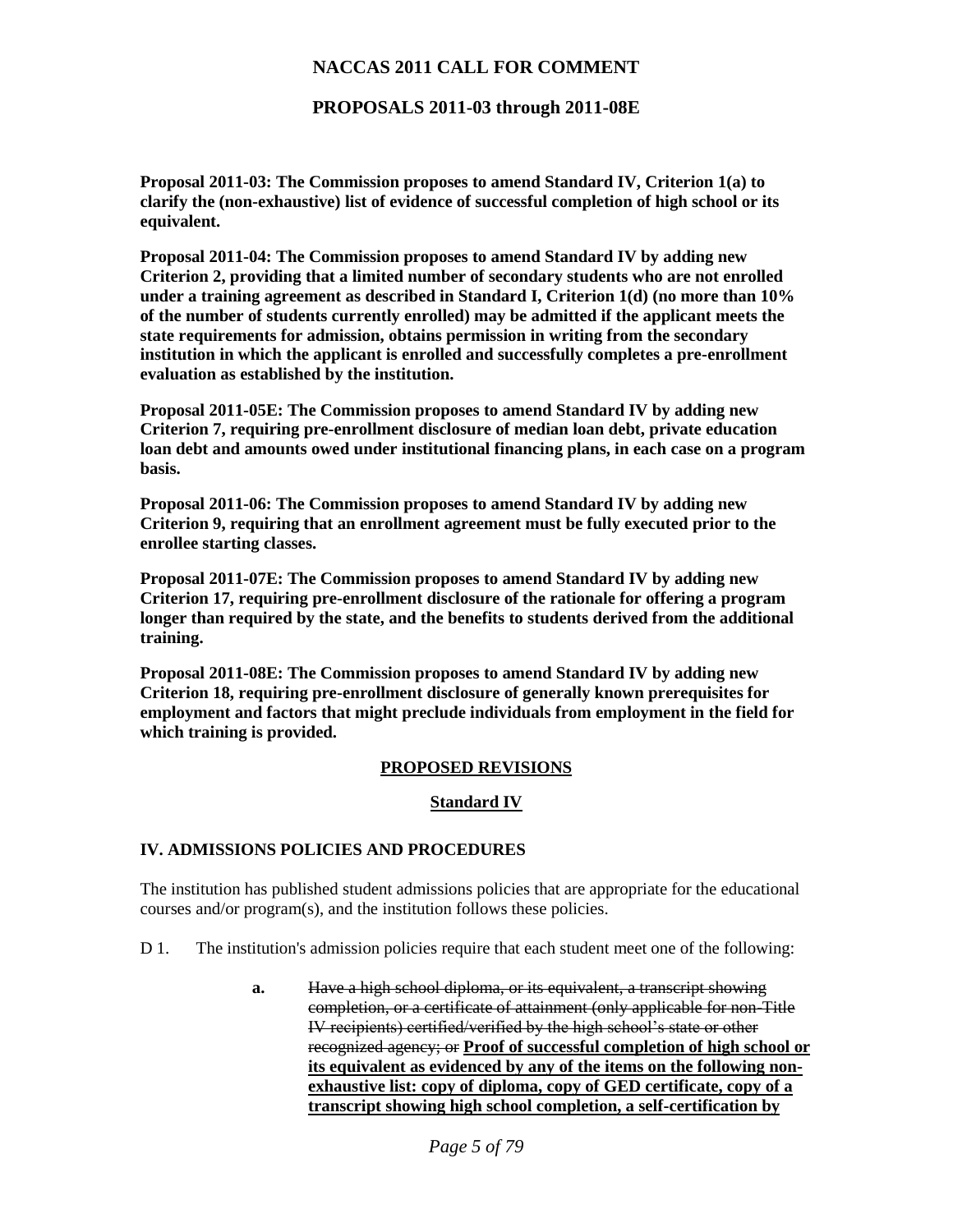## NACCAS 2011 CALL FOR COMMENT

## PROPOSALS 2011-03 through 2011-08E

**Proposal 2011-03: The Commission proposes to amend Standard IV, Criterion 1(a) to clarify the (non-exhaustive) list of evidence of successful completion of high school or its equivalent.**

**Proposal 2011-04: The Commission proposes to amend Standard IV by adding new Criterion 2, providing that a limited number of secondary students who are not enrolled under a training agreement as described in Standard I, Criterion 1(d) (no more than 10% of the number of students currently enrolled) may be admitted if the applicant meets the state requirements for admission, obtains permission in writing from the secondary institution in which the applicant is enrolled and successfully completes a pre-enrollment evaluation as established by the institution.**

**Proposal 2011-05E: The Commission proposes to amend Standard IV by adding new Criterion 7, requiring pre-enrollment disclosure of median loan debt, private education loan debt and amounts owed under institutional financing plans, in each case on a program basis.**

**Proposal 2011-06: The Commission proposes to amend Standard IV by adding new Criterion 9, requiring that an enrollment agreement must be fully executed prior to the enrollee starting classes.**

**Proposal 2011-07E: The Commission proposes to amend Standard IV by adding new Criterion 17, requiring pre-enrollment disclosure of the rationale for offering a program longer than required by the state, and the benefits to students derived from the additional training.**

**Proposal 2011-08E: The Commission proposes to amend Standard IV by adding new Criterion 18, requiring pre-enrollment disclosure of generally known prerequisites for employment and factors that might preclude individuals from employment in the field for which training is provided.**

**<u>PROPOSED REVISIONS</u>**

**<u>Standard IV</u>**

### IV. ADMISSIONS POLICIES AND PROCEDURES

The institution has published student admissions policies that are appropriate for the educational courses and/or program(s), and the institution follows these policies.

D 1. The institution's admission policies require that each student meet one of the following:

**a.** ~~Have a high school diploma, or its equivalent, a transcript showing completion, or a certificate of attainment (only applicable for non-Title IV recipients) certified/verified by the high school's state or other recognized agency; or~~ **<u>Proof of successful completion of high school or its equivalent as evidenced by any of the items on the following non-exhaustive list: copy of diploma, copy of GED certificate, copy of a transcript showing high school completion, a self-certification by</u>**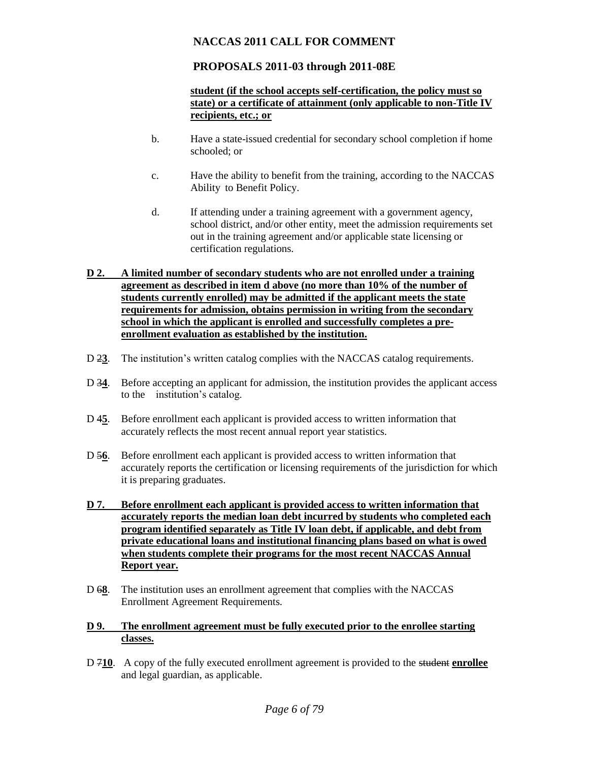**student (if the school accepts self-certification, the policy must so state) or a certificate of attainment (only applicable to non-Title IV recipients, etc.; or**

b. Have a state-issued credential for secondary school completion if home schooled; or

c. Have the ability to benefit from the training, according to the NACCAS Ability to Benefit Policy.

d. If attending under a training agreement with a government agency, school district, and/or other entity, meet the admission requirements set out in the training agreement and/or applicable state licensing or certification regulations.

**D 2. A limited number of secondary students who are not enrolled under a training agreement as described in item d above (no more than 10% of the number of students currently enrolled) may be admitted if the applicant meets the state requirements for admission, obtains permission in writing from the secondary school in which the applicant is enrolled and successfully completes a pre-enrollment evaluation as established by the institution.**

D ~~2~~**3**. The institution's written catalog complies with the NACCAS catalog requirements.

D ~~3~~**4**. Before accepting an applicant for admission, the institution provides the applicant access to the institution's catalog.

D ~~4~~**5**. Before enrollment each applicant is provided access to written information that accurately reflects the most recent annual report year statistics.

D ~~5~~**6**. Before enrollment each applicant is provided access to written information that accurately reports the certification or licensing requirements of the jurisdiction for which it is preparing graduates.

**D 7. Before enrollment each applicant is provided access to written information that accurately reports the median loan debt incurred by students who completed each program identified separately as Title IV loan debt, if applicable, and debt from private educational loans and institutional financing plans based on what is owed when students complete their programs for the most recent NACCAS Annual Report year.**

D ~~6~~**8**. The institution uses an enrollment agreement that complies with the NACCAS Enrollment Agreement Requirements.

**D 9. The enrollment agreement must be fully executed prior to the enrollee starting classes.**

D ~~7~~**10**. A copy of the fully executed enrollment agreement is provided to the ~~student~~ **enrollee** and legal guardian, as applicable.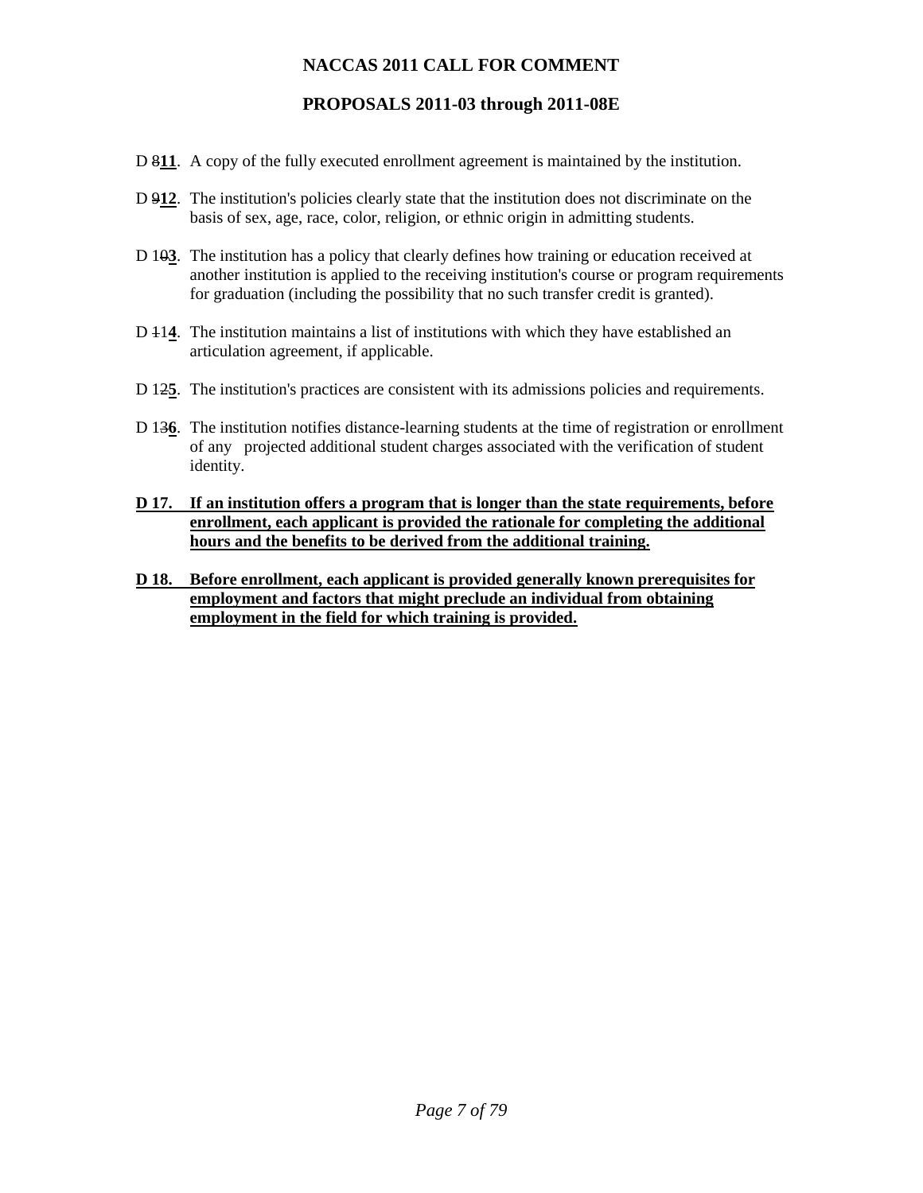# NACCAS 2011 CALL FOR COMMENT

## PROPOSALS 2011-03 through 2011-08E

D ~~8~~**11**. A copy of the fully executed enrollment agreement is maintained by the institution.

D ~~9~~**12**. The institution's policies clearly state that the institution does not discriminate on the basis of sex, age, race, color, religion, or ethnic origin in admitting students.

D 1~~0~~**3**. The institution has a policy that clearly defines how training or education received at another institution is applied to the receiving institution's course or program requirements for graduation (including the possibility that no such transfer credit is granted).

D ~~1~~1**4**. The institution maintains a list of institutions with which they have established an articulation agreement, if applicable.

D 1~~2~~**5**. The institution's practices are consistent with its admissions policies and requirements.

D 1~~3~~**6**. The institution notifies distance-learning students at the time of registration or enrollment of any projected additional student charges associated with the verification of student identity.

**D 17. If an institution offers a program that is longer than the state requirements, before enrollment, each applicant is provided the rationale for completing the additional hours and the benefits to be derived from the additional training.**

**D 18. Before enrollment, each applicant is provided generally known prerequisites for employment and factors that might preclude an individual from obtaining employment in the field for which training is provided.**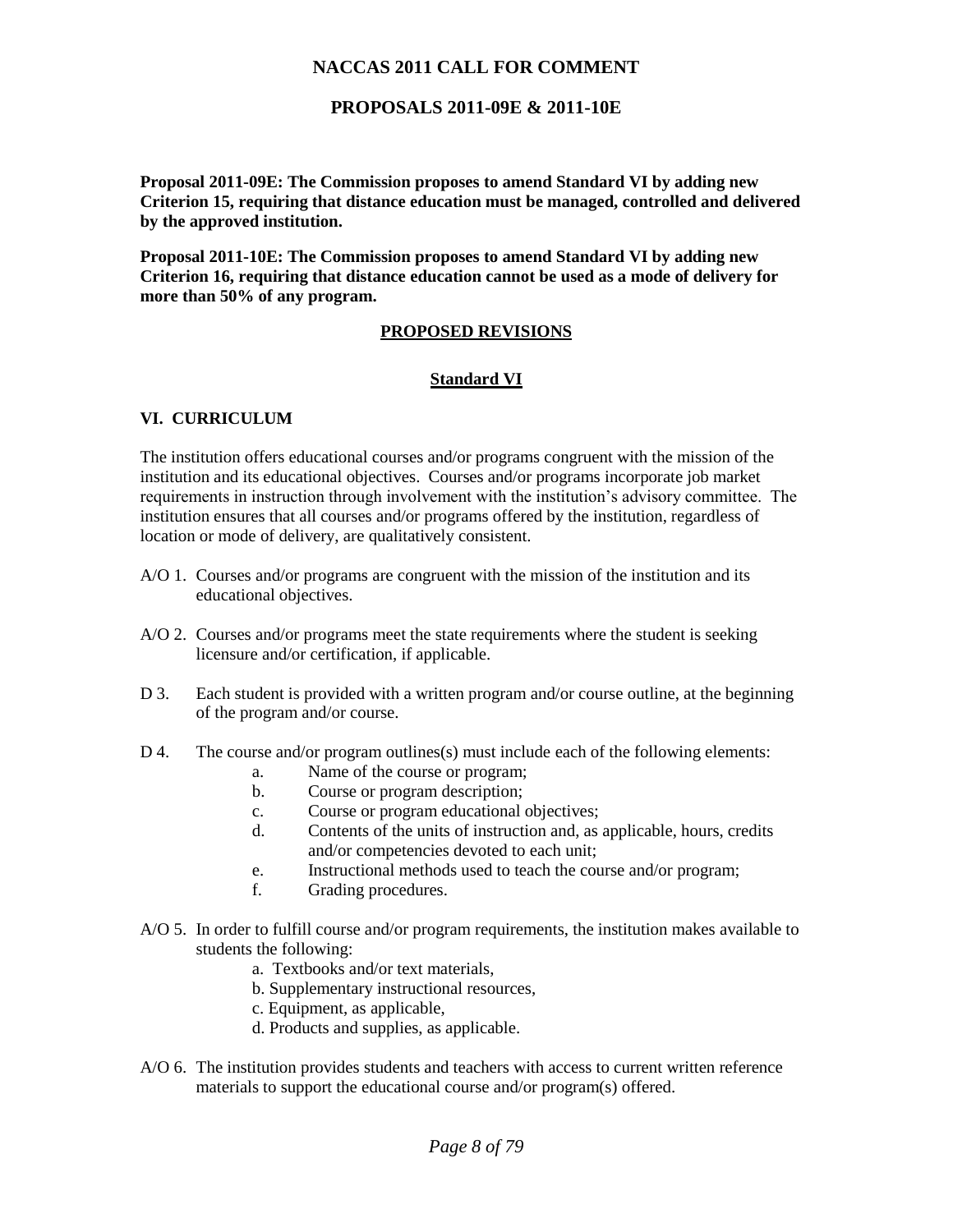# NACCAS 2011 CALL FOR COMMENT

## PROPOSALS 2011-09E & 2011-10E

**Proposal 2011-09E: The Commission proposes to amend Standard VI by adding new Criterion 15, requiring that distance education must be managed, controlled and delivered by the approved institution.**

**Proposal 2011-10E: The Commission proposes to amend Standard VI by adding new Criterion 16, requiring that distance education cannot be used as a mode of delivery for more than 50% of any program.**

**PROPOSED REVISIONS**

**Standard VI**

### VI. CURRICULUM

The institution offers educational courses and/or programs congruent with the mission of the institution and its educational objectives. Courses and/or programs incorporate job market requirements in instruction through involvement with the institution's advisory committee. The institution ensures that all courses and/or programs offered by the institution, regardless of location or mode of delivery, are qualitatively consistent.

A/O 1. Courses and/or programs are congruent with the mission of the institution and its educational objectives.

A/O 2. Courses and/or programs meet the state requirements where the student is seeking licensure and/or certification, if applicable.

D 3. Each student is provided with a written program and/or course outline, at the beginning of the program and/or course.

D 4. The course and/or program outlines(s) must include each of the following elements:

- a. Name of the course or program;
- b. Course or program description;
- c. Course or program educational objectives;
- d. Contents of the units of instruction and, as applicable, hours, credits and/or competencies devoted to each unit;
- e. Instructional methods used to teach the course and/or program;
- f. Grading procedures.

A/O 5. In order to fulfill course and/or program requirements, the institution makes available to students the following:

- a. Textbooks and/or text materials,
- b. Supplementary instructional resources,
- c. Equipment, as applicable,
- d. Products and supplies, as applicable.

A/O 6. The institution provides students and teachers with access to current written reference materials to support the educational course and/or program(s) offered.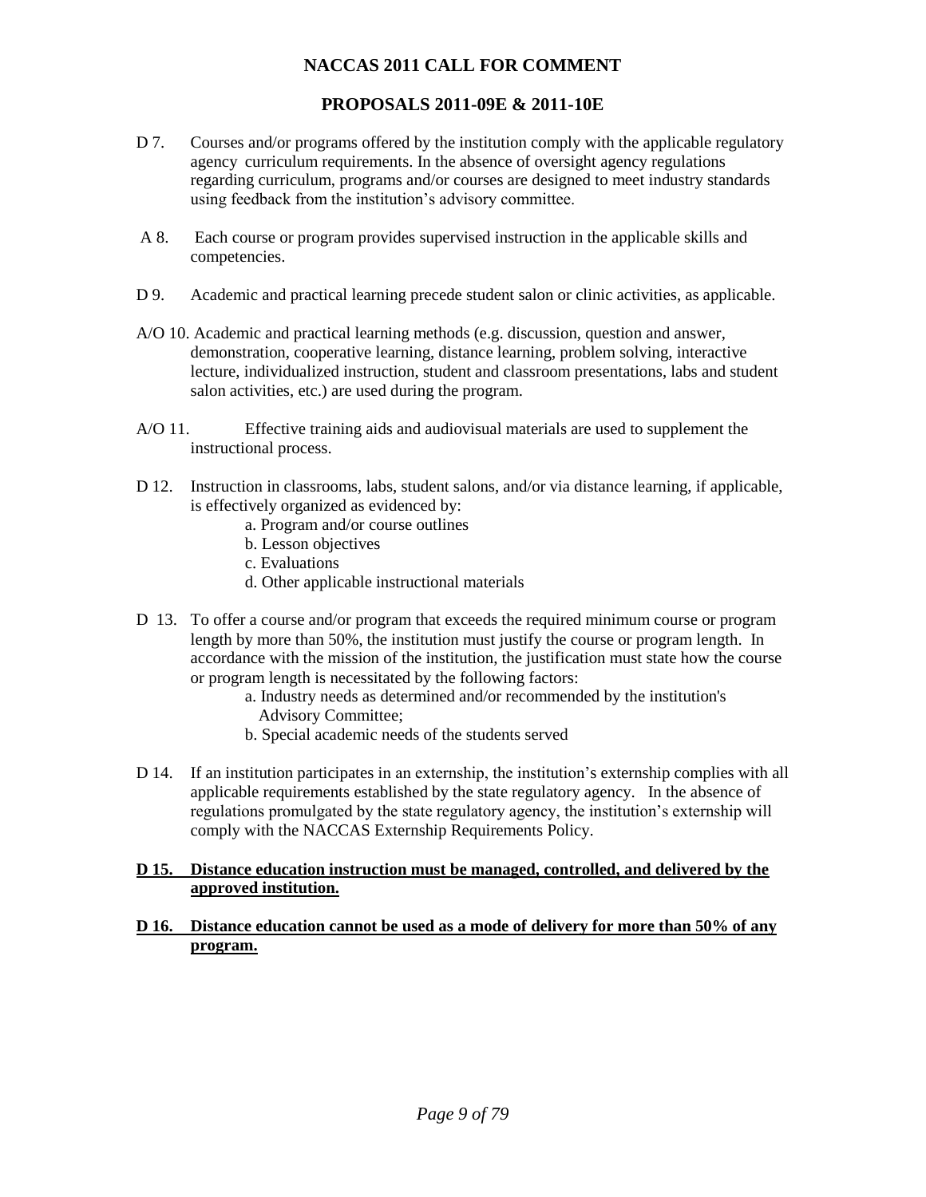D 7. Courses and/or programs offered by the institution comply with the applicable regulatory agency curriculum requirements. In the absence of oversight agency regulations regarding curriculum, programs and/or courses are designed to meet industry standards using feedback from the institution's advisory committee.

A 8. Each course or program provides supervised instruction in the applicable skills and competencies.

D 9. Academic and practical learning precede student salon or clinic activities, as applicable.

A/O 10. Academic and practical learning methods (e.g. discussion, question and answer, demonstration, cooperative learning, distance learning, problem solving, interactive lecture, individualized instruction, student and classroom presentations, labs and student salon activities, etc.) are used during the program.

A/O 11. Effective training aids and audiovisual materials are used to supplement the instructional process.

D 12. Instruction in classrooms, labs, student salons, and/or via distance learning, if applicable, is effectively organized as evidenced by:

- a. Program and/or course outlines
- b. Lesson objectives
- c. Evaluations
- d. Other applicable instructional materials

D 13. To offer a course and/or program that exceeds the required minimum course or program length by more than 50%, the institution must justify the course or program length. In accordance with the mission of the institution, the justification must state how the course or program length is necessitated by the following factors:

- a. Industry needs as determined and/or recommended by the institution's Advisory Committee;
- b. Special academic needs of the students served

D 14. If an institution participates in an externship, the institution's externship complies with all applicable requirements established by the state regulatory agency. In the absence of regulations promulgated by the state regulatory agency, the institution's externship will comply with the NACCAS Externship Requirements Policy.

**<u>D 15. Distance education instruction must be managed, controlled, and delivered by the approved institution.</u>**

**<u>D 16. Distance education cannot be used as a mode of delivery for more than 50% of any program.</u>**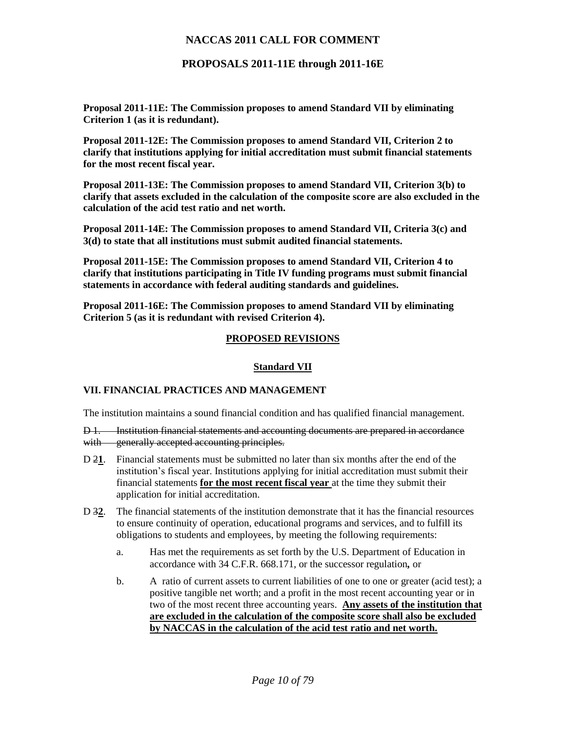# NACCAS 2011 CALL FOR COMMENT

## PROPOSALS 2011-11E through 2011-16E

**Proposal 2011-11E: The Commission proposes to amend Standard VII by eliminating Criterion 1 (as it is redundant).**

**Proposal 2011-12E: The Commission proposes to amend Standard VII, Criterion 2 to clarify that institutions applying for initial accreditation must submit financial statements for the most recent fiscal year.**

**Proposal 2011-13E: The Commission proposes to amend Standard VII, Criterion 3(b) to clarify that assets excluded in the calculation of the composite score are also excluded in the calculation of the acid test ratio and net worth.**

**Proposal 2011-14E: The Commission proposes to amend Standard VII, Criteria 3(c) and 3(d) to state that all institutions must submit audited financial statements.**

**Proposal 2011-15E: The Commission proposes to amend Standard VII, Criterion 4 to clarify that institutions participating in Title IV funding programs must submit financial statements in accordance with federal auditing standards and guidelines.**

**Proposal 2011-16E: The Commission proposes to amend Standard VII by eliminating Criterion 5 (as it is redundant with revised Criterion 4).**

## PROPOSED REVISIONS

### Standard VII

### VII. FINANCIAL PRACTICES AND MANAGEMENT

The institution maintains a sound financial condition and has qualified financial management.

~~D 1. Institution financial statements and accounting documents are prepared in accordance with generally accepted accounting principles.~~

D ~~2~~**1**. Financial statements must be submitted no later than six months after the end of the institution's fiscal year. Institutions applying for initial accreditation must submit their financial statements **for the most recent fiscal year** at the time they submit their application for initial accreditation.

D ~~3~~**2**. The financial statements of the institution demonstrate that it has the financial resources to ensure continuity of operation, educational programs and services, and to fulfill its obligations to students and employees, by meeting the following requirements:

- a. Has met the requirements as set forth by the U.S. Department of Education in accordance with 34 C.F.R. 668.171, or the successor regulation**,** or
- b. A ratio of current assets to current liabilities of one to one or greater (acid test); a positive tangible net worth; and a profit in the most recent accounting year or in two of the most recent three accounting years. **Any assets of the institution that are excluded in the calculation of the composite score shall also be excluded by NACCAS in the calculation of the acid test ratio and net worth.**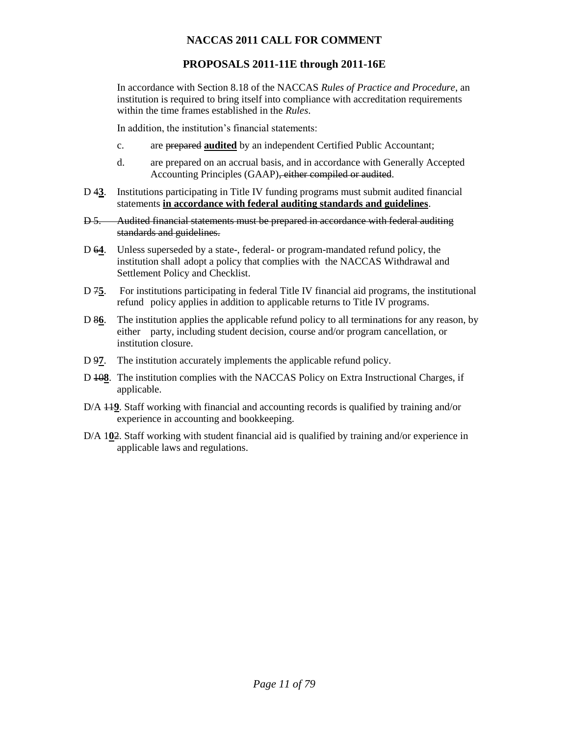**NACCAS 2011 CALL FOR COMMENT**

**PROPOSALS 2011-11E through 2011-16E**

In accordance with Section 8.18 of the NACCAS *Rules of Practice and Procedure*, an institution is required to bring itself into compliance with accreditation requirements within the time frames established in the *Rules*.

In addition, the institution's financial statements:

c. are ~~prepared~~ **audited** by an independent Certified Public Accountant;

d. are prepared on an accrual basis, and in accordance with Generally Accepted Accounting Principles (GAAP)~~, either compiled or audited~~.

D ~~4~~**3**. Institutions participating in Title IV funding programs must submit audited financial statements **in accordance with federal auditing standards and guidelines**.

~~D 5. Audited financial statements must be prepared in accordance with federal auditing standards and guidelines.~~

D ~~6~~**4**. Unless superseded by a state~~-~~, federal- or program-mandated refund policy, the institution shall adopt a policy that complies with the NACCAS Withdrawal and Settlement Policy and Checklist.

D ~~7~~**5**. For institutions participating in federal Title IV financial aid programs, the institutional refund policy applies in addition to applicable returns to Title IV programs.

D ~~8~~**6**. The institution applies the applicable refund policy to all terminations for any reason, by either party, including student decision, course and/or program cancellation, or institution closure.

D ~~9~~**7**. The institution accurately implements the applicable refund policy.

D ~~10~~**8**. The institution complies with the NACCAS Policy on Extra Instructional Charges, if applicable.

D/A ~~11~~**9**. Staff working with financial and accounting records is qualified by training and/or experience in accounting and bookkeeping.

D/A 1**0**~~2~~. Staff working with student financial aid is qualified by training and/or experience in applicable laws and regulations.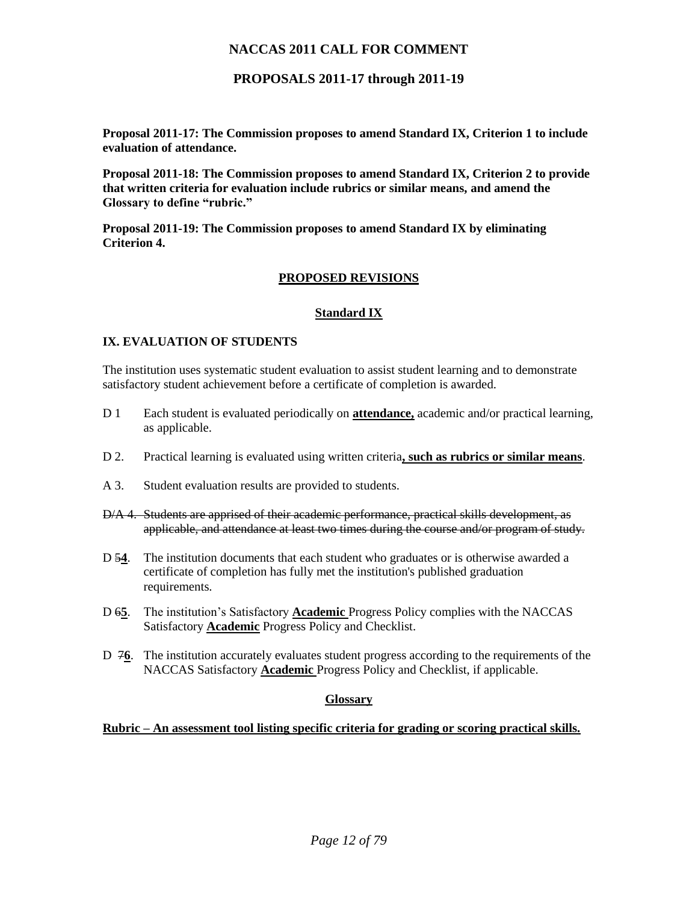# NACCAS 2011 CALL FOR COMMENT

## PROPOSALS 2011-17 through 2011-19

**Proposal 2011-17: The Commission proposes to amend Standard IX, Criterion 1 to include evaluation of attendance.**

**Proposal 2011-18: The Commission proposes to amend Standard IX, Criterion 2 to provide that written criteria for evaluation include rubrics or similar means, and amend the Glossary to define "rubric."**

**Proposal 2011-19: The Commission proposes to amend Standard IX by eliminating Criterion 4.**

### PROPOSED REVISIONS

### Standard IX

**IX. EVALUATION OF STUDENTS**

The institution uses systematic student evaluation to assist student learning and to demonstrate satisfactory student achievement before a certificate of completion is awarded.

D 1 Each student is evaluated periodically on **attendance,** academic and/or practical learning, as applicable.

D 2. Practical learning is evaluated using written criteria**, such as rubrics or similar means**.

A 3. Student evaluation results are provided to students.

~~D/A 4. Students are apprised of their academic performance, practical skills development, as applicable, and attendance at least two times during the course and/or program of study.~~

D ~~5~~**4**. The institution documents that each student who graduates or is otherwise awarded a certificate of completion has fully met the institution's published graduation requirements.

D ~~6~~**5**. The institution's Satisfactory **Academic** Progress Policy complies with the NACCAS Satisfactory **Academic** Progress Policy and Checklist.

D ~~7~~**6**. The institution accurately evaluates student progress according to the requirements of the NACCAS Satisfactory **Academic** Progress Policy and Checklist, if applicable.

### Glossary

**Rubric – An assessment tool listing specific criteria for grading or scoring practical skills.**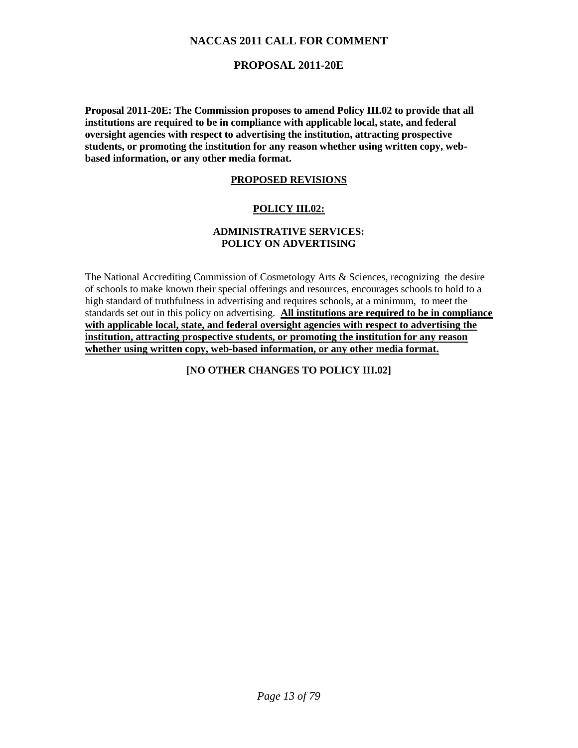# NACCAS 2011 CALL FOR COMMENT

## PROPOSAL 2011-20E

**Proposal 2011-20E: The Commission proposes to amend Policy III.02 to provide that all institutions are required to be in compliance with applicable local, state, and federal oversight agencies with respect to advertising the institution, attracting prospective students, or promoting the institution for any reason whether using written copy, web-based information, or any other media format.**

### PROPOSED REVISIONS

### POLICY III.02:

### ADMINISTRATIVE SERVICES: POLICY ON ADVERTISING

The National Accrediting Commission of Cosmetology Arts & Sciences, recognizing the desire of schools to make known their special offerings and resources, encourages schools to hold to a high standard of truthfulness in advertising and requires schools, at a minimum, to meet the standards set out in this policy on advertising. **<u>All institutions are required to be in compliance with applicable local, state, and federal oversight agencies with respect to advertising the institution, attracting prospective students, or promoting the institution for any reason whether using written copy, web-based information, or any other media format.</u>**

**[NO OTHER CHANGES TO POLICY III.02]**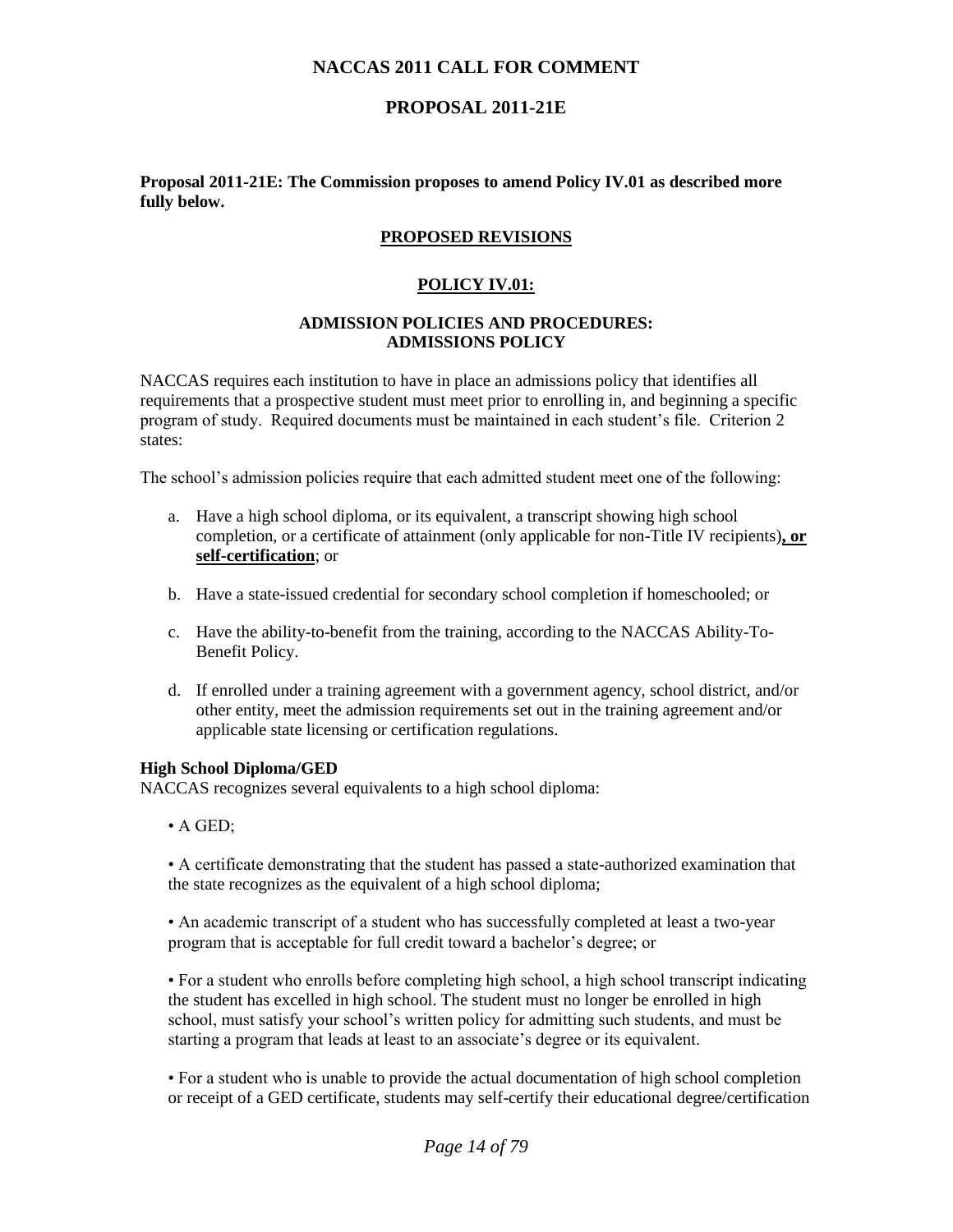# NACCAS 2011 CALL FOR COMMENT

## PROPOSAL 2011-21E

**Proposal 2011-21E: The Commission proposes to amend Policy IV.01 as described more fully below.**

### PROPOSED REVISIONS

### POLICY IV.01:

#### ADMISSION POLICIES AND PROCEDURES: ADMISSIONS POLICY

NACCAS requires each institution to have in place an admissions policy that identifies all requirements that a prospective student must meet prior to enrolling in, and beginning a specific program of study. Required documents must be maintained in each student's file. Criterion 2 states:

The school's admission policies require that each admitted student meet one of the following:

a. Have a high school diploma, or its equivalent, a transcript showing high school completion, or a certificate of attainment (only applicable for non-Title IV recipients)**, or self-certification**; or

b. Have a state-issued credential for secondary school completion if homeschooled; or

c. Have the ability-to-benefit from the training, according to the NACCAS Ability-To-Benefit Policy.

d. If enrolled under a training agreement with a government agency, school district, and/or other entity, meet the admission requirements set out in the training agreement and/or applicable state licensing or certification regulations.

**High School Diploma/GED**

NACCAS recognizes several equivalents to a high school diploma:

- A GED;

- A certificate demonstrating that the student has passed a state-authorized examination that the state recognizes as the equivalent of a high school diploma;

- An academic transcript of a student who has successfully completed at least a two-year program that is acceptable for full credit toward a bachelor's degree; or

- For a student who enrolls before completing high school, a high school transcript indicating the student has excelled in high school. The student must no longer be enrolled in high school, must satisfy your school's written policy for admitting such students, and must be starting a program that leads at least to an associate's degree or its equivalent.

- For a student who is unable to provide the actual documentation of high school completion or receipt of a GED certificate, students may self-certify their educational degree/certification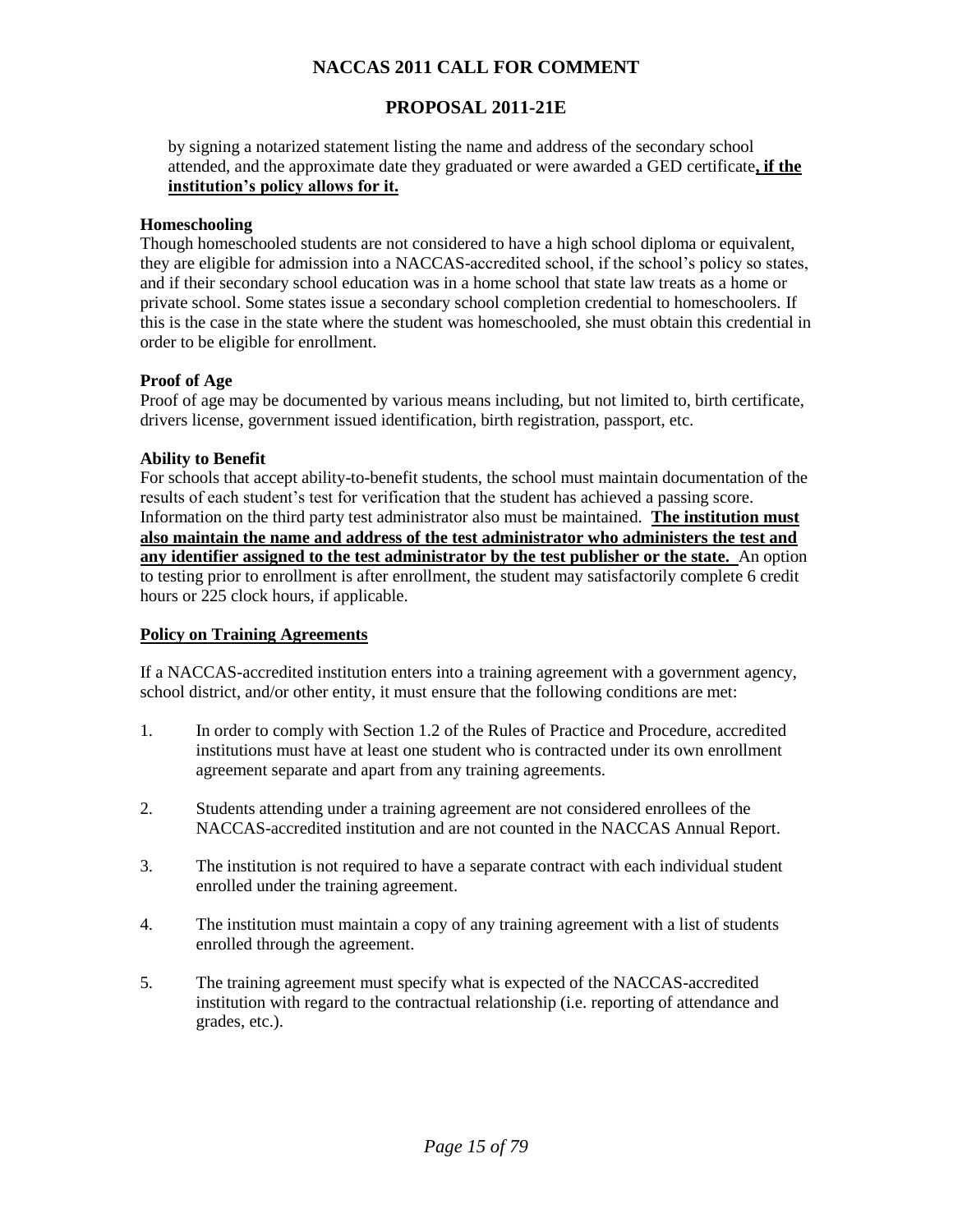by signing a notarized statement listing the name and address of the secondary school attended, and the approximate date they graduated or were awarded a GED certificate**, <u>if the institution's policy allows for it.</u>**

**Homeschooling**

Though homeschooled students are not considered to have a high school diploma or equivalent, they are eligible for admission into a NACCAS-accredited school, if the school's policy so states, and if their secondary school education was in a home school that state law treats as a home or private school. Some states issue a secondary school completion credential to homeschoolers. If this is the case in the state where the student was homeschooled, she must obtain this credential in order to be eligible for enrollment.

**Proof of Age**

Proof of age may be documented by various means including, but not limited to, birth certificate, drivers license, government issued identification, birth registration, passport, etc.

**Ability to Benefit**

For schools that accept ability-to-benefit students, the school must maintain documentation of the results of each student's test for verification that the student has achieved a passing score. Information on the third party test administrator also must be maintained. **<u>The institution must also maintain the name and address of the test administrator who administers the test and any identifier assigned to the test administrator by the test publisher or the state.</u>** An option to testing prior to enrollment is after enrollment, the student may satisfactorily complete 6 credit hours or 225 clock hours, if applicable.

**<u>Policy on Training Agreements</u>**

If a NACCAS-accredited institution enters into a training agreement with a government agency, school district, and/or other entity, it must ensure that the following conditions are met:

1. In order to comply with Section 1.2 of the Rules of Practice and Procedure, accredited institutions must have at least one student who is contracted under its own enrollment agreement separate and apart from any training agreements.

2. Students attending under a training agreement are not considered enrollees of the NACCAS-accredited institution and are not counted in the NACCAS Annual Report.

3. The institution is not required to have a separate contract with each individual student enrolled under the training agreement.

4. The institution must maintain a copy of any training agreement with a list of students enrolled through the agreement.

5. The training agreement must specify what is expected of the NACCAS-accredited institution with regard to the contractual relationship (i.e. reporting of attendance and grades, etc.).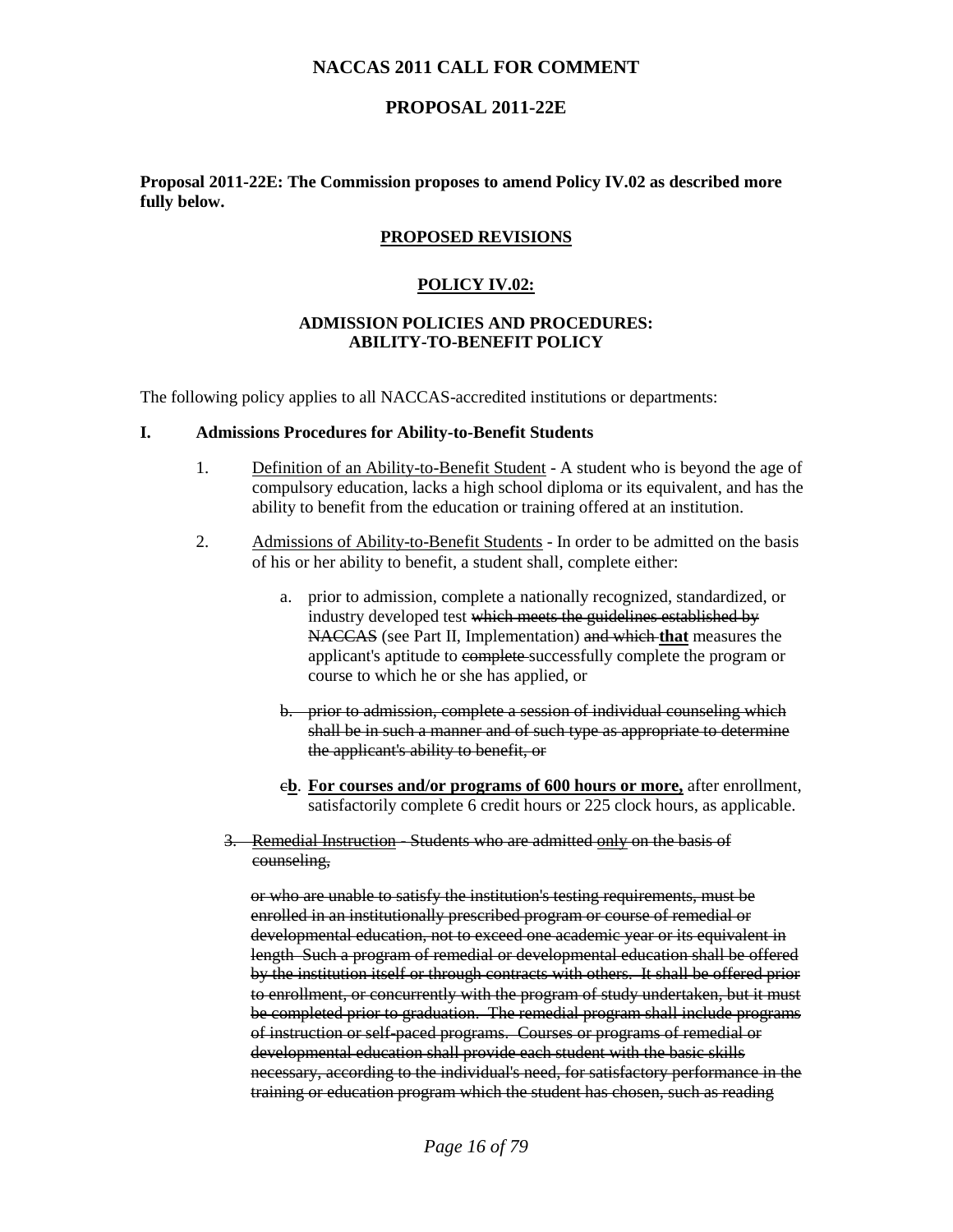**NACCAS 2011 CALL FOR COMMENT**

**PROPOSAL 2011-22E**

**Proposal 2011-22E: The Commission proposes to amend Policy IV.02 as described more fully below.**

**<u>PROPOSED REVISIONS</u>**

**<u>POLICY IV.02:</u>**

**ADMISSION POLICIES AND PROCEDURES: ABILITY-TO-BENEFIT POLICY**

The following policy applies to all NACCAS-accredited institutions or departments:

**I. Admissions Procedures for Ability-to-Benefit Students**

1. <u>Definition of an Ability-to-Benefit Student</u> - A student who is beyond the age of compulsory education, lacks a high school diploma or its equivalent, and has the ability to benefit from the education or training offered at an institution.

2. <u>Admissions of Ability-to-Benefit Students</u> - In order to be admitted on the basis of his or her ability to benefit, a student shall, complete either:

   a. prior to admission, complete a nationally recognized, standardized, or industry developed test ~~which meets the guidelines established by NACCAS~~ (see Part II, Implementation) ~~and which~~ **<u>that</u>** measures the applicant's aptitude to ~~complete~~ successfully complete the program or course to which he or she has applied, or

   ~~b. prior to admission, complete a session of individual counseling which shall be in such a manner and of such type as appropriate to determine the applicant's ability to benefit, or~~

   ~~c~~**<u>b</u>**. **<u>For courses and/or programs of 600 hours or more,</u>** after enrollment, satisfactorily complete 6 credit hours or 225 clock hours, as applicable.

~~3. <u>Remedial Instruction</u> - Students who are admitted <u>only</u> on the basis of counseling,~~

~~or who are unable to satisfy the institution's testing requirements, must be enrolled in an institutionally prescribed program or course of remedial or developmental education, not to exceed one academic year or its equivalent in length Such a program of remedial or developmental education shall be offered by the institution itself or through contracts with others. It shall be offered prior to enrollment, or concurrently with the program of study undertaken, but it must be completed prior to graduation. The remedial program shall include programs of instruction or self-paced programs. Courses or programs of remedial or developmental education shall provide each student with the basic skills necessary, according to the individual's need, for satisfactory performance in the training or education program which the student has chosen, such as reading~~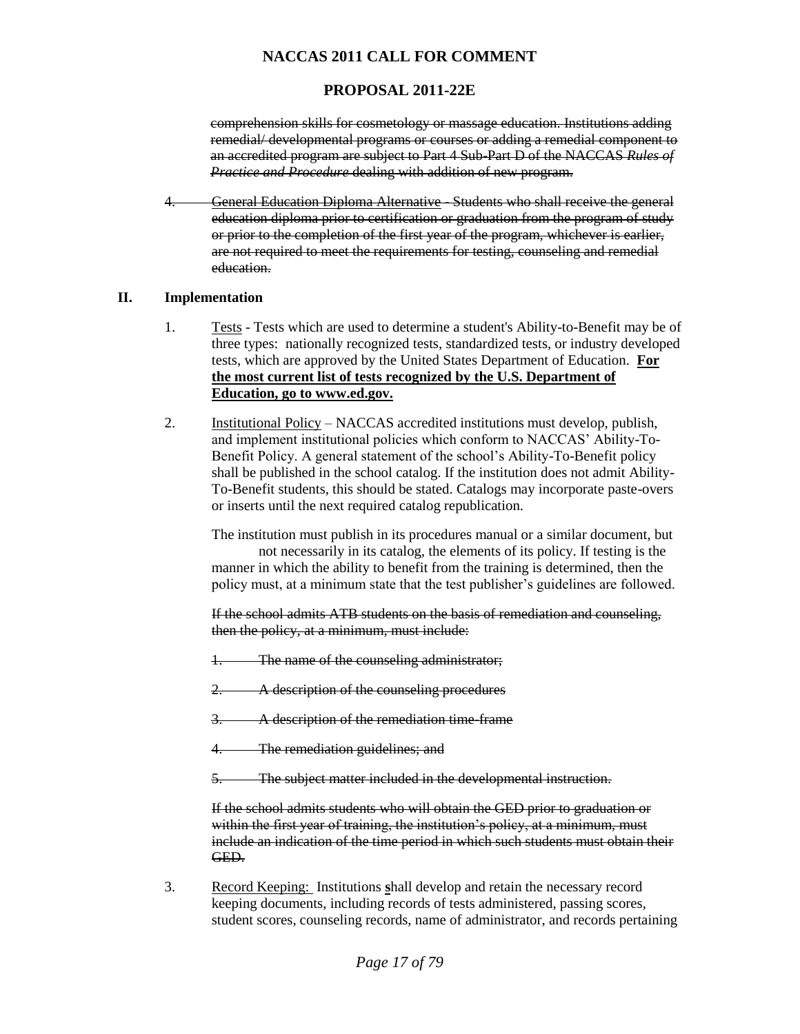~~comprehension skills for cosmetology or massage education. Institutions adding remedial/ developmental programs or courses or adding a remedial component to an accredited program are subject to Part 4 Sub-Part D of the NACCAS *Rules of Practice and Procedure* dealing with addition of new program.~~

~~4. General Education Diploma Alternative - Students who shall receive the general education diploma prior to certification or graduation from the program of study or prior to the completion of the first year of the program, whichever is earlier, are not required to meet the requirements for testing, counseling and remedial education.~~

## II. Implementation

1. Tests - Tests which are used to determine a student's Ability-to-Benefit may be of three types: nationally recognized tests, standardized tests, or industry developed tests, which are approved by the United States Department of Education. **For the most current list of tests recognized by the U.S. Department of Education, go to www.ed.gov.**

2. Institutional Policy – NACCAS accredited institutions must develop, publish, and implement institutional policies which conform to NACCAS' Ability-To-Benefit Policy. A general statement of the school's Ability-To-Benefit policy shall be published in the school catalog. If the institution does not admit Ability-To-Benefit students, this should be stated. Catalogs may incorporate paste-overs or inserts until the next required catalog republication.

   The institution must publish in its procedures manual or a similar document, but not necessarily in its catalog, the elements of its policy. If testing is the manner in which the ability to benefit from the training is determined, then the policy must, at a minimum state that the test publisher's guidelines are followed.

   ~~If the school admits ATB students on the basis of remediation and counseling, then the policy, at a minimum, must include:~~

   ~~1. The name of the counseling administrator;~~

   ~~2. A description of the counseling procedures~~

   ~~3. A description of the remediation time-frame~~

   ~~4. The remediation guidelines; and~~

   ~~5. The subject matter included in the developmental instruction.~~

   ~~If the school admits students who will obtain the GED prior to graduation or within the first year of training, the institution's policy, at a minimum, must include an indication of the time period in which such students must obtain their GED.~~

3. Record Keeping: Institutions **s**hall develop and retain the necessary record keeping documents, including records of tests administered, passing scores, student scores, counseling records, name of administrator, and records pertaining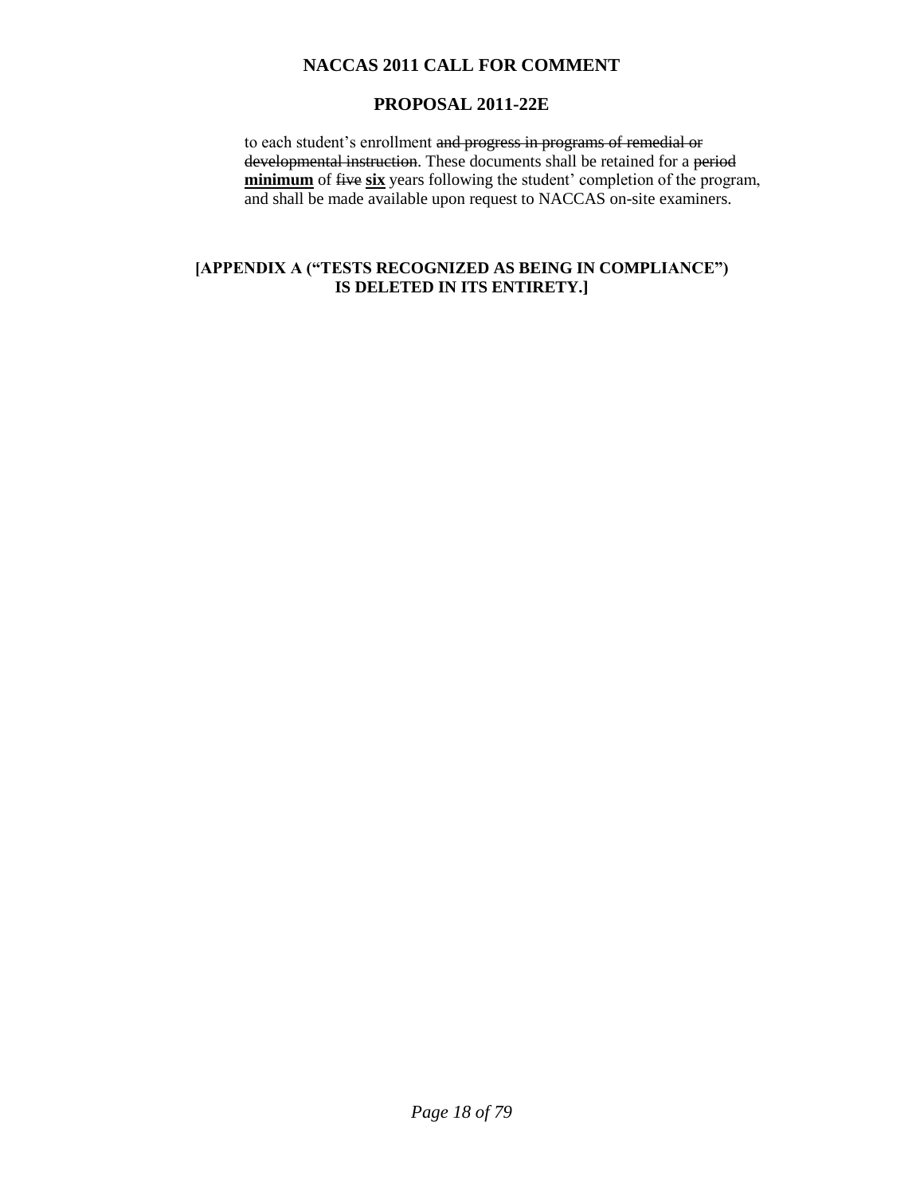to each student's enrollment ~~and progress in programs of remedial or developmental instruction~~. These documents shall be retained for a ~~period~~ <u>**minimum**</u> of ~~five~~ <u>**six**</u> years following the student' completion of the program, and shall be made available upon request to NACCAS on-site examiners.

**[APPENDIX A ("TESTS RECOGNIZED AS BEING IN COMPLIANCE") IS DELETED IN ITS ENTIRETY.]**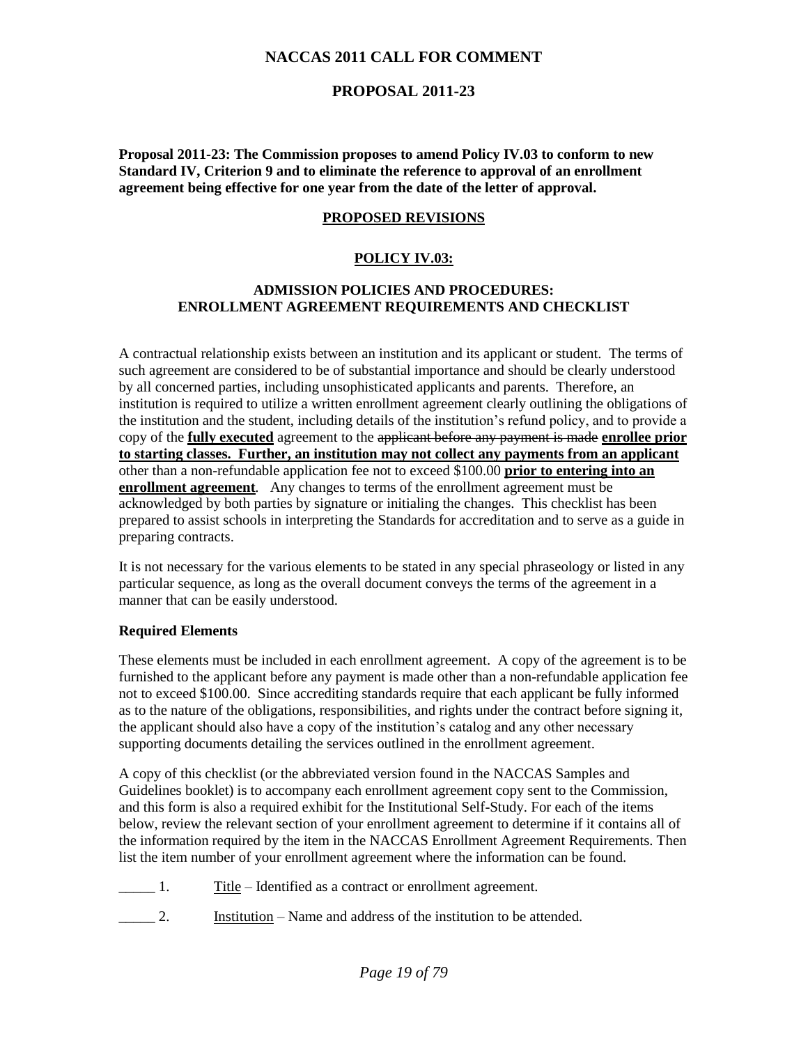# NACCAS 2011 CALL FOR COMMENT

## PROPOSAL 2011-23

**Proposal 2011-23: The Commission proposes to amend Policy IV.03 to conform to new Standard IV, Criterion 9 and to eliminate the reference to approval of an enrollment agreement being effective for one year from the date of the letter of approval.**

### PROPOSED REVISIONS

### POLICY IV.03:

### ADMISSION POLICIES AND PROCEDURES: ENROLLMENT AGREEMENT REQUIREMENTS AND CHECKLIST

A contractual relationship exists between an institution and its applicant or student. The terms of such agreement are considered to be of substantial importance and should be clearly understood by all concerned parties, including unsophisticated applicants and parents. Therefore, an institution is required to utilize a written enrollment agreement clearly outlining the obligations of the institution and the student, including details of the institution's refund policy, and to provide a copy of the **fully executed** agreement to the ~~applicant before any payment is made~~ **enrollee prior to starting classes. Further, an institution may not collect any payments from an applicant** other than a non-refundable application fee not to exceed $100.00 **prior to entering into an enrollment agreement**. Any changes to terms of the enrollment agreement must be acknowledged by both parties by signature or initialing the changes. This checklist has been prepared to assist schools in interpreting the Standards for accreditation and to serve as a guide in preparing contracts.

It is not necessary for the various elements to be stated in any special phraseology or listed in any particular sequence, as long as the overall document conveys the terms of the agreement in a manner that can be easily understood.

**Required Elements**

These elements must be included in each enrollment agreement. A copy of the agreement is to be furnished to the applicant before any payment is made other than a non-refundable application fee not to exceed $100.00. Since accrediting standards require that each applicant be fully informed as to the nature of the obligations, responsibilities, and rights under the contract before signing it, the applicant should also have a copy of the institution's catalog and any other necessary supporting documents detailing the services outlined in the enrollment agreement.

A copy of this checklist (or the abbreviated version found in the NACCAS Samples and Guidelines booklet) is to accompany each enrollment agreement copy sent to the Commission, and this form is also a required exhibit for the Institutional Self-Study. For each of the items below, review the relevant section of your enrollment agreement to determine if it contains all of the information required by the item in the NACCAS Enrollment Agreement Requirements. Then list the item number of your enrollment agreement where the information can be found.

_____ 1. Title – Identified as a contract or enrollment agreement.

_____ 2. Institution – Name and address of the institution to be attended.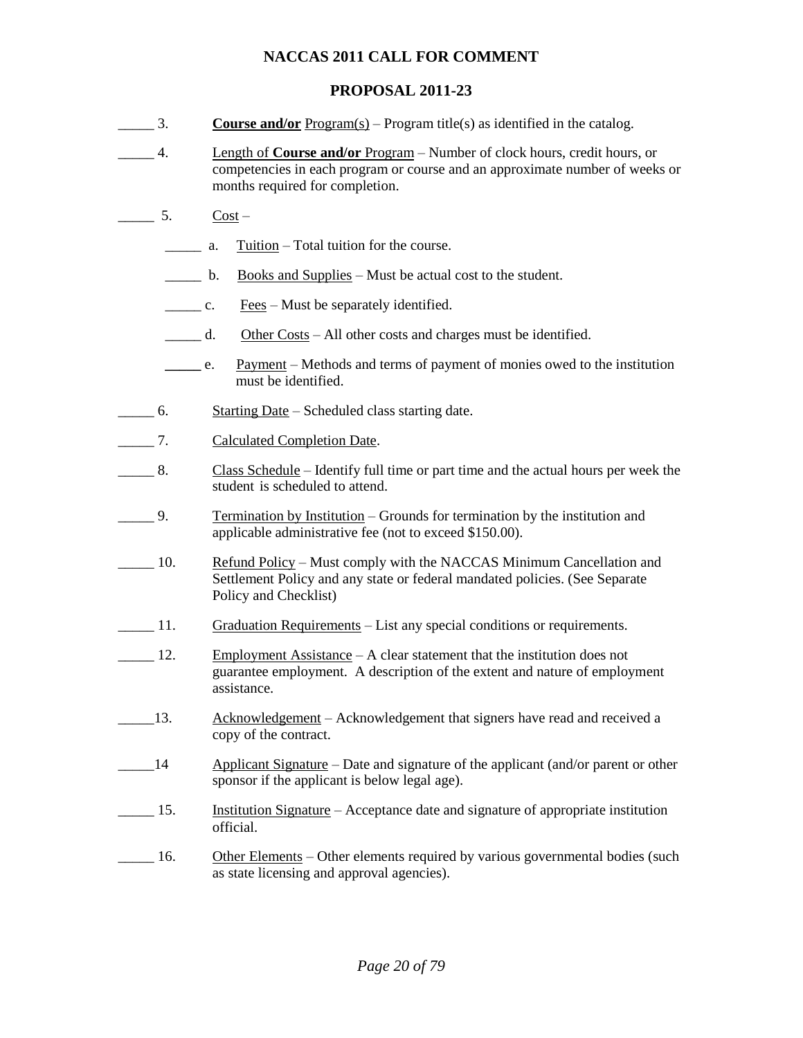**NACCAS 2011 CALL FOR COMMENT**

**PROPOSAL 2011-23**

_____ 3. **Course and/or** Program(s) – Program title(s) as identified in the catalog.

_____ 4. Length of **Course and/or** Program – Number of clock hours, credit hours, or competencies in each program or course and an approximate number of weeks or months required for completion.

_____ 5. Cost –

- _____ a. Tuition – Total tuition for the course.
- _____ b. Books and Supplies – Must be actual cost to the student.
- _____ c. Fees – Must be separately identified.
- _____ d. Other Costs – All other costs and charges must be identified.
- _____ e. Payment – Methods and terms of payment of monies owed to the institution must be identified.

_____ 6. Starting Date – Scheduled class starting date.

_____ 7. Calculated Completion Date.

_____ 8. Class Schedule – Identify full time or part time and the actual hours per week the student is scheduled to attend.

_____ 9. Termination by Institution – Grounds for termination by the institution and applicable administrative fee (not to exceed $150.00).

_____ 10. Refund Policy – Must comply with the NACCAS Minimum Cancellation and Settlement Policy and any state or federal mandated policies. (See Separate Policy and Checklist)

_____ 11. Graduation Requirements – List any special conditions or requirements.

_____ 12. Employment Assistance – A clear statement that the institution does not guarantee employment. A description of the extent and nature of employment assistance.

_____13. Acknowledgement – Acknowledgement that signers have read and received a copy of the contract.

_____14 Applicant Signature – Date and signature of the applicant (and/or parent or other sponsor if the applicant is below legal age).

_____ 15. Institution Signature – Acceptance date and signature of appropriate institution official.

_____ 16. Other Elements – Other elements required by various governmental bodies (such as state licensing and approval agencies).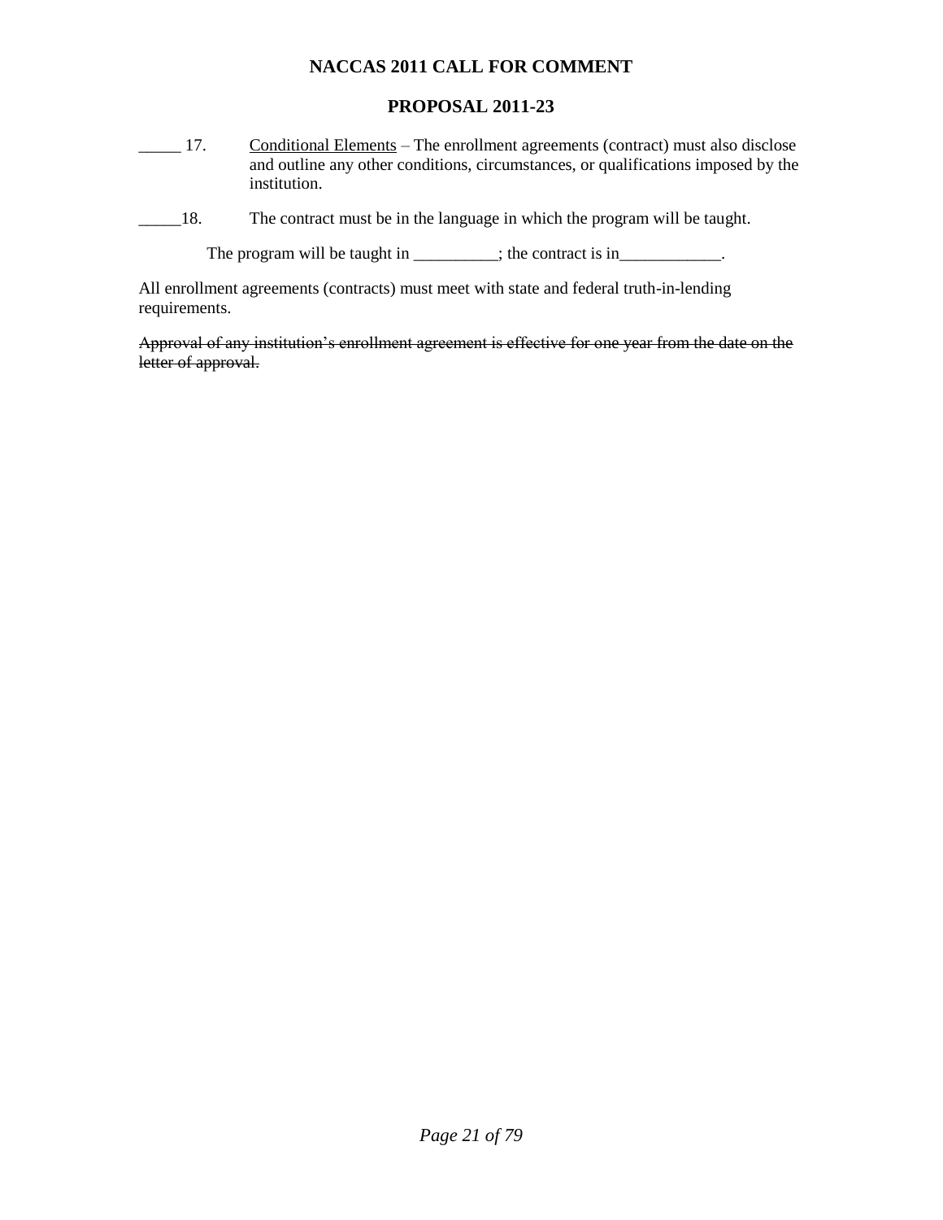# NACCAS 2011 CALL FOR COMMENT

## PROPOSAL 2011-23

_____ 17. <u>Conditional Elements</u> – The enrollment agreements (contract) must also disclose and outline any other conditions, circumstances, or qualifications imposed by the institution.

_____18. The contract must be in the language in which the program will be taught.

The program will be taught in __________; the contract is in____________.

All enrollment agreements (contracts) must meet with state and federal truth-in-lending requirements.

~~Approval of any institution's enrollment agreement is effective for one year from the date on the letter of approval.~~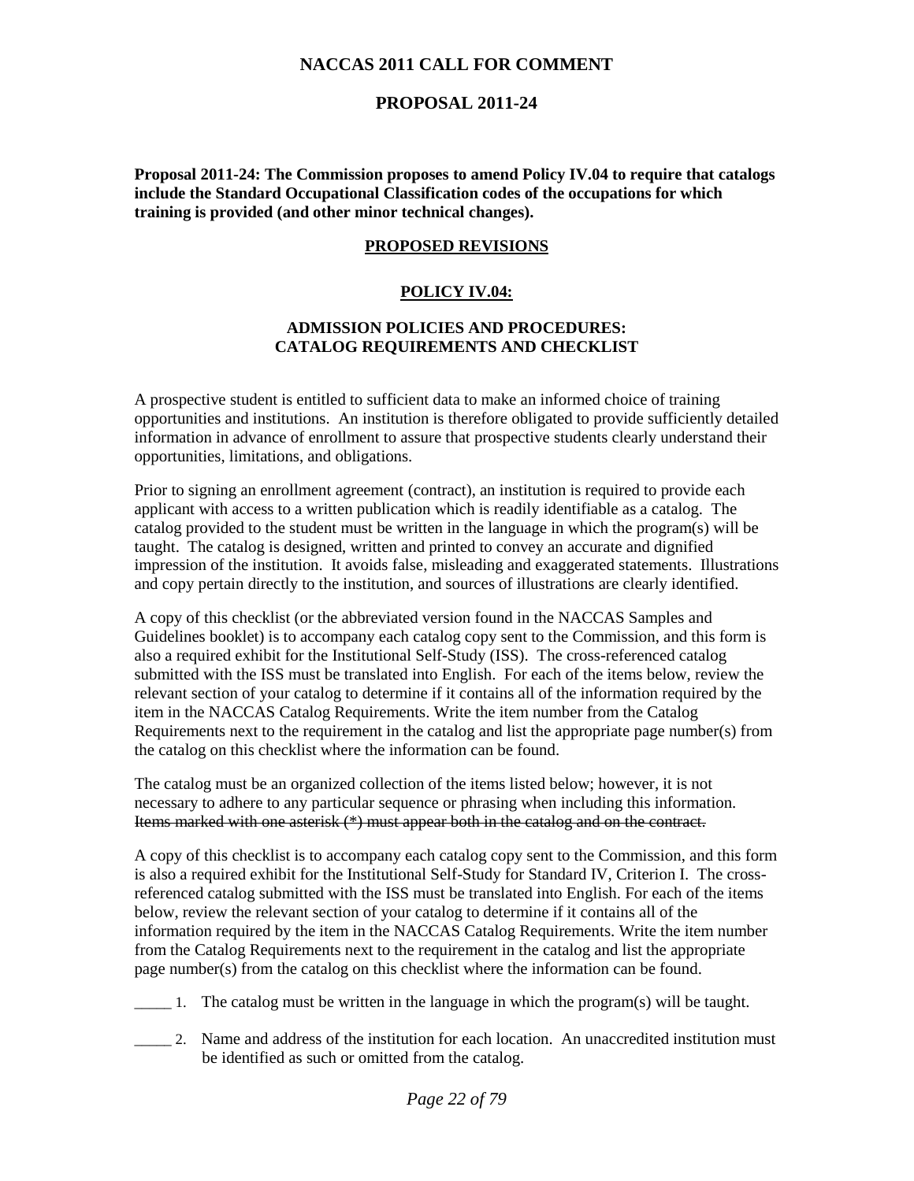**NACCAS 2011 CALL FOR COMMENT**

**PROPOSAL 2011-24**

**Proposal 2011-24: The Commission proposes to amend Policy IV.04 to require that catalogs include the Standard Occupational Classification codes of the occupations for which training is provided (and other minor technical changes).**

**PROPOSED REVISIONS**

**POLICY IV.04:**

**ADMISSION POLICIES AND PROCEDURES: CATALOG REQUIREMENTS AND CHECKLIST**

A prospective student is entitled to sufficient data to make an informed choice of training opportunities and institutions. An institution is therefore obligated to provide sufficiently detailed information in advance of enrollment to assure that prospective students clearly understand their opportunities, limitations, and obligations.

Prior to signing an enrollment agreement (contract), an institution is required to provide each applicant with access to a written publication which is readily identifiable as a catalog. The catalog provided to the student must be written in the language in which the program(s) will be taught. The catalog is designed, written and printed to convey an accurate and dignified impression of the institution. It avoids false, misleading and exaggerated statements. Illustrations and copy pertain directly to the institution, and sources of illustrations are clearly identified.

A copy of this checklist (or the abbreviated version found in the NACCAS Samples and Guidelines booklet) is to accompany each catalog copy sent to the Commission, and this form is also a required exhibit for the Institutional Self-Study (ISS). The cross-referenced catalog submitted with the ISS must be translated into English. For each of the items below, review the relevant section of your catalog to determine if it contains all of the information required by the item in the NACCAS Catalog Requirements. Write the item number from the Catalog Requirements next to the requirement in the catalog and list the appropriate page number(s) from the catalog on this checklist where the information can be found.

The catalog must be an organized collection of the items listed below; however, it is not necessary to adhere to any particular sequence or phrasing when including this information. ~~Items marked with one asterisk (*) must appear both in the catalog and on the contract.~~

A copy of this checklist is to accompany each catalog copy sent to the Commission, and this form is also a required exhibit for the Institutional Self-Study for Standard IV, Criterion I. The cross-referenced catalog submitted with the ISS must be translated into English. For each of the items below, review the relevant section of your catalog to determine if it contains all of the information required by the item in the NACCAS Catalog Requirements. Write the item number from the Catalog Requirements next to the requirement in the catalog and list the appropriate page number(s) from the catalog on this checklist where the information can be found.

_____ 1. The catalog must be written in the language in which the program(s) will be taught.

_____ 2. Name and address of the institution for each location. An unaccredited institution must be identified as such or omitted from the catalog.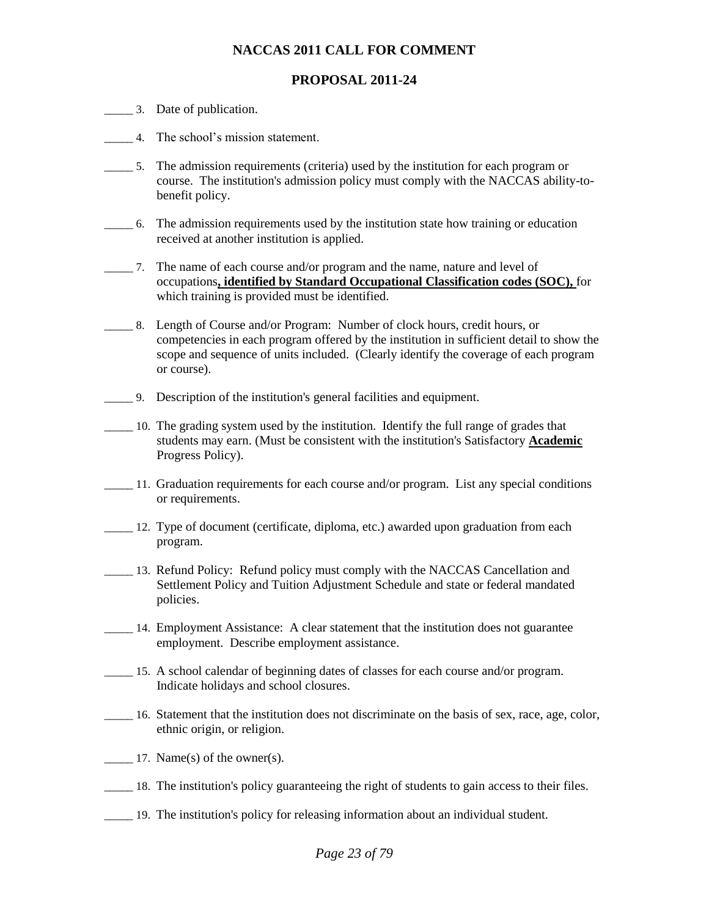# NACCAS 2011 CALL FOR COMMENT

## PROPOSAL 2011-24

_____ 3. Date of publication.

_____ 4. The school's mission statement.

_____ 5. The admission requirements (criteria) used by the institution for each program or course. The institution's admission policy must comply with the NACCAS ability-to-benefit policy.

_____ 6. The admission requirements used by the institution state how training or education received at another institution is applied.

_____ 7. The name of each course and/or program and the name, nature and level of occupations**, identified by Standard Occupational Classification codes (SOC),** for which training is provided must be identified.

_____ 8. Length of Course and/or Program: Number of clock hours, credit hours, or competencies in each program offered by the institution in sufficient detail to show the scope and sequence of units included. (Clearly identify the coverage of each program or course).

_____ 9. Description of the institution's general facilities and equipment.

_____ 10. The grading system used by the institution. Identify the full range of grades that students may earn. (Must be consistent with the institution's Satisfactory **Academic** Progress Policy).

_____ 11. Graduation requirements for each course and/or program. List any special conditions or requirements.

_____ 12. Type of document (certificate, diploma, etc.) awarded upon graduation from each program.

_____ 13. Refund Policy: Refund policy must comply with the NACCAS Cancellation and Settlement Policy and Tuition Adjustment Schedule and state or federal mandated policies.

_____ 14. Employment Assistance: A clear statement that the institution does not guarantee employment. Describe employment assistance.

_____ 15. A school calendar of beginning dates of classes for each course and/or program. Indicate holidays and school closures.

_____ 16. Statement that the institution does not discriminate on the basis of sex, race, age, color, ethnic origin, or religion.

_____ 17. Name(s) of the owner(s).

_____ 18. The institution's policy guaranteeing the right of students to gain access to their files.

_____ 19. The institution's policy for releasing information about an individual student.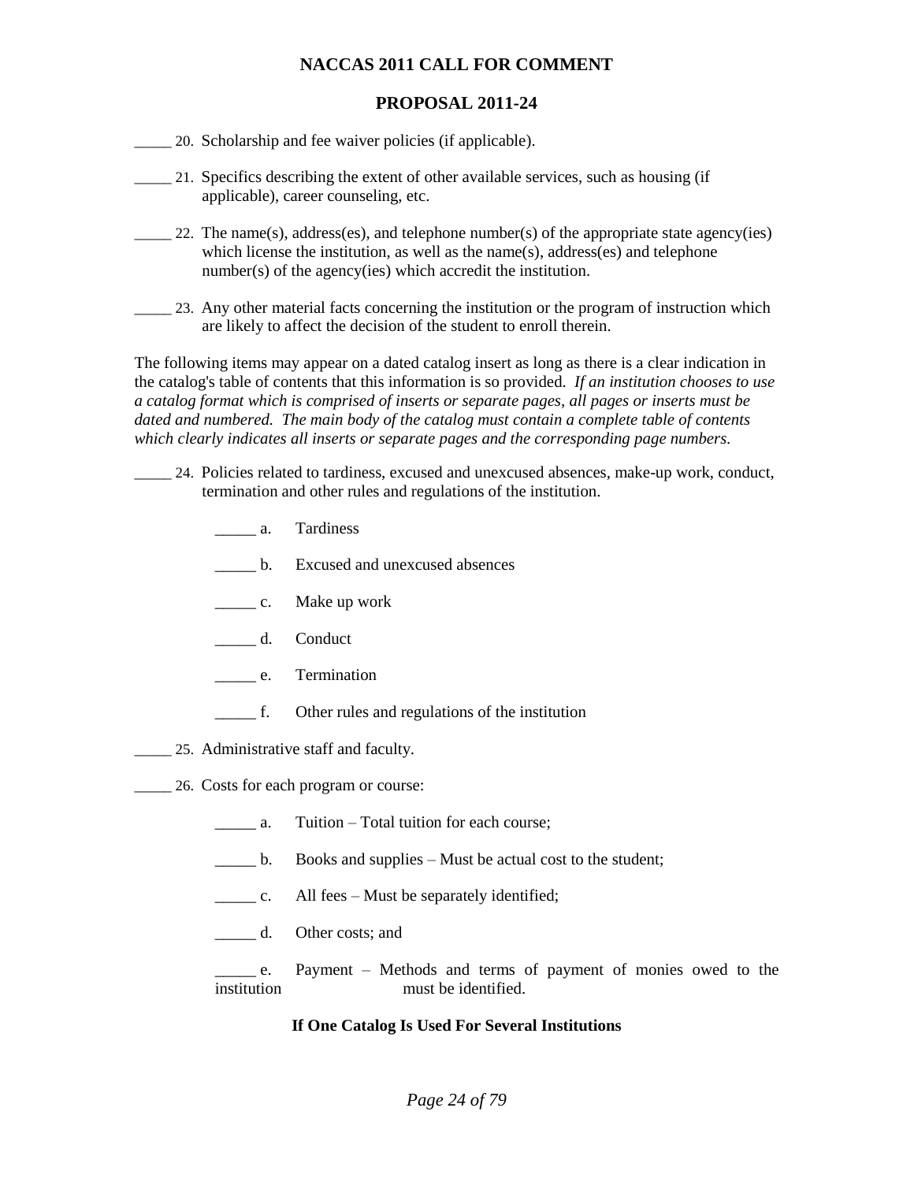# NACCAS 2011 CALL FOR COMMENT

## PROPOSAL 2011-24

_____ 20. Scholarship and fee waiver policies (if applicable).

_____ 21. Specifics describing the extent of other available services, such as housing (if applicable), career counseling, etc.

_____ 22. The name(s), address(es), and telephone number(s) of the appropriate state agency(ies) which license the institution, as well as the name(s), address(es) and telephone number(s) of the agency(ies) which accredit the institution.

_____ 23. Any other material facts concerning the institution or the program of instruction which are likely to affect the decision of the student to enroll therein.

The following items may appear on a dated catalog insert as long as there is a clear indication in the catalog's table of contents that this information is so provided. *If an institution chooses to use a catalog format which is comprised of inserts or separate pages, all pages or inserts must be dated and numbered. The main body of the catalog must contain a complete table of contents which clearly indicates all inserts or separate pages and the corresponding page numbers.*

_____ 24. Policies related to tardiness, excused and unexcused absences, make-up work, conduct, termination and other rules and regulations of the institution.

- _____ a. Tardiness
- _____ b. Excused and unexcused absences
- _____ c. Make up work
- _____ d. Conduct
- _____ e. Termination
- _____ f. Other rules and regulations of the institution

_____ 25. Administrative staff and faculty.

_____ 26. Costs for each program or course:

- _____ a. Tuition – Total tuition for each course;
- _____ b. Books and supplies – Must be actual cost to the student;
- _____ c. All fees – Must be separately identified;
- _____ d. Other costs; and
- _____ e. Payment – Methods and terms of payment of monies owed to the institution must be identified.

**If One Catalog Is Used For Several Institutions**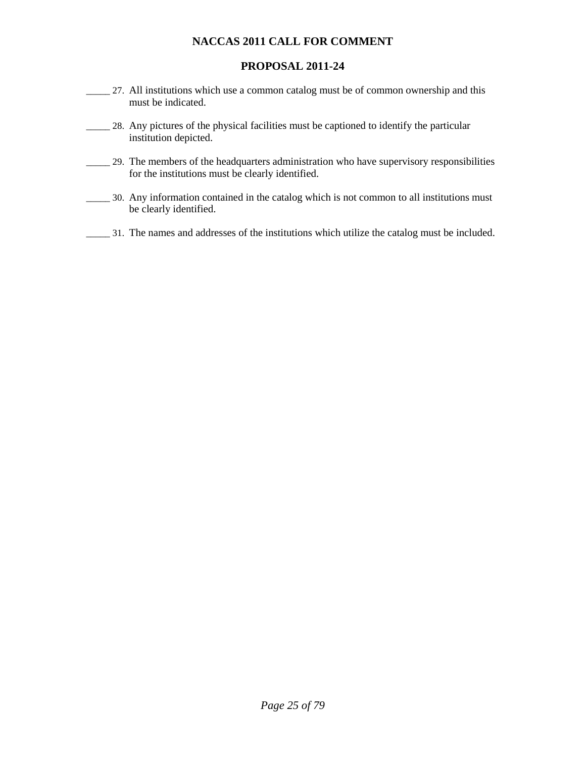**NACCAS 2011 CALL FOR COMMENT**

**PROPOSAL 2011-24**

_____ 27. All institutions which use a common catalog must be of common ownership and this must be indicated.

_____ 28. Any pictures of the physical facilities must be captioned to identify the particular institution depicted.

_____ 29. The members of the headquarters administration who have supervisory responsibilities for the institutions must be clearly identified.

_____ 30. Any information contained in the catalog which is not common to all institutions must be clearly identified.

_____ 31. The names and addresses of the institutions which utilize the catalog must be included.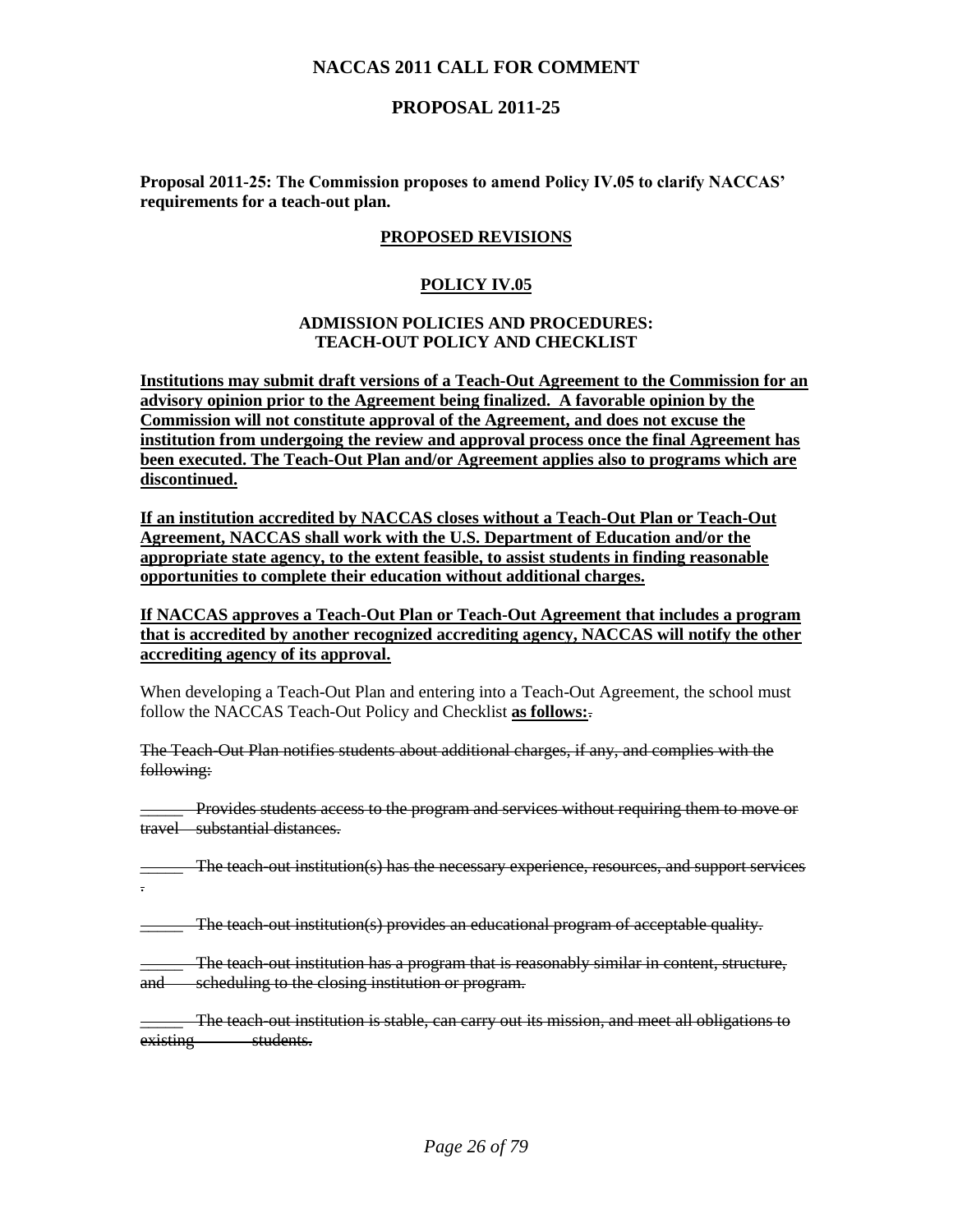## NACCAS 2011 CALL FOR COMMENT

## PROPOSAL 2011-25

**Proposal 2011-25: The Commission proposes to amend Policy IV.05 to clarify NACCAS' requirements for a teach-out plan.**

**PROPOSED REVISIONS**

**POLICY IV.05**

**ADMISSION POLICIES AND PROCEDURES:**
**TEACH-OUT POLICY AND CHECKLIST**

**Institutions may submit draft versions of a Teach-Out Agreement to the Commission for an advisory opinion prior to the Agreement being finalized. A favorable opinion by the Commission will not constitute approval of the Agreement, and does not excuse the institution from undergoing the review and approval process once the final Agreement has been executed. The Teach-Out Plan and/or Agreement applies also to programs which are discontinued.**

**If an institution accredited by NACCAS closes without a Teach-Out Plan or Teach-Out Agreement, NACCAS shall work with the U.S. Department of Education and/or the appropriate state agency, to the extent feasible, to assist students in finding reasonable opportunities to complete their education without additional charges.**

**If NACCAS approves a Teach-Out Plan or Teach-Out Agreement that includes a program that is accredited by another recognized accrediting agency, NACCAS will notify the other accrediting agency of its approval.**

When developing a Teach-Out Plan and entering into a Teach-Out Agreement, the school must follow the NACCAS Teach-Out Policy and Checklist **as follows:**~~.~~

~~The Teach-Out Plan notifies students about additional charges, if any, and complies with the following:~~

~~_____ Provides students access to the program and services without requiring them to move or travel substantial distances.~~

~~_____ The teach-out institution(s) has the necessary experience, resources, and support services.~~

~~_____ The teach-out institution(s) provides an educational program of acceptable quality.~~

~~_____ The teach-out institution has a program that is reasonably similar in content, structure, and scheduling to the closing institution or program.~~

~~_____ The teach-out institution is stable, can carry out its mission, and meet all obligations to existing students.~~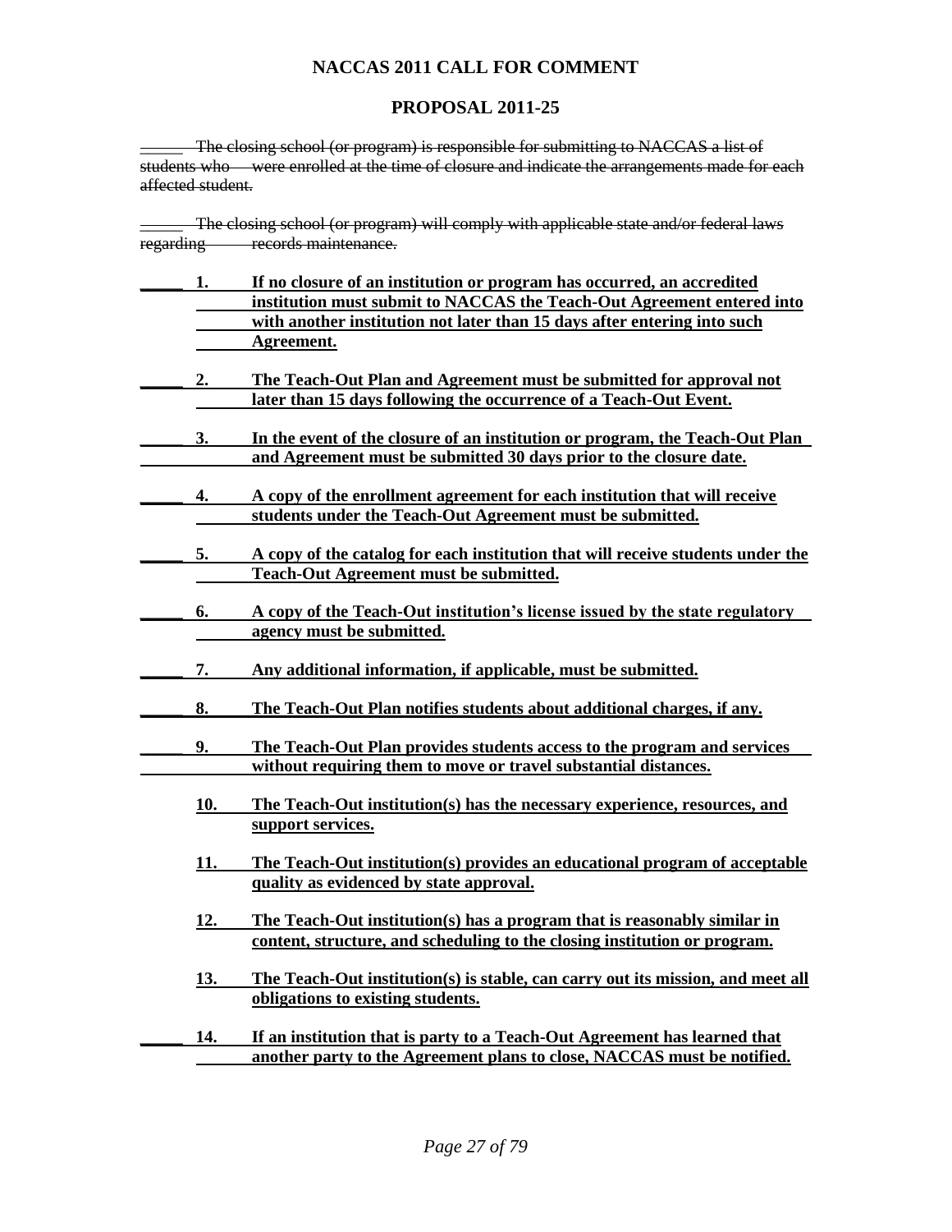**NACCAS 2011 CALL FOR COMMENT**

**PROPOSAL 2011-25**

~~_____ The closing school (or program) is responsible for submitting to NACCAS a list of students who were enrolled at the time of closure and indicate the arrangements made for each affected student.~~

~~_____ The closing school (or program) will comply with applicable state and/or federal laws regarding records maintenance.~~

_____ **1. If no closure of an institution or program has occurred, an accredited institution must submit to NACCAS the Teach-Out Agreement entered into with another institution not later than 15 days after entering into such Agreement.**

_____ **2. The Teach-Out Plan and Agreement must be submitted for approval not later than 15 days following the occurrence of a Teach-Out Event.**

_____ **3. In the event of the closure of an institution or program, the Teach-Out Plan and Agreement must be submitted 30 days prior to the closure date.**

_____ **4. A copy of the enrollment agreement for each institution that will receive students under the Teach-Out Agreement must be submitted.**

_____ **5. A copy of the catalog for each institution that will receive students under the Teach-Out Agreement must be submitted.**

_____ **6. A copy of the Teach-Out institution's license issued by the state regulatory agency must be submitted.**

_____ **7. Any additional information, if applicable, must be submitted.**

_____ **8. The Teach-Out Plan notifies students about additional charges, if any.**

_____ **9. The Teach-Out Plan provides students access to the program and services without requiring them to move or travel substantial distances.**

**10. The Teach-Out institution(s) has the necessary experience, resources, and support services.**

**11. The Teach-Out institution(s) provides an educational program of acceptable quality as evidenced by state approval.**

**12. The Teach-Out institution(s) has a program that is reasonably similar in content, structure, and scheduling to the closing institution or program.**

**13. The Teach-Out institution(s) is stable, can carry out its mission, and meet all obligations to existing students.**

_____ **14. If an institution that is party to a Teach-Out Agreement has learned that another party to the Agreement plans to close, NACCAS must be notified.**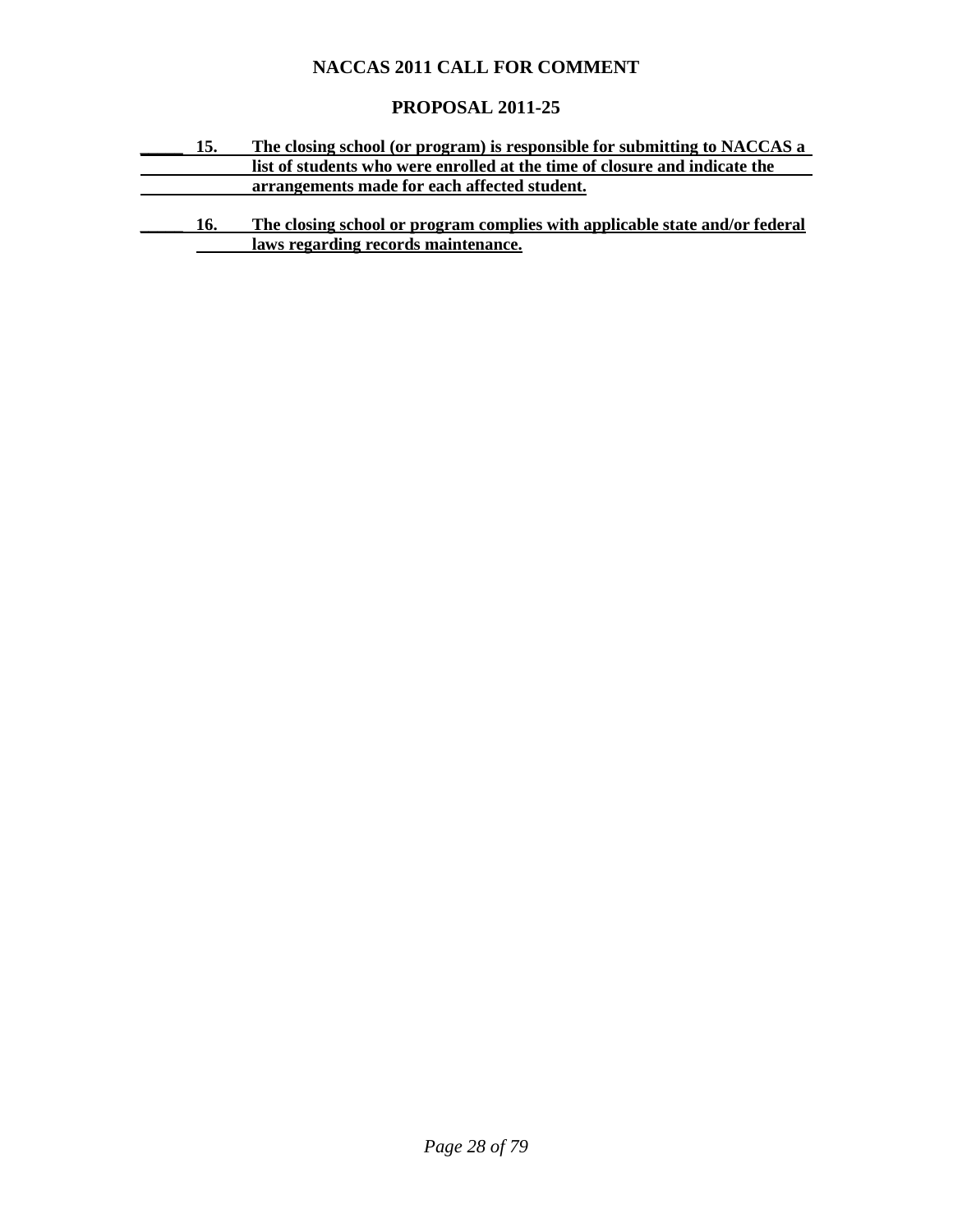# NACCAS 2011 CALL FOR COMMENT

## PROPOSAL 2011-25

_____ 15. **The closing school (or program) is responsible for submitting to NACCAS a list of students who were enrolled at the time of closure and indicate the arrangements made for each affected student.**

_____ 16. **The closing school or program complies with applicable state and/or federal laws regarding records maintenance.**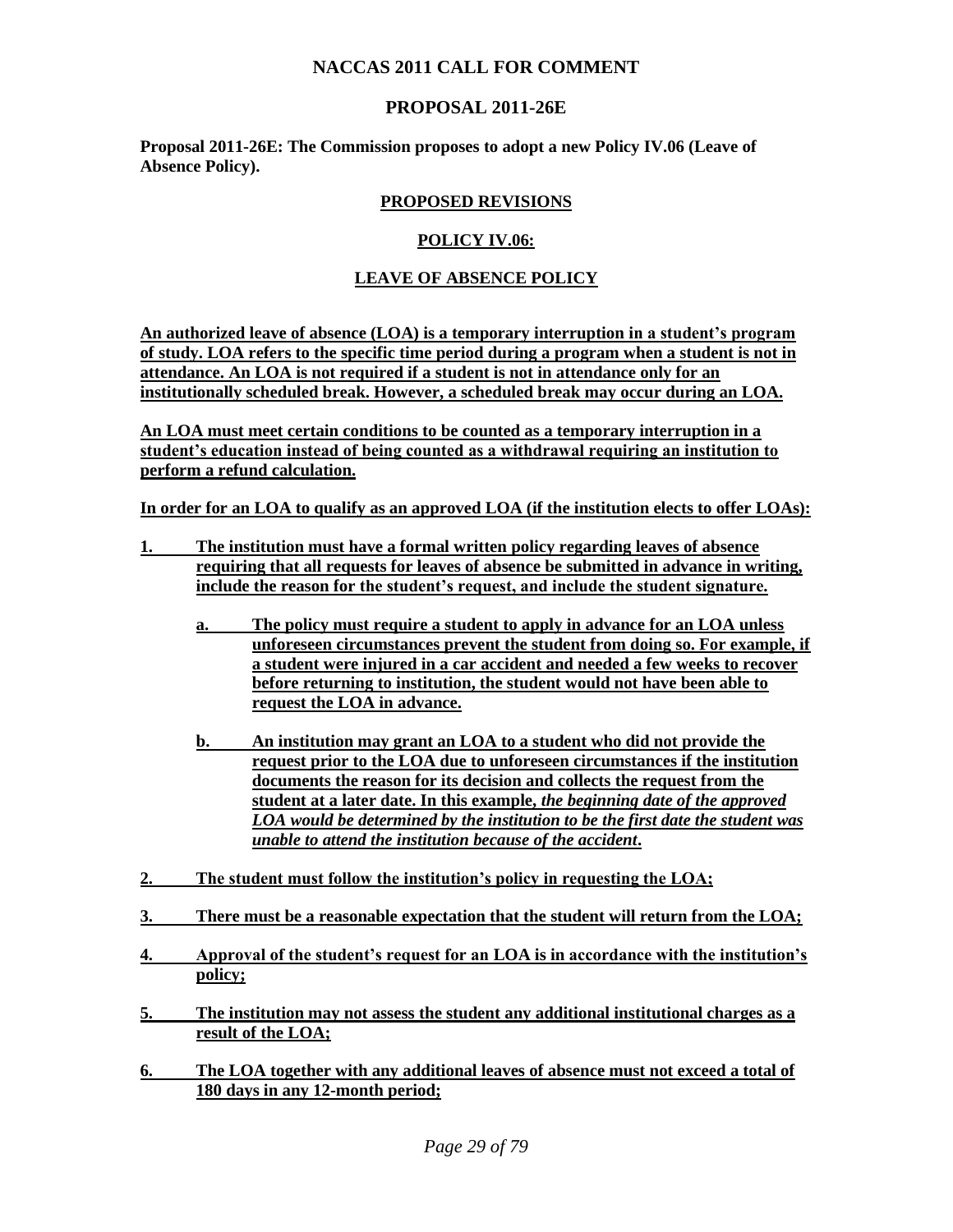## NACCAS 2011 CALL FOR COMMENT

## PROPOSAL 2011-26E

**Proposal 2011-26E: The Commission proposes to adopt a new Policy IV.06 (Leave of Absence Policy).**

### PROPOSED REVISIONS

### POLICY IV.06:

### LEAVE OF ABSENCE POLICY

**An authorized leave of absence (LOA) is a temporary interruption in a student's program of study. LOA refers to the specific time period during a program when a student is not in attendance. An LOA is not required if a student is not in attendance only for an institutionally scheduled break. However, a scheduled break may occur during an LOA.**

**An LOA must meet certain conditions to be counted as a temporary interruption in a student's education instead of being counted as a withdrawal requiring an institution to perform a refund calculation.**

**In order for an LOA to qualify as an approved LOA (if the institution elects to offer LOAs):**

1. **The institution must have a formal written policy regarding leaves of absence requiring that all requests for leaves of absence be submitted in advance in writing, include the reason for the student's request, and include the student signature.**
   - a. **The policy must require a student to apply in advance for an LOA unless unforeseen circumstances prevent the student from doing so. For example, if a student were injured in a car accident and needed a few weeks to recover before returning to institution, the student would not have been able to request the LOA in advance.**
   - b. **An institution may grant an LOA to a student who did not provide the request prior to the LOA due to unforeseen circumstances if the institution documents the reason for its decision and collects the request from the student at a later date. In this example, *the beginning date of the approved LOA would be determined by the institution to be the first date the student was unable to attend the institution because of the accident*.**
2. **The student must follow the institution's policy in requesting the LOA;**
3. **There must be a reasonable expectation that the student will return from the LOA;**
4. **Approval of the student's request for an LOA is in accordance with the institution's policy;**
5. **The institution may not assess the student any additional institutional charges as a result of the LOA;**
6. **The LOA together with any additional leaves of absence must not exceed a total of 180 days in any 12-month period;**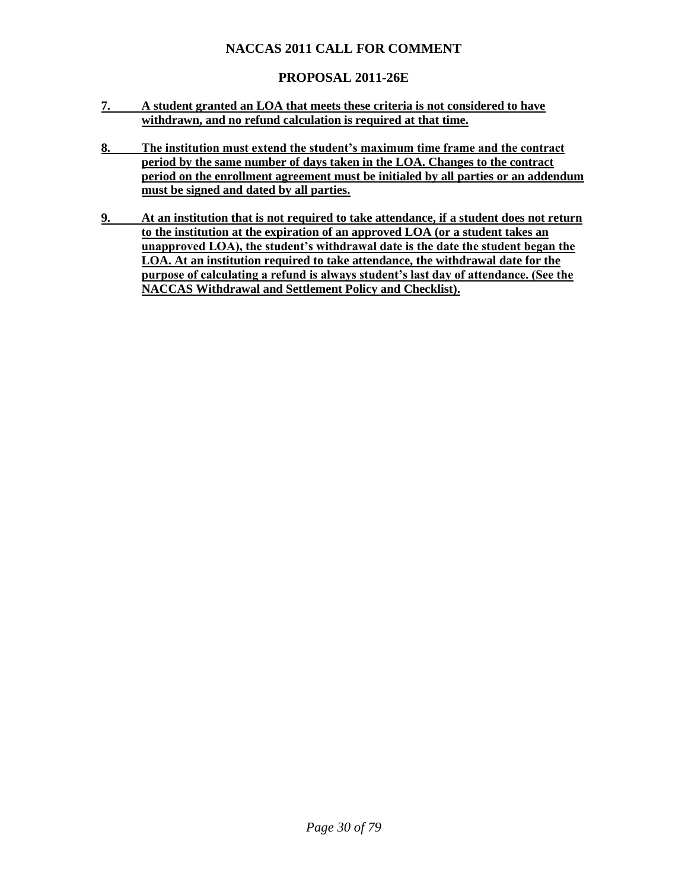# NACCAS 2011 CALL FOR COMMENT

## PROPOSAL 2011-26E

7. **A student granted an LOA that meets these criteria is not considered to have withdrawn, and no refund calculation is required at that time.**

8. **The institution must extend the student's maximum time frame and the contract period by the same number of days taken in the LOA. Changes to the contract period on the enrollment agreement must be initialed by all parties or an addendum must be signed and dated by all parties.**

9. **At an institution that is not required to take attendance, if a student does not return to the institution at the expiration of an approved LOA (or a student takes an unapproved LOA), the student's withdrawal date is the date the student began the LOA. At an institution required to take attendance, the withdrawal date for the purpose of calculating a refund is always student's last day of attendance. (See the NACCAS Withdrawal and Settlement Policy and Checklist).**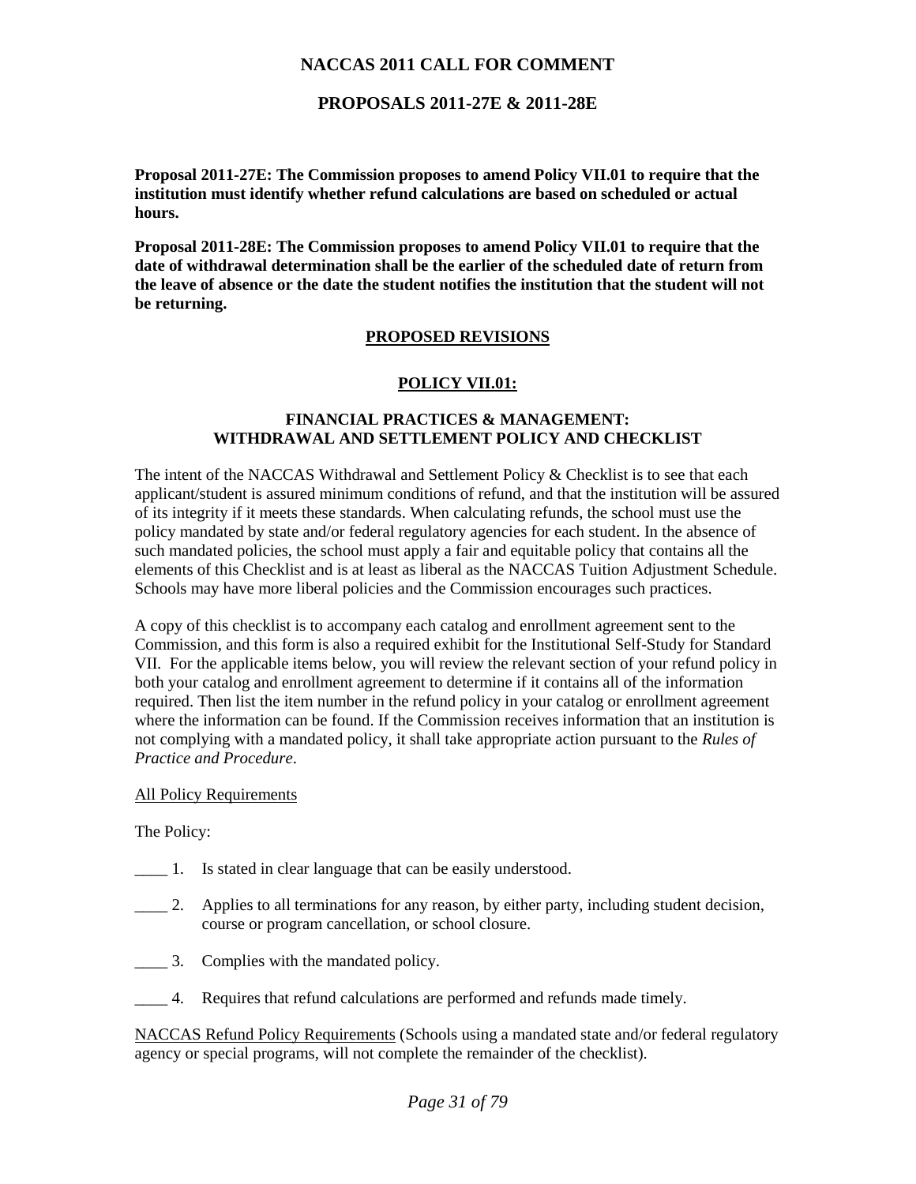# NACCAS 2011 CALL FOR COMMENT

## PROPOSALS 2011-27E & 2011-28E

**Proposal 2011-27E: The Commission proposes to amend Policy VII.01 to require that the institution must identify whether refund calculations are based on scheduled or actual hours.**

**Proposal 2011-28E: The Commission proposes to amend Policy VII.01 to require that the date of withdrawal determination shall be the earlier of the scheduled date of return from the leave of absence or the date the student notifies the institution that the student will not be returning.**

## PROPOSED REVISIONS

### POLICY VII.01:

### FINANCIAL PRACTICES & MANAGEMENT: WITHDRAWAL AND SETTLEMENT POLICY AND CHECKLIST

The intent of the NACCAS Withdrawal and Settlement Policy & Checklist is to see that each applicant/student is assured minimum conditions of refund, and that the institution will be assured of its integrity if it meets these standards. When calculating refunds, the school must use the policy mandated by state and/or federal regulatory agencies for each student. In the absence of such mandated policies, the school must apply a fair and equitable policy that contains all the elements of this Checklist and is at least as liberal as the NACCAS Tuition Adjustment Schedule. Schools may have more liberal policies and the Commission encourages such practices.

A copy of this checklist is to accompany each catalog and enrollment agreement sent to the Commission, and this form is also a required exhibit for the Institutional Self-Study for Standard VII. For the applicable items below, you will review the relevant section of your refund policy in both your catalog and enrollment agreement to determine if it contains all of the information required. Then list the item number in the refund policy in your catalog or enrollment agreement where the information can be found. If the Commission receives information that an institution is not complying with a mandated policy, it shall take appropriate action pursuant to the *Rules of Practice and Procedure*.

All Policy Requirements

The Policy:

____ 1. Is stated in clear language that can be easily understood.

____ 2. Applies to all terminations for any reason, by either party, including student decision, course or program cancellation, or school closure.

____ 3. Complies with the mandated policy.

____ 4. Requires that refund calculations are performed and refunds made timely.

NACCAS Refund Policy Requirements (Schools using a mandated state and/or federal regulatory agency or special programs, will not complete the remainder of the checklist).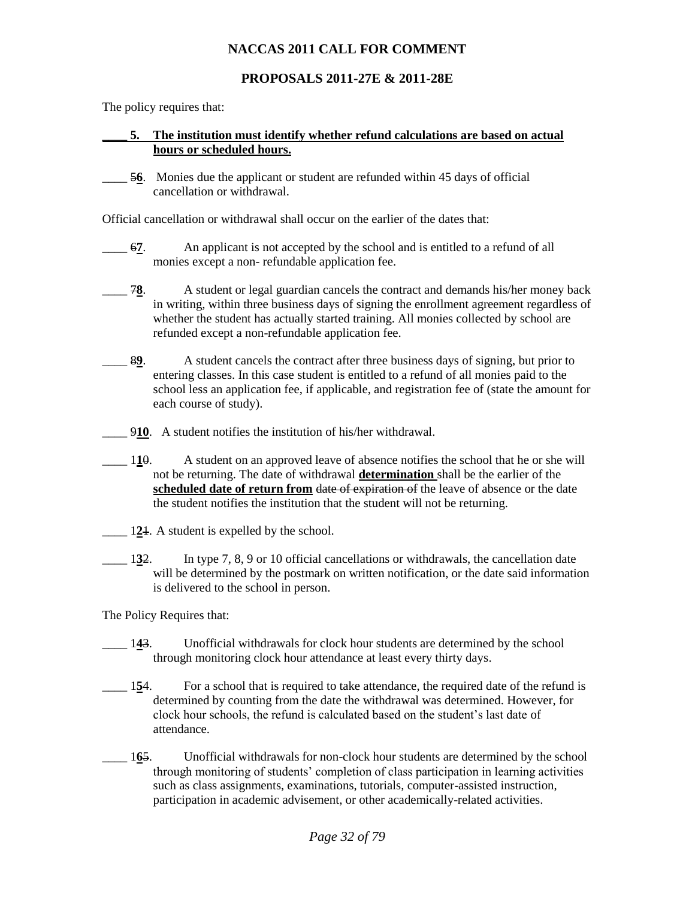**NACCAS 2011 CALL FOR COMMENT**

**PROPOSALS 2011-27E & 2011-28E**

The policy requires that:

**\_\_\_\_ 5. The institution must identify whether refund calculations are based on actual hours or scheduled hours.**

\_\_\_\_ ~~5~~**6**. Monies due the applicant or student are refunded within 45 days of official cancellation or withdrawal.

Official cancellation or withdrawal shall occur on the earlier of the dates that:

\_\_\_\_ ~~6~~**7**. An applicant is not accepted by the school and is entitled to a refund of all monies except a non- refundable application fee.

\_\_\_\_ ~~7~~**8**. A student or legal guardian cancels the contract and demands his/her money back in writing, within three business days of signing the enrollment agreement regardless of whether the student has actually started training. All monies collected by school are refunded except a non-refundable application fee.

\_\_\_\_ ~~8~~**9**. A student cancels the contract after three business days of signing, but prior to entering classes. In this case student is entitled to a refund of all monies paid to the school less an application fee, if applicable, and registration fee of (state the amount for each course of study).

\_\_\_\_ ~~9~~**10**. A student notifies the institution of his/her withdrawal.

\_\_\_\_ 1**1**~~0~~. A student on an approved leave of absence notifies the school that he or she will not be returning. The date of withdrawal **determination** shall be the earlier of the **scheduled date of return from** ~~date of expiration of~~ the leave of absence or the date the student notifies the institution that the student will not be returning.

\_\_\_\_ 1**2**~~1~~. A student is expelled by the school.

\_\_\_\_ 1**3**~~2~~. In type 7, 8, 9 or 10 official cancellations or withdrawals, the cancellation date will be determined by the postmark on written notification, or the date said information is delivered to the school in person.

The Policy Requires that:

\_\_\_\_ 1**4**~~3~~. Unofficial withdrawals for clock hour students are determined by the school through monitoring clock hour attendance at least every thirty days.

\_\_\_\_ 1**5**~~4~~. For a school that is required to take attendance, the required date of the refund is determined by counting from the date the withdrawal was determined. However, for clock hour schools, the refund is calculated based on the student's last date of attendance.

\_\_\_\_ 1**6**~~5~~. Unofficial withdrawals for non-clock hour students are determined by the school through monitoring of students' completion of class participation in learning activities such as class assignments, examinations, tutorials, computer-assisted instruction, participation in academic advisement, or other academically-related activities.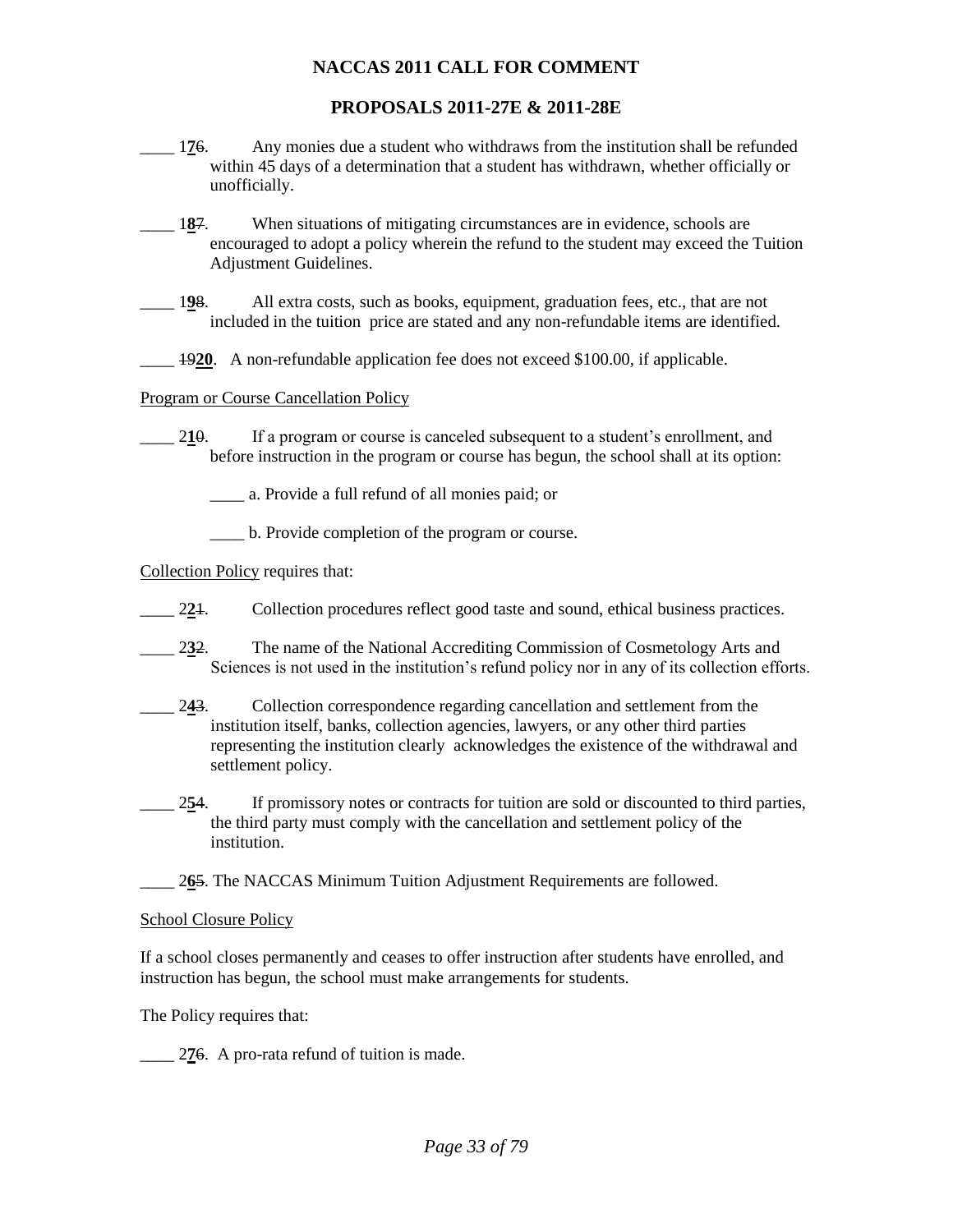____ 1**7**~~6~~. Any monies due a student who withdraws from the institution shall be refunded within 45 days of a determination that a student has withdrawn, whether officially or unofficially.

____ 1**8**~~7~~. When situations of mitigating circumstances are in evidence, schools are encouraged to adopt a policy wherein the refund to the student may exceed the Tuition Adjustment Guidelines.

____ 1**9**~~8~~. All extra costs, such as books, equipment, graduation fees, etc., that are not included in the tuition price are stated and any non-refundable items are identified.

____ ~~19~~**20**. A non-refundable application fee does not exceed $100.00, if applicable.

Program or Course Cancellation Policy

____ 2**1**~~0~~. If a program or course is canceled subsequent to a student's enrollment, and before instruction in the program or course has begun, the school shall at its option:

____ a. Provide a full refund of all monies paid; or

____ b. Provide completion of the program or course.

Collection Policy requires that:

____ 2**2**~~1~~. Collection procedures reflect good taste and sound, ethical business practices.

____ 2**3**~~2~~. The name of the National Accrediting Commission of Cosmetology Arts and Sciences is not used in the institution's refund policy nor in any of its collection efforts.

____ 2**4**~~3~~. Collection correspondence regarding cancellation and settlement from the institution itself, banks, collection agencies, lawyers, or any other third parties representing the institution clearly acknowledges the existence of the withdrawal and settlement policy.

____ 2**5**~~4~~. If promissory notes or contracts for tuition are sold or discounted to third parties, the third party must comply with the cancellation and settlement policy of the institution.

____ 2**6**~~5~~. The NACCAS Minimum Tuition Adjustment Requirements are followed.

School Closure Policy

If a school closes permanently and ceases to offer instruction after students have enrolled, and instruction has begun, the school must make arrangements for students.

The Policy requires that:

____ 2**7**~~6~~. A pro-rata refund of tuition is made.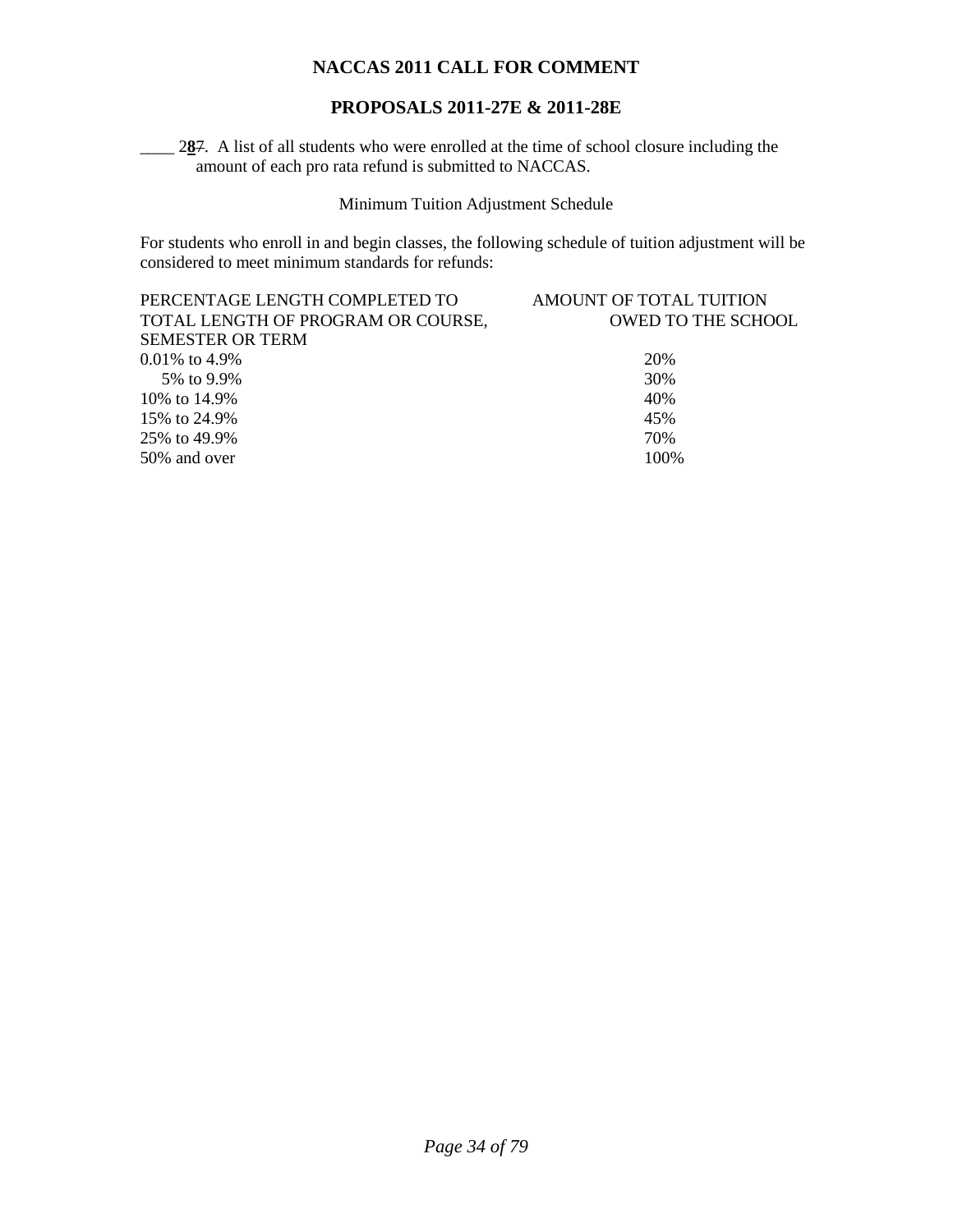# NACCAS 2011 CALL FOR COMMENT

## PROPOSALS 2011-27E & 2011-28E

\_\_\_\_ 2**8**~~7~~. A list of all students who were enrolled at the time of school closure including the amount of each pro rata refund is submitted to NACCAS.

Minimum Tuition Adjustment Schedule

For students who enroll in and begin classes, the following schedule of tuition adjustment will be considered to meet minimum standards for refunds:

| PERCENTAGE LENGTH COMPLETED TO TOTAL LENGTH OF PROGRAM OR COURSE, SEMESTER OR TERM | AMOUNT OF TOTAL TUITION OWED TO THE SCHOOL |
|---|---|
| 0.01% to 4.9% | 20% |
| 5% to 9.9% | 30% |
| 10% to 14.9% | 40% |
| 15% to 24.9% | 45% |
| 25% to 49.9% | 70% |
| 50% and over | 100% |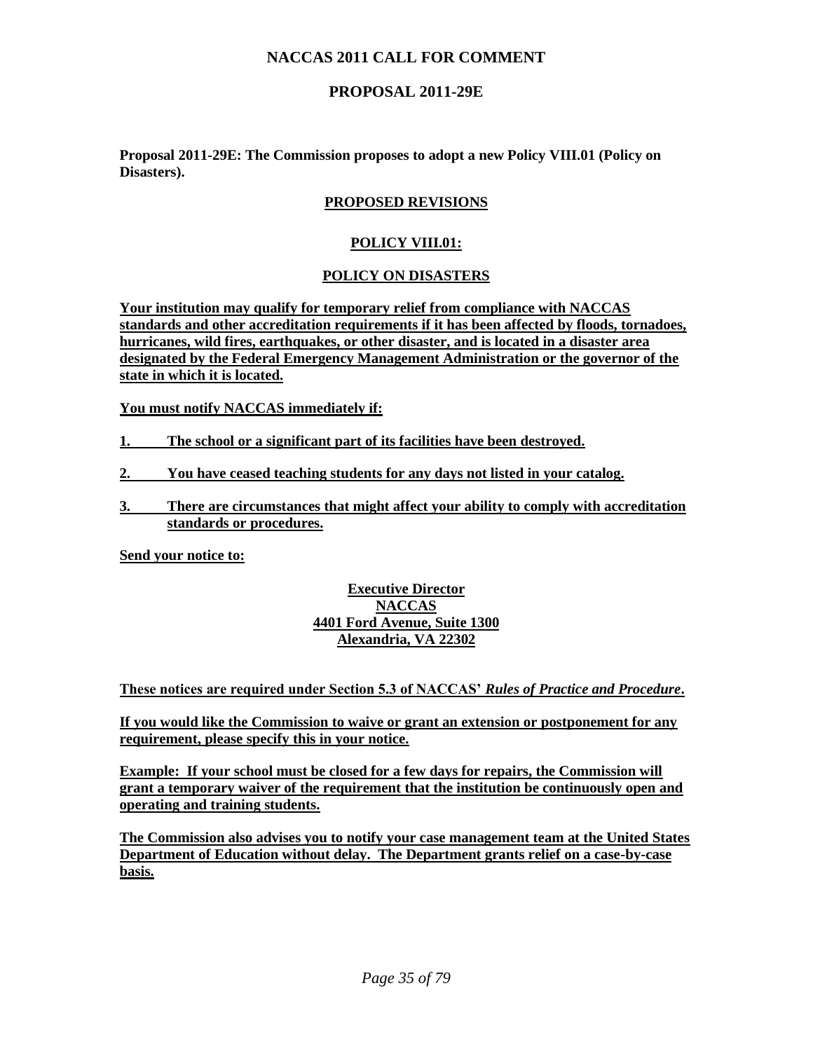# NACCAS 2011 CALL FOR COMMENT

## PROPOSAL 2011-29E

**Proposal 2011-29E: The Commission proposes to adopt a new Policy VIII.01 (Policy on Disasters).**

### PROPOSED REVISIONS

### POLICY VIII.01:

### POLICY ON DISASTERS

**Your institution may qualify for temporary relief from compliance with NACCAS standards and other accreditation requirements if it has been affected by floods, tornadoes, hurricanes, wild fires, earthquakes, or other disaster, and is located in a disaster area designated by the Federal Emergency Management Administration or the governor of the state in which it is located.**

**You must notify NACCAS immediately if:**

1. **The school or a significant part of its facilities have been destroyed.**
2. **You have ceased teaching students for any days not listed in your catalog.**
3. **There are circumstances that might affect your ability to comply with accreditation standards or procedures.**

**Send your notice to:**

**Executive Director**
**NACCAS**
**4401 Ford Avenue, Suite 1300**
**Alexandria, VA 22302**

**These notices are required under Section 5.3 of NACCAS' *Rules of Practice and Procedure*.**

**If you would like the Commission to waive or grant an extension or postponement for any requirement, please specify this in your notice.**

**Example: If your school must be closed for a few days for repairs, the Commission will grant a temporary waiver of the requirement that the institution be continuously open and operating and training students.**

**The Commission also advises you to notify your case management team at the United States Department of Education without delay. The Department grants relief on a case-by-case basis.**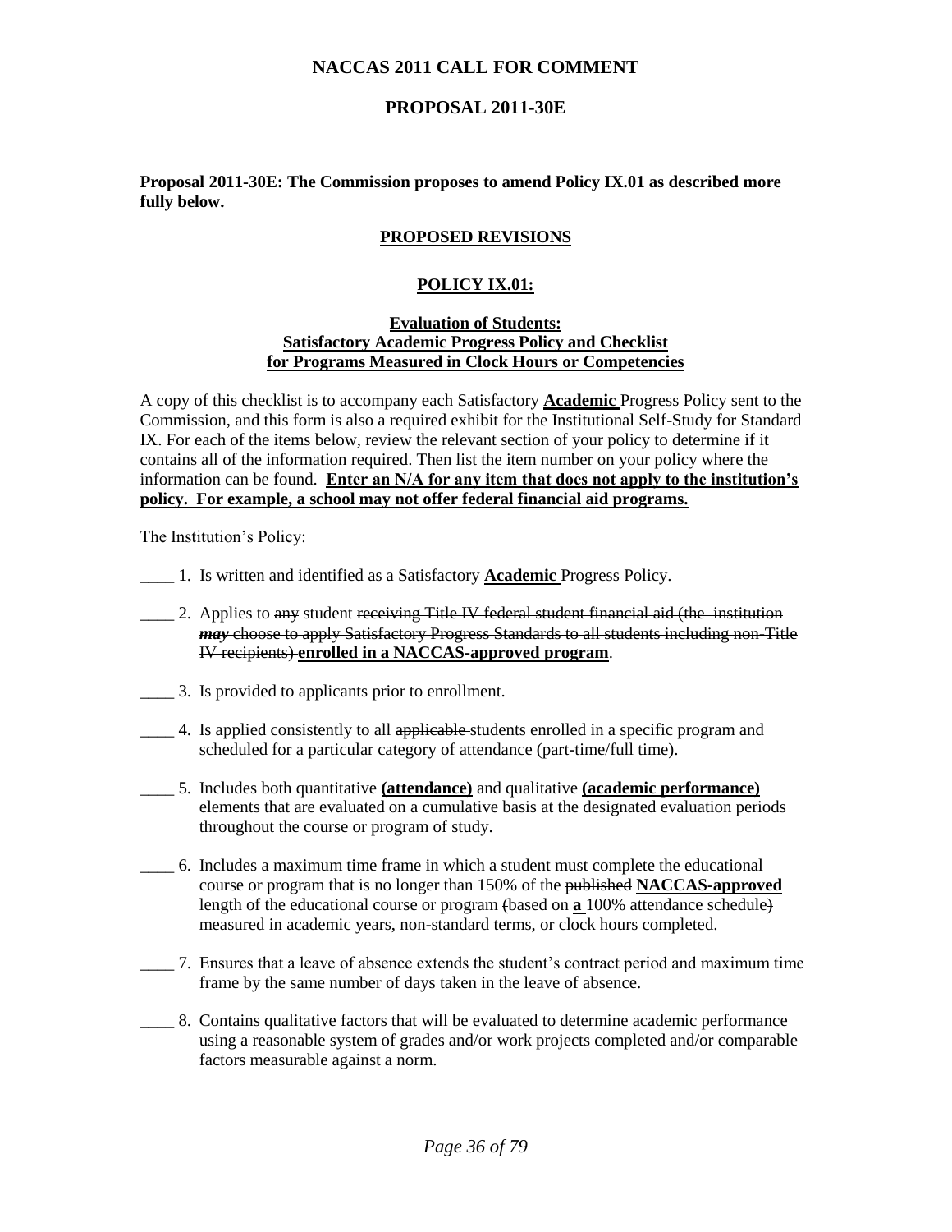# NACCAS 2011 CALL FOR COMMENT

## PROPOSAL 2011-30E

**Proposal 2011-30E: The Commission proposes to amend Policy IX.01 as described more fully below.**

**PROPOSED REVISIONS**

**POLICY IX.01:**

**Evaluation of Students:**
**Satisfactory Academic Progress Policy and Checklist**
**for Programs Measured in Clock Hours or Competencies**

A copy of this checklist is to accompany each Satisfactory **Academic** Progress Policy sent to the Commission, and this form is also a required exhibit for the Institutional Self-Study for Standard IX. For each of the items below, review the relevant section of your policy to determine if it contains all of the information required. Then list the item number on your policy where the information can be found. **Enter an N/A for any item that does not apply to the institution's policy. For example, a school may not offer federal financial aid programs.**

The Institution's Policy:

____ 1. Is written and identified as a Satisfactory **Academic** Progress Policy.

____ 2. Applies to ~~any~~ student ~~receiving Title IV federal student financial aid (the institution *may* choose to apply Satisfactory Progress Standards to all students including non-Title IV recipients)~~ **enrolled in a NACCAS-approved program**.

____ 3. Is provided to applicants prior to enrollment.

____ 4. Is applied consistently to all ~~applicable~~ students enrolled in a specific program and scheduled for a particular category of attendance (part-time/full time).

____ 5. Includes both quantitative **(attendance)** and qualitative **(academic performance)** elements that are evaluated on a cumulative basis at the designated evaluation periods throughout the course or program of study.

____ 6. Includes a maximum time frame in which a student must complete the educational course or program that is no longer than 150% of the ~~published~~ **NACCAS-approved** length of the educational course or program ~~(~~based on **a** 100% attendance schedule~~)~~ measured in academic years, non-standard terms, or clock hours completed.

____ 7. Ensures that a leave of absence extends the student's contract period and maximum time frame by the same number of days taken in the leave of absence.

____ 8. Contains qualitative factors that will be evaluated to determine academic performance using a reasonable system of grades and/or work projects completed and/or comparable factors measurable against a norm.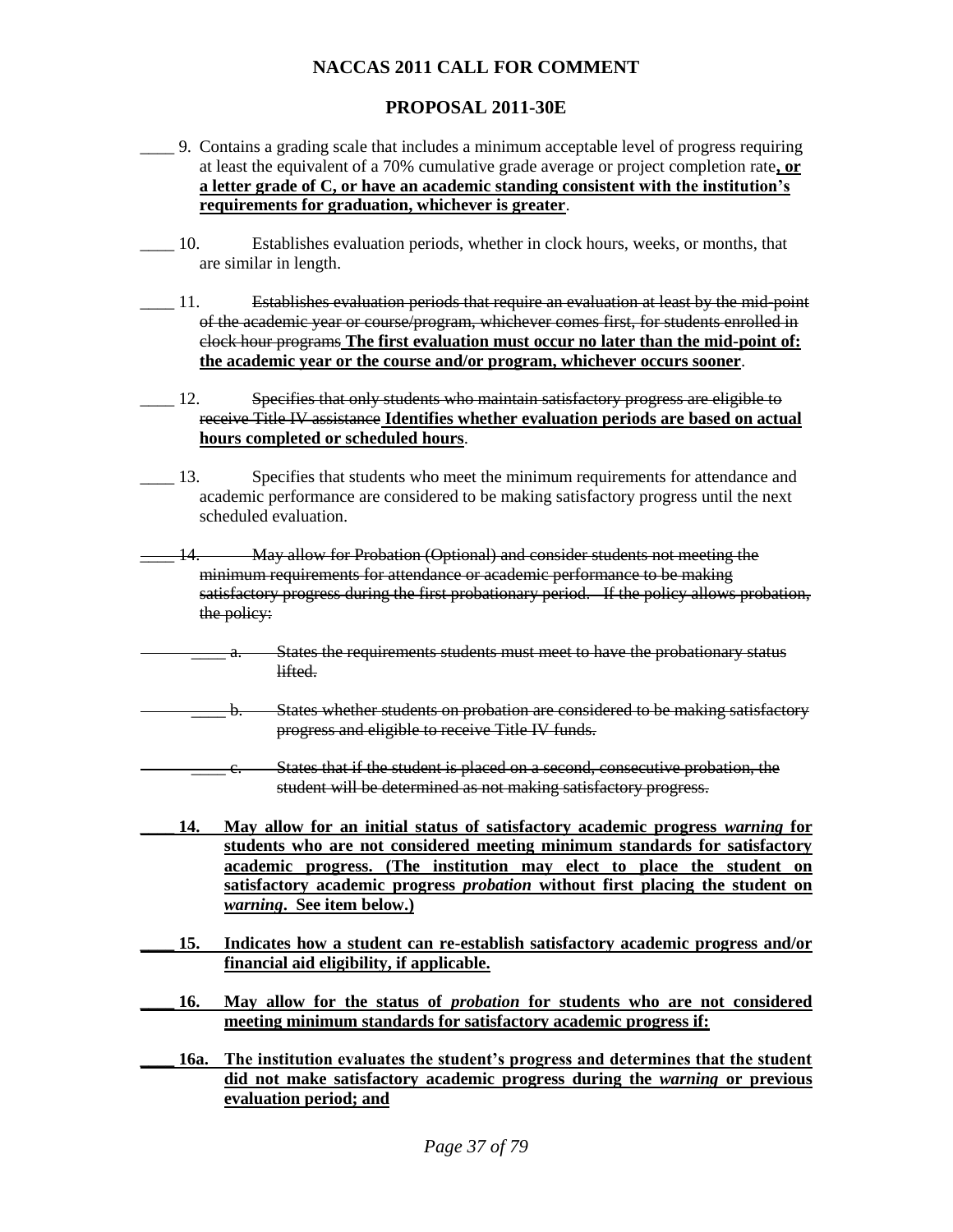# NACCAS 2011 CALL FOR COMMENT

## PROPOSAL 2011-30E

____ 9. Contains a grading scale that includes a minimum acceptable level of progress requiring at least the equivalent of a 70% cumulative grade average or project completion rate**, or a letter grade of C, or have an academic standing consistent with the institution's requirements for graduation, whichever is greater**.

____ 10. Establishes evaluation periods, whether in clock hours, weeks, or months, that are similar in length.

____ 11. ~~Establishes evaluation periods that require an evaluation at least by the mid-point of the academic year or course/program, whichever comes first, for students enrolled in clock hour programs~~ **The first evaluation must occur no later than the mid-point of: the academic year or the course and/or program, whichever occurs sooner**.

____ 12. ~~Specifies that only students who maintain satisfactory progress are eligible to receive Title IV assistance~~ **Identifies whether evaluation periods are based on actual hours completed or scheduled hours**.

____ 13. Specifies that students who meet the minimum requirements for attendance and academic performance are considered to be making satisfactory progress until the next scheduled evaluation.

~~____ 14. May allow for Probation (Optional) and consider students not meeting the minimum requirements for attendance or academic performance to be making satisfactory progress during the first probationary period. If the policy allows probation, the policy:~~

~~____ a. States the requirements students must meet to have the probationary status lifted.~~

~~____ b. States whether students on probation are considered to be making satisfactory progress and eligible to receive Title IV funds.~~

~~____ c. States that if the student is placed on a second, consecutive probation, the student will be determined as not making satisfactory progress.~~

**____ 14. May allow for an initial status of satisfactory academic progress *warning* for students who are not considered meeting minimum standards for satisfactory academic progress. (The institution may elect to place the student on satisfactory academic progress *probation* without first placing the student on *warning*. See item below.)**

**____ 15. Indicates how a student can re-establish satisfactory academic progress and/or financial aid eligibility, if applicable.**

**____ 16. May allow for the status of *probation* for students who are not considered meeting minimum standards for satisfactory academic progress if:**

**____ 16a. The institution evaluates the student's progress and determines that the student did not make satisfactory academic progress during the *warning* or previous evaluation period; and**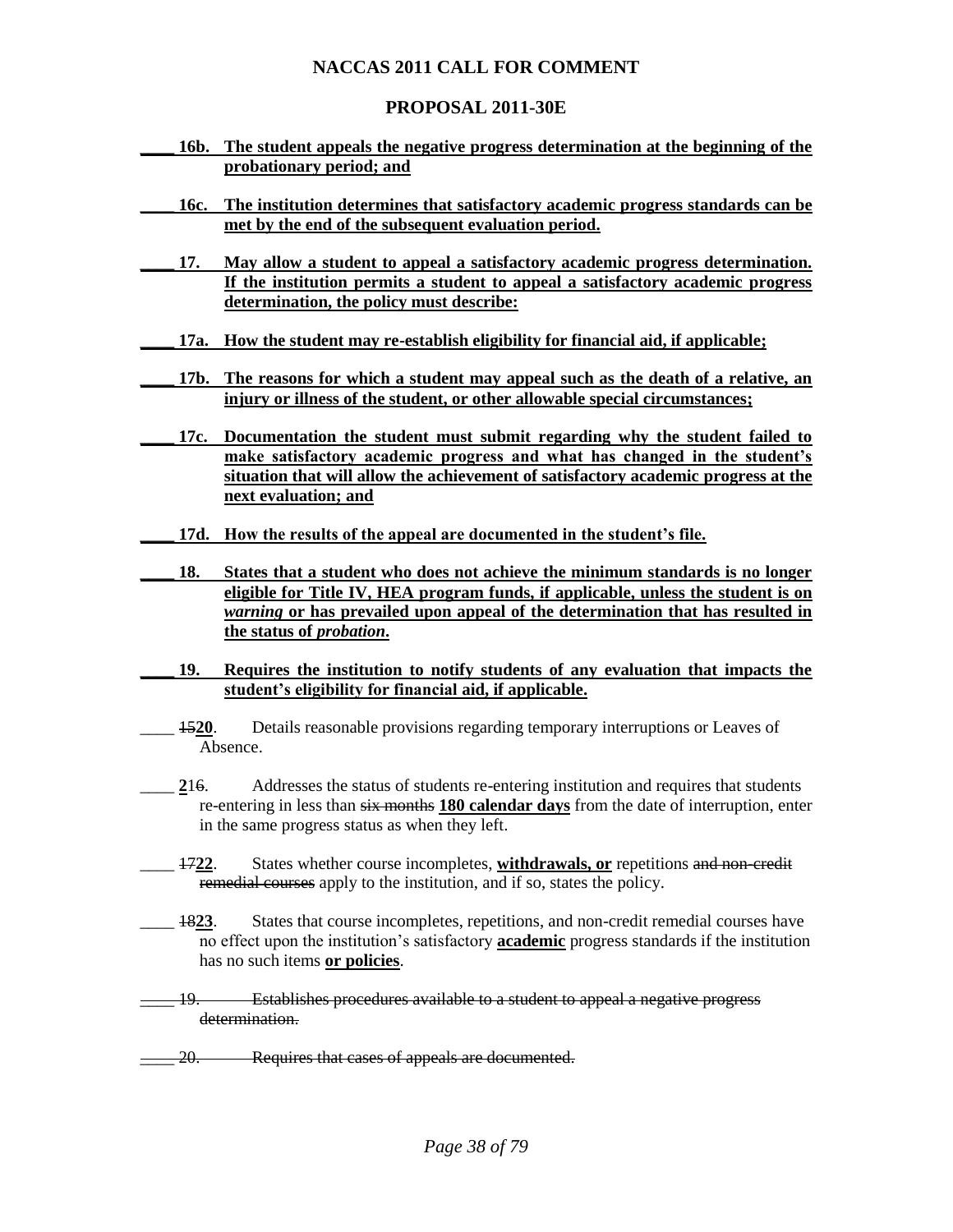# NACCAS 2011 CALL FOR COMMENT

## PROPOSAL 2011-30E

____ **16b. The student appeals the negative progress determination at the beginning of the probationary period; and**

____ **16c. The institution determines that satisfactory academic progress standards can be met by the end of the subsequent evaluation period.**

____ **17. May allow a student to appeal a satisfactory academic progress determination. If the institution permits a student to appeal a satisfactory academic progress determination, the policy must describe:**

____ **17a. How the student may re-establish eligibility for financial aid, if applicable;**

____ **17b. The reasons for which a student may appeal such as the death of a relative, an injury or illness of the student, or other allowable special circumstances;**

____ **17c. Documentation the student must submit regarding why the student failed to make satisfactory academic progress and what has changed in the student's situation that will allow the achievement of satisfactory academic progress at the next evaluation; and**

____ **17d. How the results of the appeal are documented in the student's file.**

____ **18. States that a student who does not achieve the minimum standards is no longer eligible for Title IV, HEA program funds, if applicable, unless the student is on *warning* or has prevailed upon appeal of the determination that has resulted in the status of *probation*.**

____ **19. Requires the institution to notify students of any evaluation that impacts the student's eligibility for financial aid, if applicable.**

____ ~~15~~**20**. Details reasonable provisions regarding temporary interruptions or Leaves of Absence.

____ **2**1~~6~~. Addresses the status of students re-entering institution and requires that students re-entering in less than ~~six months~~ **180 calendar days** from the date of interruption, enter in the same progress status as when they left.

____ ~~17~~**22**. States whether course incompletes, **withdrawals, or** repetitions ~~and non-credit remedial courses~~ apply to the institution, and if so, states the policy.

____ ~~18~~**23**. States that course incompletes, repetitions, and non-credit remedial courses have no effect upon the institution's satisfactory **academic** progress standards if the institution has no such items **or policies**.

~~____ 19. Establishes procedures available to a student to appeal a negative progress determination.~~

~~____ 20. Requires that cases of appeals are documented.~~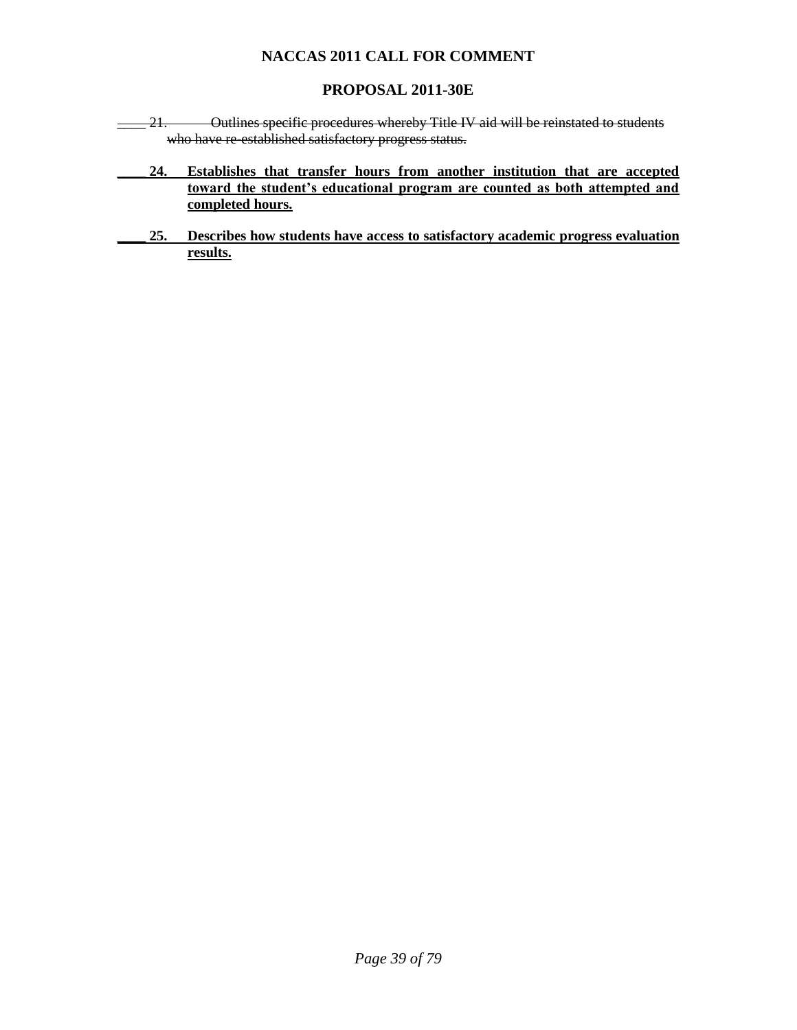# NACCAS 2011 CALL FOR COMMENT

## PROPOSAL 2011-30E

~~____ 21. Outlines specific procedures whereby Title IV aid will be reinstated to students who have re-established satisfactory progress status.~~

____ **<u>24. Establishes that transfer hours from another institution that are accepted toward the student's educational program are counted as both attempted and completed hours.</u>**

____ **<u>25. Describes how students have access to satisfactory academic progress evaluation results.</u>**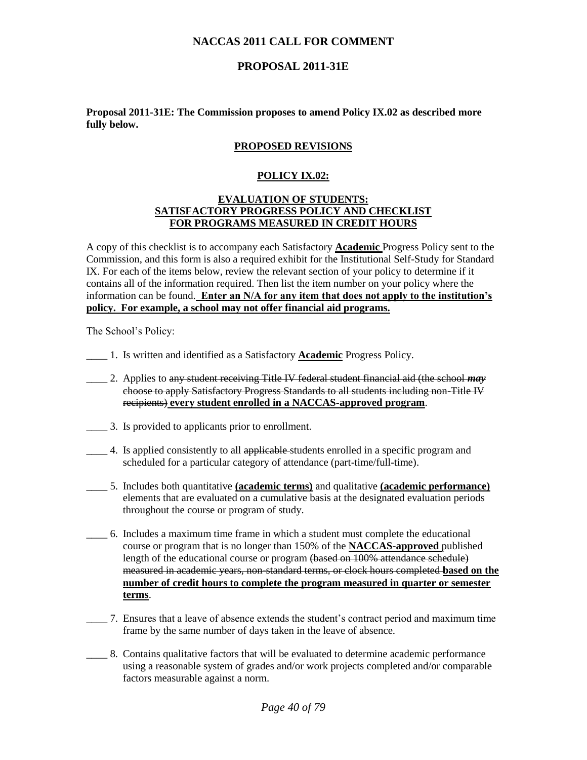**NACCAS 2011 CALL FOR COMMENT**

**PROPOSAL 2011-31E**

**Proposal 2011-31E: The Commission proposes to amend Policy IX.02 as described more fully below.**

**<u>PROPOSED REVISIONS</u>**

**<u>POLICY IX.02:</u>**

**<u>EVALUATION OF STUDENTS:</u>**
**<u>SATISFACTORY PROGRESS POLICY AND CHECKLIST</u>**
**<u>FOR PROGRAMS MEASURED IN CREDIT HOURS</u>**

A copy of this checklist is to accompany each Satisfactory **<u>Academic</u>** Progress Policy sent to the Commission, and this form is also a required exhibit for the Institutional Self-Study for Standard IX. For each of the items below, review the relevant section of your policy to determine if it contains all of the information required. Then list the item number on your policy where the information can be found. **<u>Enter an N/A for any item that does not apply to the institution's policy. For example, a school may not offer financial aid programs.</u>**

The School's Policy:

____ 1. Is written and identified as a Satisfactory **<u>Academic</u>** Progress Policy.

____ 2. Applies to ~~any student receiving Title IV federal student financial aid (the school *may* choose to apply Satisfactory Progress Standards to all students including non-Title IV recipients)~~ **<u>every student enrolled in a NACCAS-approved program</u>**.

____ 3. Is provided to applicants prior to enrollment.

____ 4. Is applied consistently to all ~~applicable~~ students enrolled in a specific program and scheduled for a particular category of attendance (part-time/full-time).

____ 5. Includes both quantitative **<u>(academic terms)</u>** and qualitative **<u>(academic performance)</u>** elements that are evaluated on a cumulative basis at the designated evaluation periods throughout the course or program of study.

____ 6. Includes a maximum time frame in which a student must complete the educational course or program that is no longer than 150% of the **<u>NACCAS-approved</u>** published length of the educational course or program ~~(based on 100% attendance schedule) measured in academic years, non-standard terms, or clock hours completed~~ **<u>based on the number of credit hours to complete the program measured in quarter or semester terms</u>**.

____ 7. Ensures that a leave of absence extends the student's contract period and maximum time frame by the same number of days taken in the leave of absence.

____ 8. Contains qualitative factors that will be evaluated to determine academic performance using a reasonable system of grades and/or work projects completed and/or comparable factors measurable against a norm.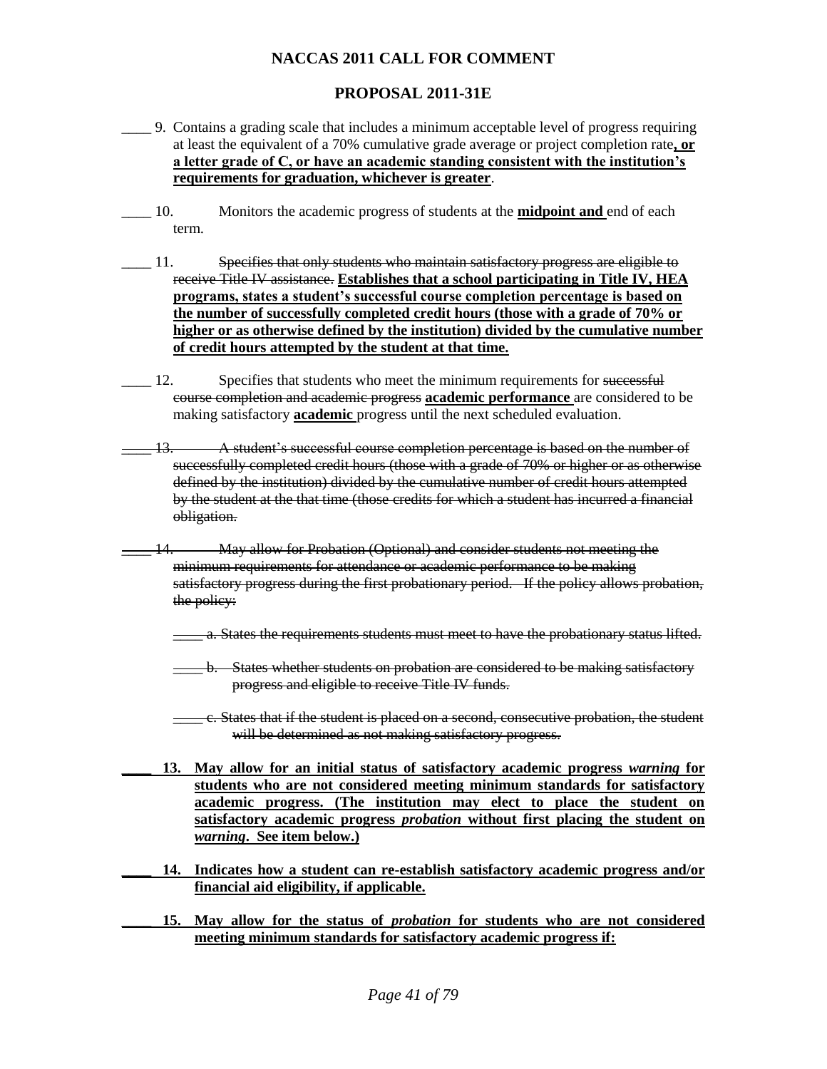# NACCAS 2011 CALL FOR COMMENT

## PROPOSAL 2011-31E

\_\_\_\_ 9. Contains a grading scale that includes a minimum acceptable level of progress requiring at least the equivalent of a 70% cumulative grade average or project completion rate**<u>, or a letter grade of C, or have an academic standing consistent with the institution's requirements for graduation, whichever is greater</u>**.

\_\_\_\_ 10. Monitors the academic progress of students at the **<u>midpoint and</u>** end of each term.

\_\_\_\_ 11. ~~Specifies that only students who maintain satisfactory progress are eligible to receive Title IV assistance.~~ **<u>Establishes that a school participating in Title IV, HEA programs, states a student's successful course completion percentage is based on the number of successfully completed credit hours (those with a grade of 70% or higher or as otherwise defined by the institution) divided by the cumulative number of credit hours attempted by the student at that time.</u>**

\_\_\_\_ 12. Specifies that students who meet the minimum requirements for ~~successful course completion and academic progress~~ **<u>academic performance</u>** are considered to be making satisfactory **<u>academic</u>** progress until the next scheduled evaluation.

~~\_\_\_\_ 13. A student's successful course completion percentage is based on the number of successfully completed credit hours (those with a grade of 70% or higher or as otherwise defined by the institution) divided by the cumulative number of credit hours attempted by the student at the that time (those credits for which a student has incurred a financial obligation.~~

~~\_\_\_\_ 14. May allow for Probation (Optional) and consider students not meeting the minimum requirements for attendance or academic performance to be making satisfactory progress during the first probationary period. If the policy allows probation, the policy:~~

- ~~\_\_\_\_ a. States the requirements students must meet to have the probationary status lifted.~~
- ~~\_\_\_\_ b. States whether students on probation are considered to be making satisfactory progress and eligible to receive Title IV funds.~~
- ~~\_\_\_\_ c. States that if the student is placed on a second, consecutive probation, the student will be determined as not making satisfactory progress.~~

**<u>\_\_\_\_ 13. May allow for an initial status of satisfactory academic progress *warning* for students who are not considered meeting minimum standards for satisfactory academic progress. (The institution may elect to place the student on satisfactory academic progress *probation* without first placing the student on *warning*. See item below.)</u>**

**<u>\_\_\_\_ 14. Indicates how a student can re-establish satisfactory academic progress and/or financial aid eligibility, if applicable.</u>**

**<u>\_\_\_\_ 15. May allow for the status of *probation* for students who are not considered meeting minimum standards for satisfactory academic progress if:</u>**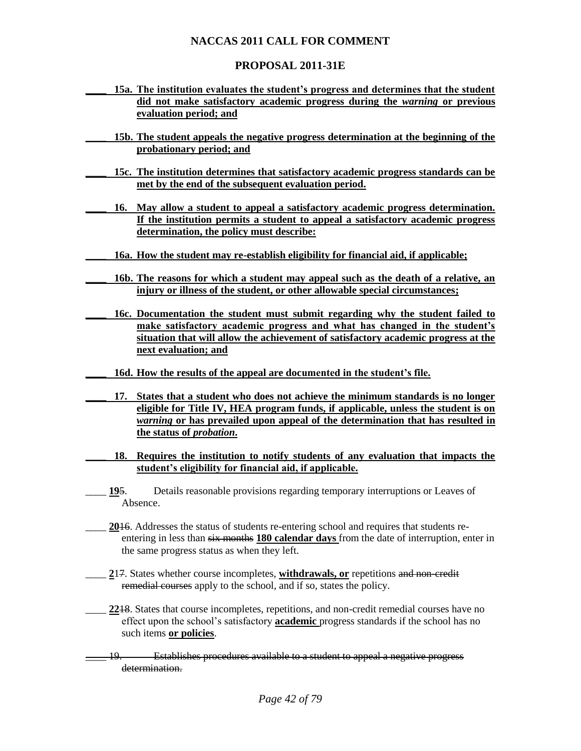# NACCAS 2011 CALL FOR COMMENT

## PROPOSAL 2011-31E

\_\_\_\_ **15a. The institution evaluates the student's progress and determines that the student did not make satisfactory academic progress during the *warning* or previous evaluation period; and**

\_\_\_\_ **15b. The student appeals the negative progress determination at the beginning of the probationary period; and**

\_\_\_\_ **15c. The institution determines that satisfactory academic progress standards can be met by the end of the subsequent evaluation period.**

\_\_\_\_ **16. May allow a student to appeal a satisfactory academic progress determination. If the institution permits a student to appeal a satisfactory academic progress determination, the policy must describe:**

\_\_\_\_ **16a. How the student may re-establish eligibility for financial aid, if applicable;**

\_\_\_\_ **16b. The reasons for which a student may appeal such as the death of a relative, an injury or illness of the student, or other allowable special circumstances;**

\_\_\_\_ **16c. Documentation the student must submit regarding why the student failed to make satisfactory academic progress and what has changed in the student's situation that will allow the achievement of satisfactory academic progress at the next evaluation; and**

\_\_\_\_ **16d. How the results of the appeal are documented in the student's file.**

\_\_\_\_ **17. States that a student who does not achieve the minimum standards is no longer eligible for Title IV, HEA program funds, if applicable, unless the student is on *warning* or has prevailed upon appeal of the determination that has resulted in the status of *probation*.**

\_\_\_\_ **18. Requires the institution to notify students of any evaluation that impacts the student's eligibility for financial aid, if applicable.**

\_\_\_\_ **19**~~5~~. Details reasonable provisions regarding temporary interruptions or Leaves of Absence.

\_\_\_\_ **20**~~16~~. Addresses the status of students re-entering school and requires that students re-entering in less than ~~six months~~ **180 calendar days** from the date of interruption, enter in the same progress status as when they left.

\_\_\_\_ **2**1~~7~~. States whether course incompletes, **withdrawals, or** repetitions ~~and non-credit remedial courses~~ apply to the school, and if so, states the policy.

\_\_\_\_ **22**~~18~~. States that course incompletes, repetitions, and non-credit remedial courses have no effect upon the school's satisfactory **academic** progress standards if the school has no such items **or policies**.

~~\_\_\_\_ 19. Establishes procedures available to a student to appeal a negative progress determination.~~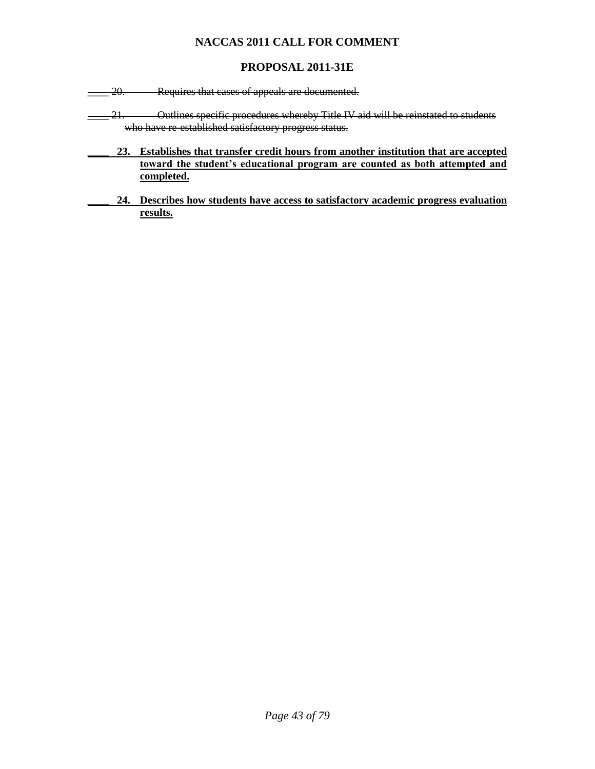# NACCAS 2011 CALL FOR COMMENT

## PROPOSAL 2011-31E

~~____ 20. Requires that cases of appeals are documented.~~

~~____ 21. Outlines specific procedures whereby Title IV aid will be reinstated to students who have re-established satisfactory progress status.~~

**____ 23. <u>Establishes that transfer credit hours from another institution that are accepted toward the student's educational program are counted as both attempted and completed.</u>**

**____ 24. <u>Describes how students have access to satisfactory academic progress evaluation results.</u>**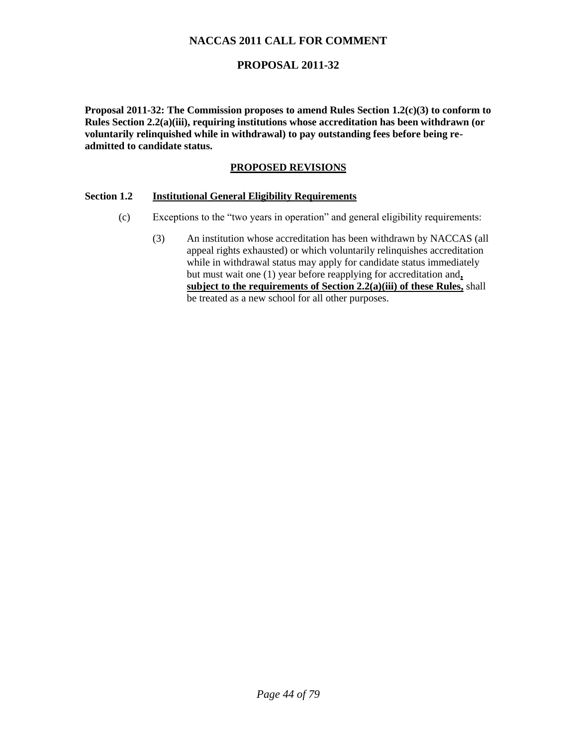# NACCAS 2011 CALL FOR COMMENT

## PROPOSAL 2011-32

**Proposal 2011-32: The Commission proposes to amend Rules Section 1.2(c)(3) to conform to Rules Section 2.2(a)(iii), requiring institutions whose accreditation has been withdrawn (or voluntarily relinquished while in withdrawal) to pay outstanding fees before being re-admitted to candidate status.**

### PROPOSED REVISIONS

**Section 1.2 Institutional General Eligibility Requirements**

(c) Exceptions to the "two years in operation" and general eligibility requirements:

(3) An institution whose accreditation has been withdrawn by NACCAS (all appeal rights exhausted) or which voluntarily relinquishes accreditation while in withdrawal status may apply for candidate status immediately but must wait one (1) year before reapplying for accreditation and**, subject to the requirements of Section 2.2(a)(iii) of these Rules,** shall be treated as a new school for all other purposes.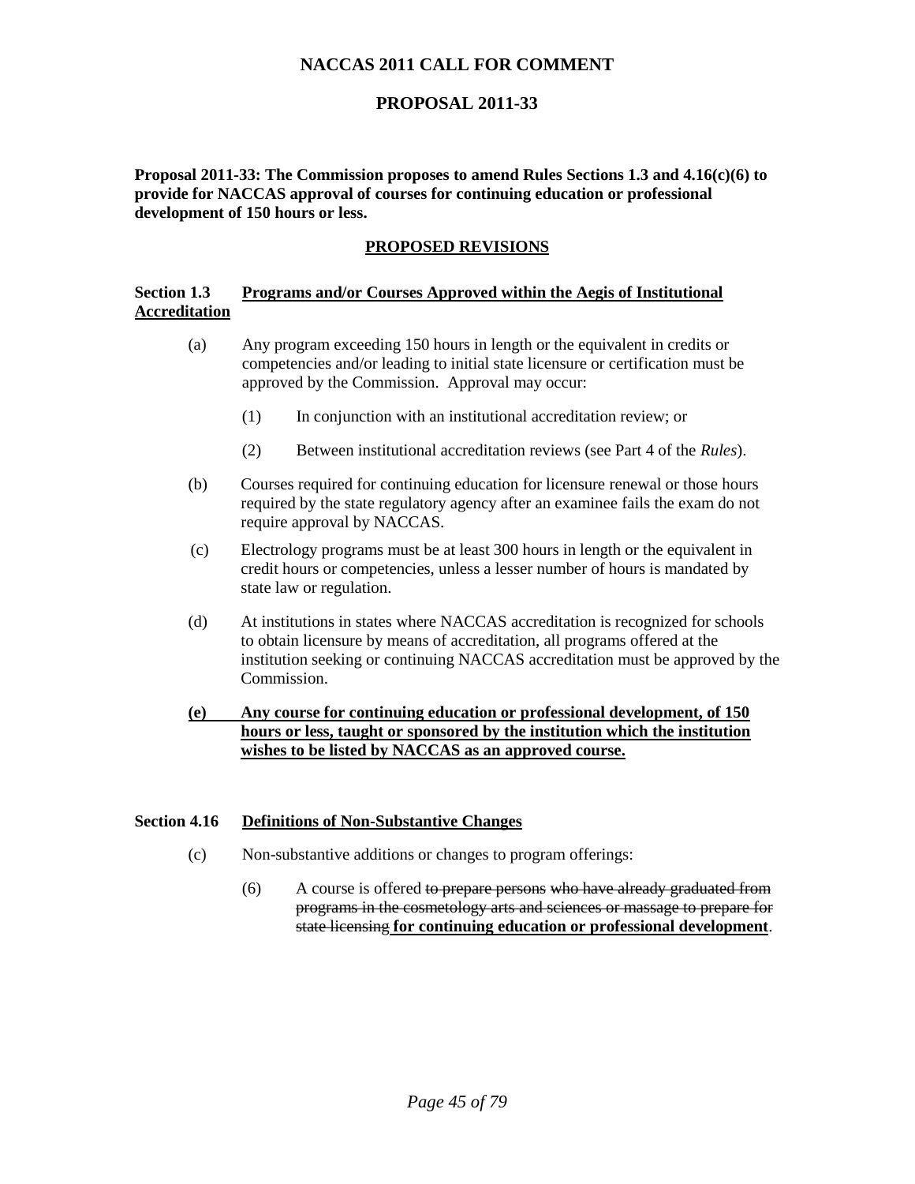# NACCAS 2011 CALL FOR COMMENT

## PROPOSAL 2011-33

**Proposal 2011-33: The Commission proposes to amend Rules Sections 1.3 and 4.16(c)(6) to provide for NACCAS approval of courses for continuing education or professional development of 150 hours or less.**

### PROPOSED REVISIONS

**Section 1.3 Programs and/or Courses Approved within the Aegis of Institutional Accreditation**

(a) Any program exceeding 150 hours in length or the equivalent in credits or competencies and/or leading to initial state licensure or certification must be approved by the Commission. Approval may occur:

(1) In conjunction with an institutional accreditation review; or

(2) Between institutional accreditation reviews (see Part 4 of the *Rules*).

(b) Courses required for continuing education for licensure renewal or those hours required by the state regulatory agency after an examinee fails the exam do not require approval by NACCAS.

(c) Electrology programs must be at least 300 hours in length or the equivalent in credit hours or competencies, unless a lesser number of hours is mandated by state law or regulation.

(d) At institutions in states where NACCAS accreditation is recognized for schools to obtain licensure by means of accreditation, all programs offered at the institution seeking or continuing NACCAS accreditation must be approved by the Commission.

**(e) Any course for continuing education or professional development, of 150 hours or less, taught or sponsored by the institution which the institution wishes to be listed by NACCAS as an approved course.**

**Section 4.16 Definitions of Non-Substantive Changes**

(c) Non-substantive additions or changes to program offerings:

(6) A course is offered ~~to prepare persons who have already graduated from programs in the cosmetology arts and sciences or massage to prepare for state licensing~~ **for continuing education or professional development**.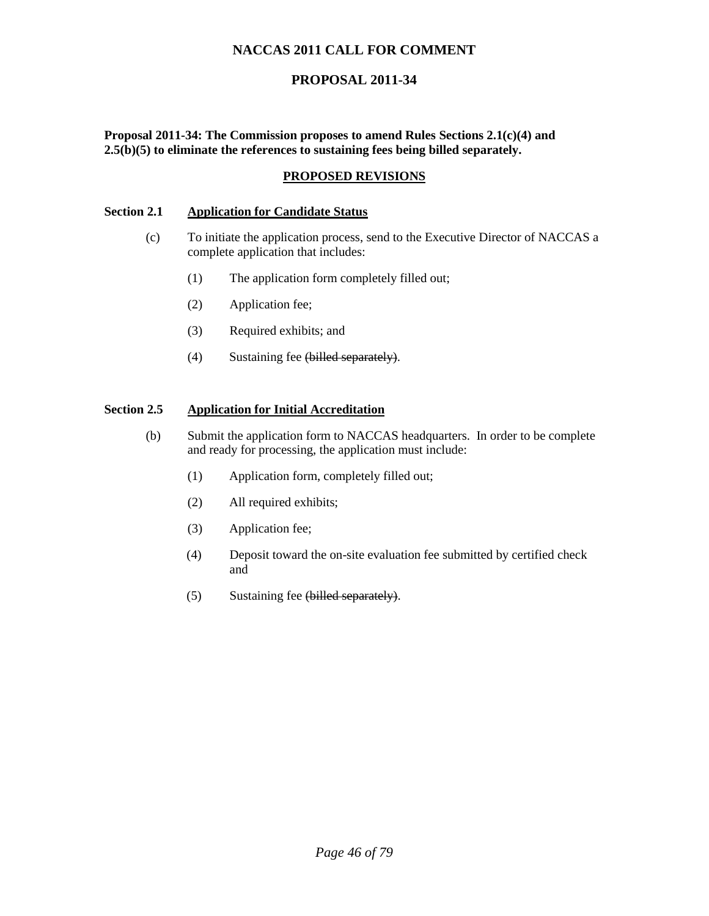# NACCAS 2011 CALL FOR COMMENT

## PROPOSAL 2011-34

**Proposal 2011-34: The Commission proposes to amend Rules Sections 2.1(c)(4) and 2.5(b)(5) to eliminate the references to sustaining fees being billed separately.**

**PROPOSED REVISIONS**

**Section 2.1 Application for Candidate Status**

(c) To initiate the application process, send to the Executive Director of NACCAS a complete application that includes:

(1) The application form completely filled out;

(2) Application fee;

(3) Required exhibits; and

(4) Sustaining fee ~~(billed separately)~~.

**Section 2.5 Application for Initial Accreditation**

(b) Submit the application form to NACCAS headquarters. In order to be complete and ready for processing, the application must include:

(1) Application form, completely filled out;

(2) All required exhibits;

(3) Application fee;

(4) Deposit toward the on-site evaluation fee submitted by certified check and

(5) Sustaining fee ~~(billed separately)~~.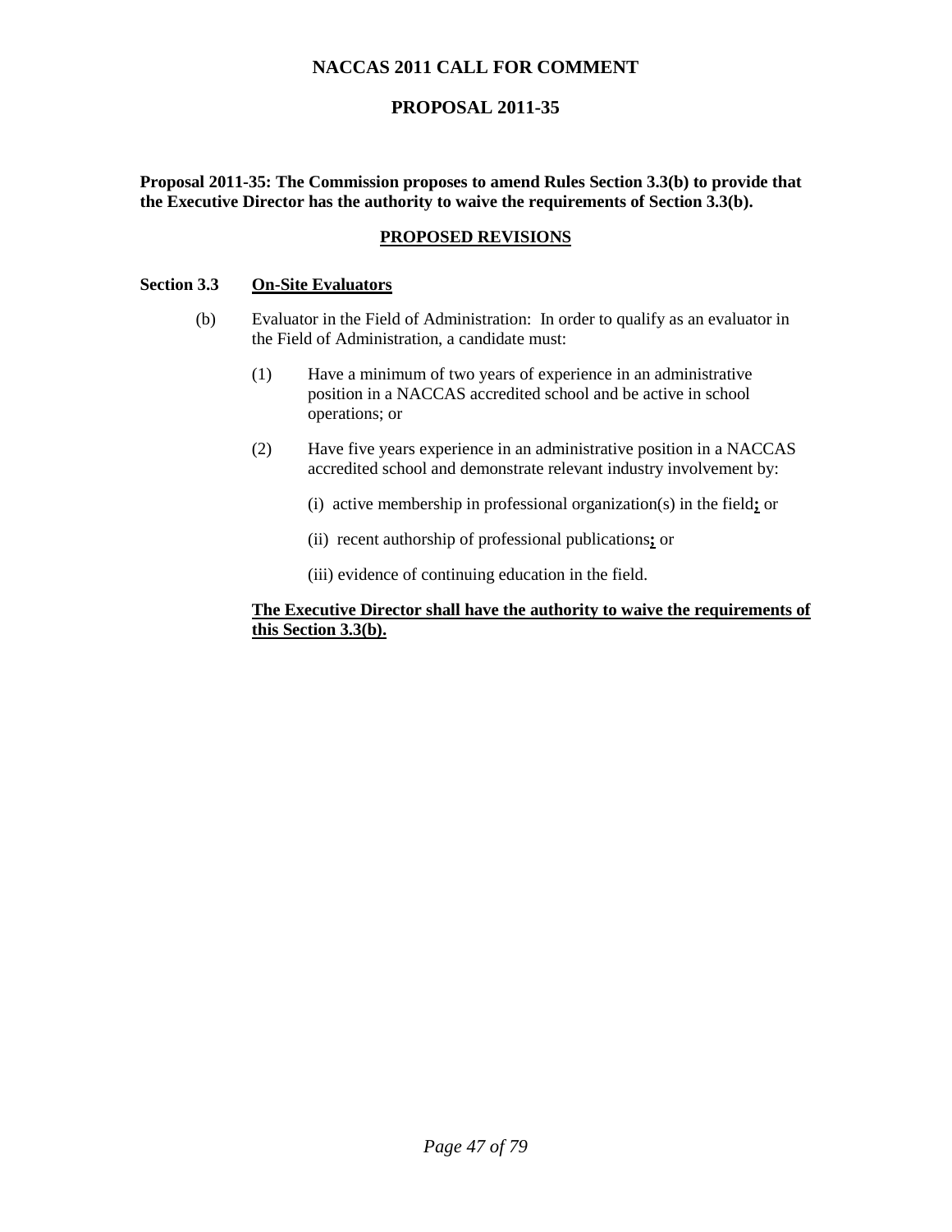# NACCAS 2011 CALL FOR COMMENT

## PROPOSAL 2011-35

**Proposal 2011-35: The Commission proposes to amend Rules Section 3.3(b) to provide that the Executive Director has the authority to waive the requirements of Section 3.3(b).**

### PROPOSED REVISIONS

**Section 3.3 On-Site Evaluators**

(b) Evaluator in the Field of Administration: In order to qualify as an evaluator in the Field of Administration, a candidate must:

(1) Have a minimum of two years of experience in an administrative position in a NACCAS accredited school and be active in school operations; or

(2) Have five years experience in an administrative position in a NACCAS accredited school and demonstrate relevant industry involvement by:

(i) active membership in professional organization(s) in the field**;** or

(ii) recent authorship of professional publications**;** or

(iii) evidence of continuing education in the field.

**The Executive Director shall have the authority to waive the requirements of this Section 3.3(b).**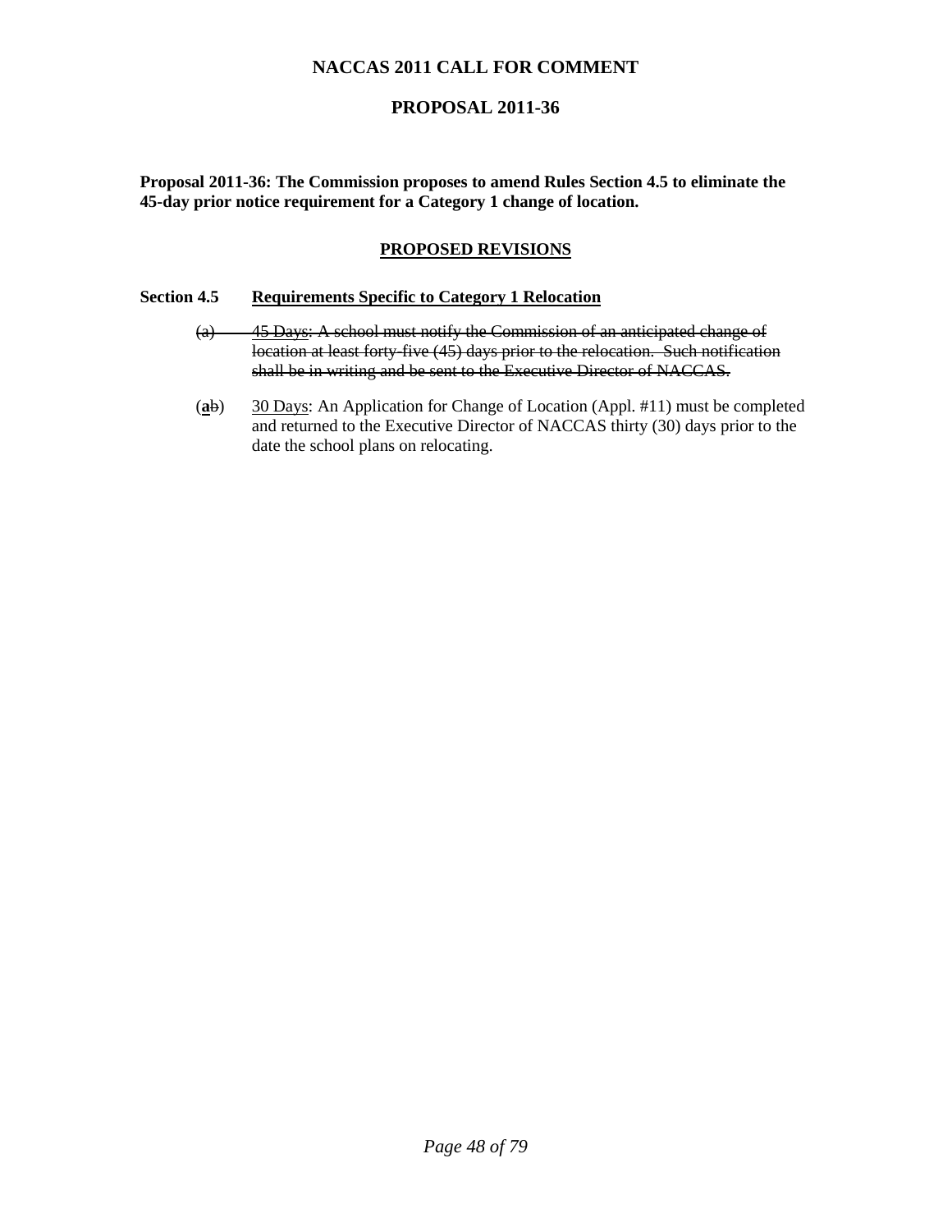# NACCAS 2011 CALL FOR COMMENT

## PROPOSAL 2011-36

**Proposal 2011-36: The Commission proposes to amend Rules Section 4.5 to eliminate the 45-day prior notice requirement for a Category 1 change of location.**

### PROPOSED REVISIONS

**Section 4.5 Requirements Specific to Category 1 Relocation**

~~(a) 45 Days: A school must notify the Commission of an anticipated change of location at least forty-five (45) days prior to the relocation. Such notification shall be in writing and be sent to the Executive Director of NACCAS.~~

(**a**~~b~~) 30 Days: An Application for Change of Location (Appl. #11) must be completed and returned to the Executive Director of NACCAS thirty (30) days prior to the date the school plans on relocating.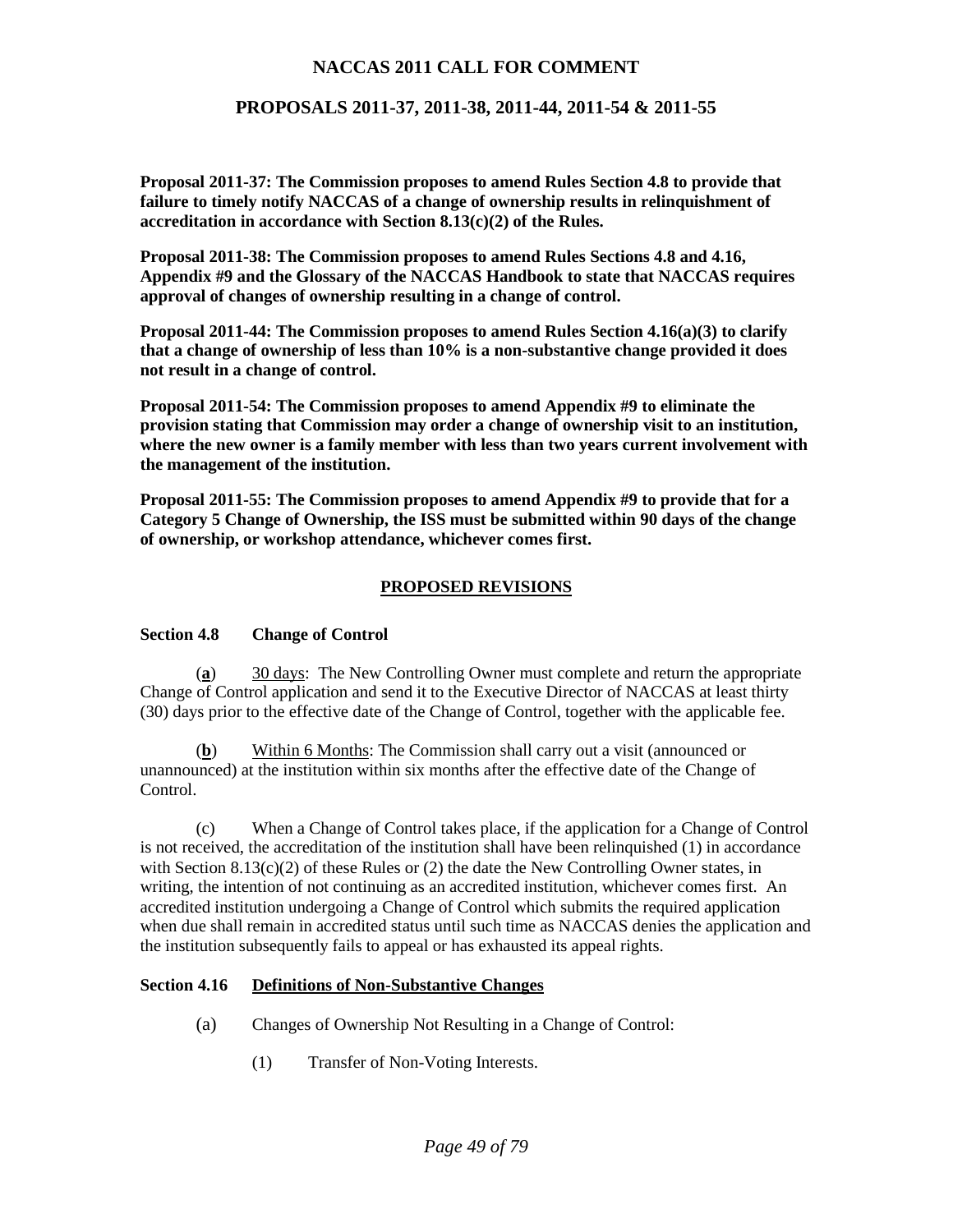**NACCAS 2011 CALL FOR COMMENT**

**PROPOSALS 2011-37, 2011-38, 2011-44, 2011-54 & 2011-55**

**Proposal 2011-37: The Commission proposes to amend Rules Section 4.8 to provide that failure to timely notify NACCAS of a change of ownership results in relinquishment of accreditation in accordance with Section 8.13(c)(2) of the Rules.**

**Proposal 2011-38: The Commission proposes to amend Rules Sections 4.8 and 4.16, Appendix #9 and the Glossary of the NACCAS Handbook to state that NACCAS requires approval of changes of ownership resulting in a change of control.**

**Proposal 2011-44: The Commission proposes to amend Rules Section 4.16(a)(3) to clarify that a change of ownership of less than 10% is a non-substantive change provided it does not result in a change of control.**

**Proposal 2011-54: The Commission proposes to amend Appendix #9 to eliminate the provision stating that Commission may order a change of ownership visit to an institution, where the new owner is a family member with less than two years current involvement with the management of the institution.**

**Proposal 2011-55: The Commission proposes to amend Appendix #9 to provide that for a Category 5 Change of Ownership, the ISS must be submitted within 90 days of the change of ownership, or workshop attendance, whichever comes first.**

**PROPOSED REVISIONS**

**Section 4.8 Change of Control**

(**a**) 30 days: The New Controlling Owner must complete and return the appropriate Change of Control application and send it to the Executive Director of NACCAS at least thirty (30) days prior to the effective date of the Change of Control, together with the applicable fee.

(**b**) Within 6 Months: The Commission shall carry out a visit (announced or unannounced) at the institution within six months after the effective date of the Change of Control.

(c) When a Change of Control takes place, if the application for a Change of Control is not received, the accreditation of the institution shall have been relinquished (1) in accordance with Section 8.13(c)(2) of these Rules or (2) the date the New Controlling Owner states, in writing, the intention of not continuing as an accredited institution, whichever comes first. An accredited institution undergoing a Change of Control which submits the required application when due shall remain in accredited status until such time as NACCAS denies the application and the institution subsequently fails to appeal or has exhausted its appeal rights.

**Section 4.16 Definitions of Non-Substantive Changes**

(a) Changes of Ownership Not Resulting in a Change of Control:

(1) Transfer of Non-Voting Interests.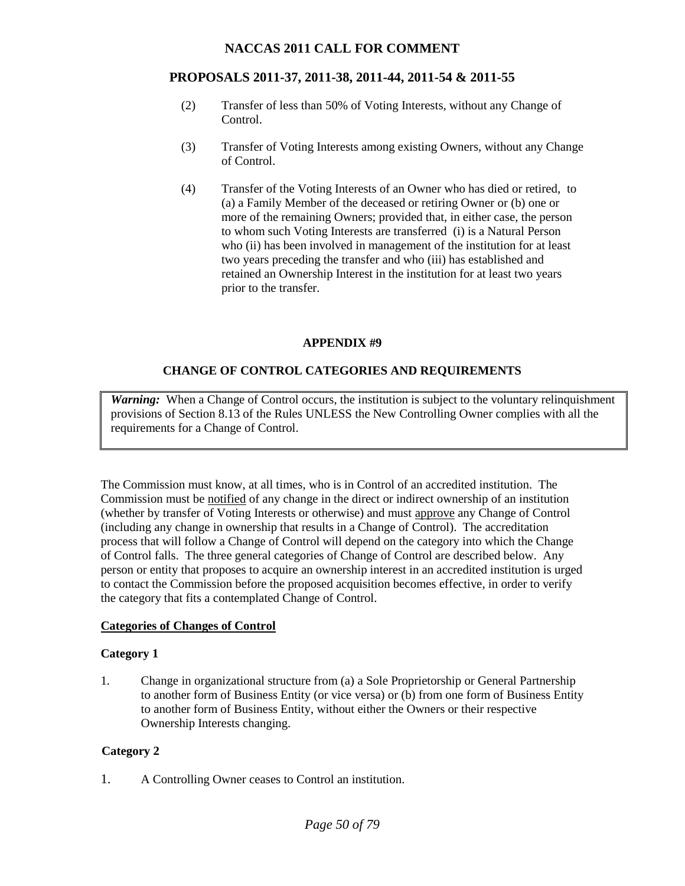(2) Transfer of less than 50% of Voting Interests, without any Change of Control.

(3) Transfer of Voting Interests among existing Owners, without any Change of Control.

(4) Transfer of the Voting Interests of an Owner who has died or retired, to (a) a Family Member of the deceased or retiring Owner or (b) one or more of the remaining Owners; provided that, in either case, the person to whom such Voting Interests are transferred (i) is a Natural Person who (ii) has been involved in management of the institution for at least two years preceding the transfer and who (iii) has established and retained an Ownership Interest in the institution for at least two years prior to the transfer.

## APPENDIX #9

## CHANGE OF CONTROL CATEGORIES AND REQUIREMENTS

> ***Warning:*** When a Change of Control occurs, the institution is subject to the voluntary relinquishment provisions of Section 8.13 of the Rules UNLESS the New Controlling Owner complies with all the requirements for a Change of Control.

The Commission must know, at all times, who is in Control of an accredited institution. The Commission must be notified of any change in the direct or indirect ownership of an institution (whether by transfer of Voting Interests or otherwise) and must approve any Change of Control (including any change in ownership that results in a Change of Control). The accreditation process that will follow a Change of Control will depend on the category into which the Change of Control falls. The three general categories of Change of Control are described below. Any person or entity that proposes to acquire an ownership interest in an accredited institution is urged to contact the Commission before the proposed acquisition becomes effective, in order to verify the category that fits a contemplated Change of Control.

### Categories of Changes of Control

#### Category 1

1. Change in organizational structure from (a) a Sole Proprietorship or General Partnership to another form of Business Entity (or vice versa) or (b) from one form of Business Entity to another form of Business Entity, without either the Owners or their respective Ownership Interests changing.

#### Category 2

1. A Controlling Owner ceases to Control an institution.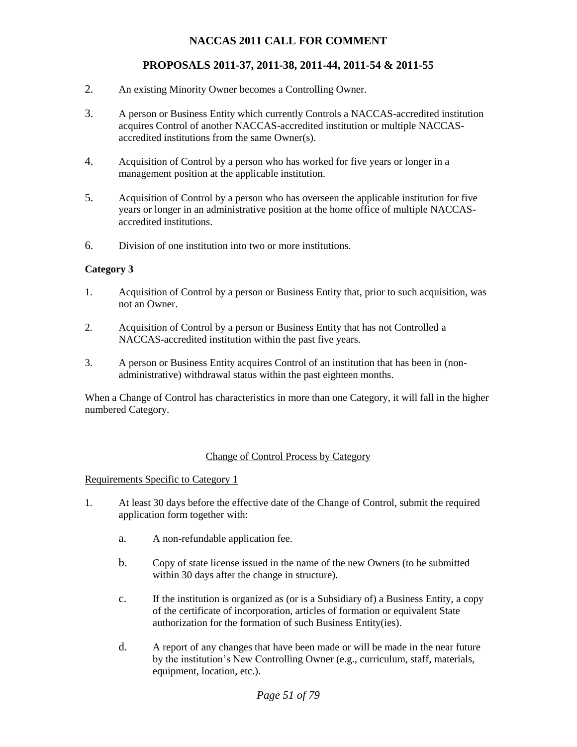2. An existing Minority Owner becomes a Controlling Owner.

3. A person or Business Entity which currently Controls a NACCAS-accredited institution acquires Control of another NACCAS-accredited institution or multiple NACCAS-accredited institutions from the same Owner(s).

4. Acquisition of Control by a person who has worked for five years or longer in a management position at the applicable institution.

5. Acquisition of Control by a person who has overseen the applicable institution for five years or longer in an administrative position at the home office of multiple NACCAS-accredited institutions.

6. Division of one institution into two or more institutions.

**Category 3**

1. Acquisition of Control by a person or Business Entity that, prior to such acquisition, was not an Owner.

2. Acquisition of Control by a person or Business Entity that has not Controlled a NACCAS-accredited institution within the past five years.

3. A person or Business Entity acquires Control of an institution that has been in (non-administrative) withdrawal status within the past eighteen months.

When a Change of Control has characteristics in more than one Category, it will fall in the higher numbered Category.

<u>Change of Control Process by Category</u>

<u>Requirements Specific to Category 1</u>

1. At least 30 days before the effective date of the Change of Control, submit the required application form together with:

   a. A non-refundable application fee.

   b. Copy of state license issued in the name of the new Owners (to be submitted within 30 days after the change in structure).

   c. If the institution is organized as (or is a Subsidiary of) a Business Entity, a copy of the certificate of incorporation, articles of formation or equivalent State authorization for the formation of such Business Entity(ies).

   d. A report of any changes that have been made or will be made in the near future by the institution's New Controlling Owner (e.g., curriculum, staff, materials, equipment, location, etc.).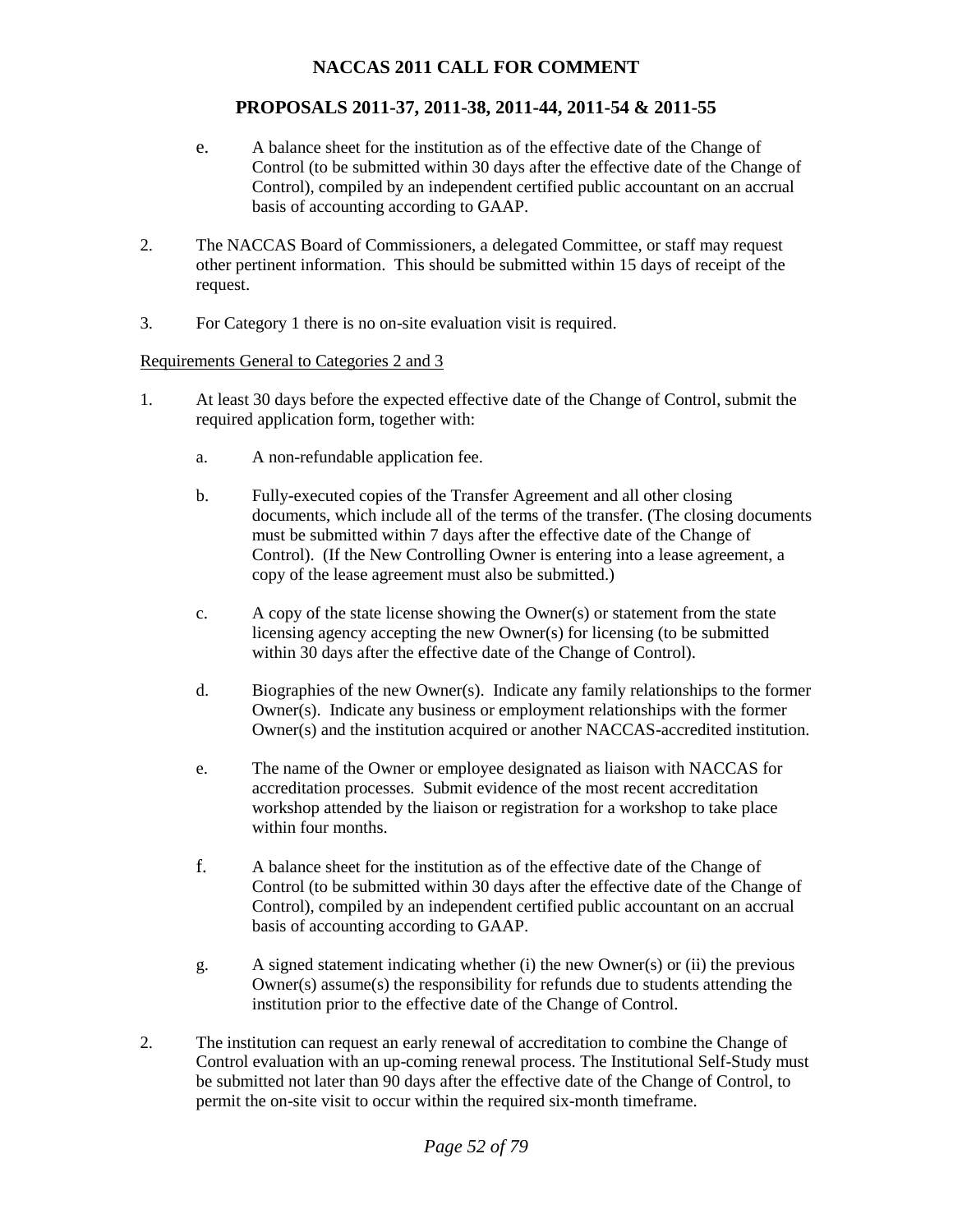e. A balance sheet for the institution as of the effective date of the Change of Control (to be submitted within 30 days after the effective date of the Change of Control), compiled by an independent certified public accountant on an accrual basis of accounting according to GAAP.

2. The NACCAS Board of Commissioners, a delegated Committee, or staff may request other pertinent information. This should be submitted within 15 days of receipt of the request.

3. For Category 1 there is no on-site evaluation visit is required.

<u>Requirements General to Categories 2 and 3</u>

1. At least 30 days before the expected effective date of the Change of Control, submit the required application form, together with:

   a. A non-refundable application fee.

   b. Fully-executed copies of the Transfer Agreement and all other closing documents, which include all of the terms of the transfer. (The closing documents must be submitted within 7 days after the effective date of the Change of Control). (If the New Controlling Owner is entering into a lease agreement, a copy of the lease agreement must also be submitted.)

   c. A copy of the state license showing the Owner(s) or statement from the state licensing agency accepting the new Owner(s) for licensing (to be submitted within 30 days after the effective date of the Change of Control).

   d. Biographies of the new Owner(s). Indicate any family relationships to the former Owner(s). Indicate any business or employment relationships with the former Owner(s) and the institution acquired or another NACCAS-accredited institution.

   e. The name of the Owner or employee designated as liaison with NACCAS for accreditation processes. Submit evidence of the most recent accreditation workshop attended by the liaison or registration for a workshop to take place within four months.

   f. A balance sheet for the institution as of the effective date of the Change of Control (to be submitted within 30 days after the effective date of the Change of Control), compiled by an independent certified public accountant on an accrual basis of accounting according to GAAP.

   g. A signed statement indicating whether (i) the new Owner(s) or (ii) the previous Owner(s) assume(s) the responsibility for refunds due to students attending the institution prior to the effective date of the Change of Control.

2. The institution can request an early renewal of accreditation to combine the Change of Control evaluation with an up-coming renewal process. The Institutional Self-Study must be submitted not later than 90 days after the effective date of the Change of Control, to permit the on-site visit to occur within the required six-month timeframe.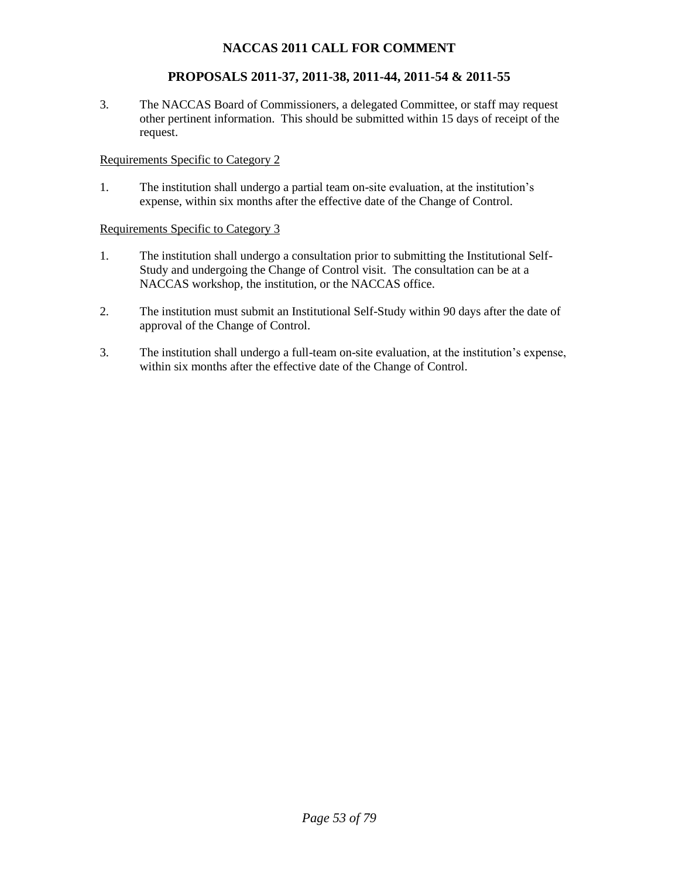3. The NACCAS Board of Commissioners, a delegated Committee, or staff may request other pertinent information. This should be submitted within 15 days of receipt of the request.

<u>Requirements Specific to Category 2</u>

1. The institution shall undergo a partial team on-site evaluation, at the institution's expense, within six months after the effective date of the Change of Control.

<u>Requirements Specific to Category 3</u>

1. The institution shall undergo a consultation prior to submitting the Institutional Self-Study and undergoing the Change of Control visit. The consultation can be at a NACCAS workshop, the institution, or the NACCAS office.

2. The institution must submit an Institutional Self-Study within 90 days after the date of approval of the Change of Control.

3. The institution shall undergo a full-team on-site evaluation, at the institution's expense, within six months after the effective date of the Change of Control.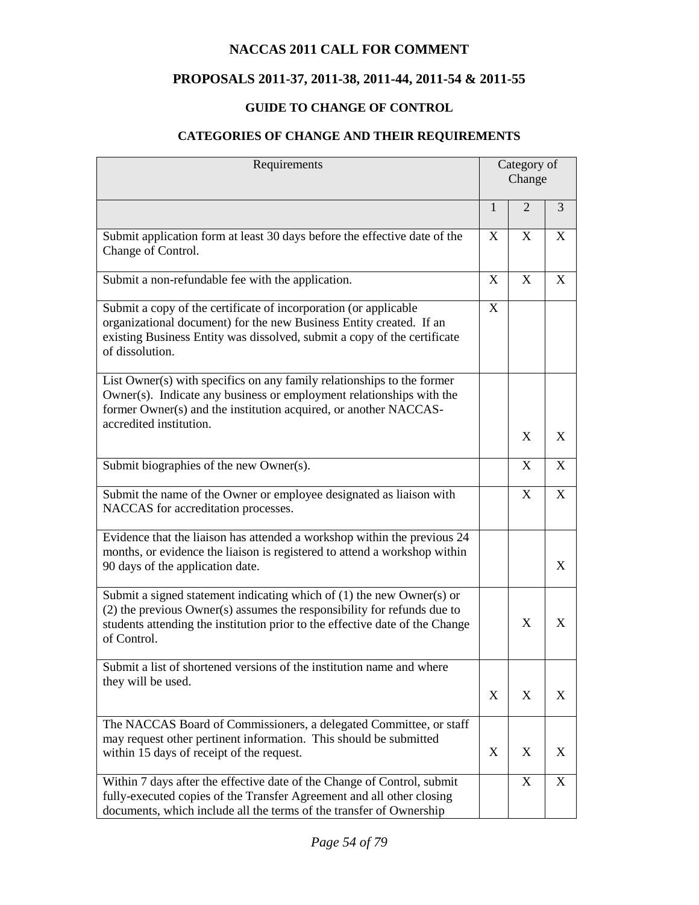# NACCAS 2011 CALL FOR COMMENT

## PROPOSALS 2011-37, 2011-38, 2011-44, 2011-54 & 2011-55

### GUIDE TO CHANGE OF CONTROL

### CATEGORIES OF CHANGE AND THEIR REQUIREMENTS

| Requirements | Category of Change | | |
|---|---|---|---|
| | 1 | 2 | 3 |
| Submit application form at least 30 days before the effective date of the Change of Control. | X | X | X |
| Submit a non-refundable fee with the application. | X | X | X |
| Submit a copy of the certificate of incorporation (or applicable organizational document) for the new Business Entity created. If an existing Business Entity was dissolved, submit a copy of the certificate of dissolution. | X | | |
| List Owner(s) with specifics on any family relationships to the former Owner(s). Indicate any business or employment relationships with the former Owner(s) and the institution acquired, or another NACCAS-accredited institution. | | X | X |
| Submit biographies of the new Owner(s). | | X | X |
| Submit the name of the Owner or employee designated as liaison with NACCAS for accreditation processes. | | X | X |
| Evidence that the liaison has attended a workshop within the previous 24 months, or evidence the liaison is registered to attend a workshop within 90 days of the application date. | | | X |
| Submit a signed statement indicating which of (1) the new Owner(s) or (2) the previous Owner(s) assumes the responsibility for refunds due to students attending the institution prior to the effective date of the Change of Control. | | X | X |
| Submit a list of shortened versions of the institution name and where they will be used. | X | X | X |
| The NACCAS Board of Commissioners, a delegated Committee, or staff may request other pertinent information. This should be submitted within 15 days of receipt of the request. | X | X | X |
| Within 7 days after the effective date of the Change of Control, submit fully-executed copies of the Transfer Agreement and all other closing documents, which include all the terms of the transfer of Ownership | | X | X |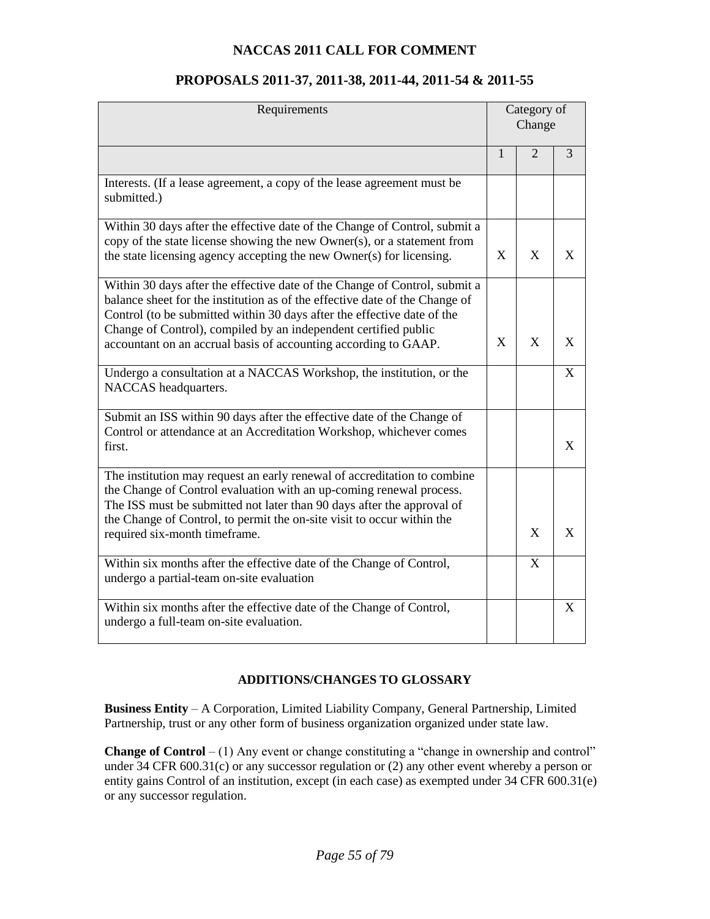# NACCAS 2011 CALL FOR COMMENT

## PROPOSALS 2011-37, 2011-38, 2011-44, 2011-54 & 2011-55

| Requirements | Category of Change | | |
|---|---|---|---|
| | 1 | 2 | 3 |
| Interests. (If a lease agreement, a copy of the lease agreement must be submitted.) | | | |
| Within 30 days after the effective date of the Change of Control, submit a copy of the state license showing the new Owner(s), or a statement from the state licensing agency accepting the new Owner(s) for licensing. | X | X | X |
| Within 30 days after the effective date of the Change of Control, submit a balance sheet for the institution as of the effective date of the Change of Control (to be submitted within 30 days after the effective date of the Change of Control), compiled by an independent certified public accountant on an accrual basis of accounting according to GAAP. | X | X | X |
| Undergo a consultation at a NACCAS Workshop, the institution, or the NACCAS headquarters. | | | X |
| Submit an ISS within 90 days after the effective date of the Change of Control or attendance at an Accreditation Workshop, whichever comes first. | | | X |
| The institution may request an early renewal of accreditation to combine the Change of Control evaluation with an up-coming renewal process. The ISS must be submitted not later than 90 days after the approval of the Change of Control, to permit the on-site visit to occur within the required six-month timeframe. | | X | X |
| Within six months after the effective date of the Change of Control, undergo a partial-team on-site evaluation | | X | |
| Within six months after the effective date of the Change of Control, undergo a full-team on-site evaluation. | | | X |

### ADDITIONS/CHANGES TO GLOSSARY

**Business Entity** – A Corporation, Limited Liability Company, General Partnership, Limited Partnership, trust or any other form of business organization organized under state law.

**Change of Control** – (1) Any event or change constituting a "change in ownership and control" under 34 CFR 600.31(c) or any successor regulation or (2) any other event whereby a person or entity gains Control of an institution, except (in each case) as exempted under 34 CFR 600.31(e) or any successor regulation.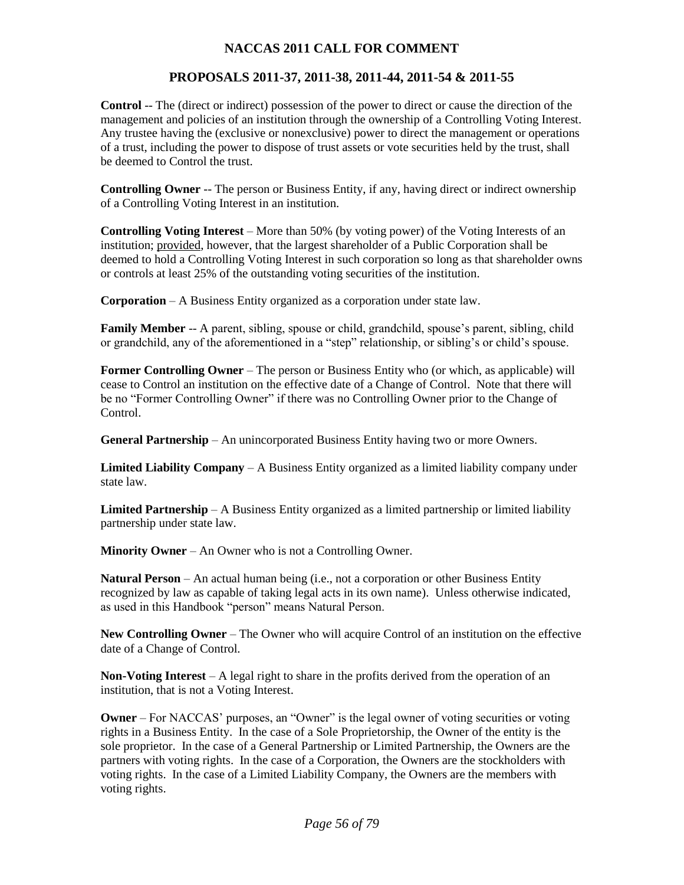# NACCAS 2011 CALL FOR COMMENT

## PROPOSALS 2011-37, 2011-38, 2011-44, 2011-54 & 2011-55

**Control** -- The (direct or indirect) possession of the power to direct or cause the direction of the management and policies of an institution through the ownership of a Controlling Voting Interest. Any trustee having the (exclusive or nonexclusive) power to direct the management or operations of a trust, including the power to dispose of trust assets or vote securities held by the trust, shall be deemed to Control the trust.

**Controlling Owner** -- The person or Business Entity, if any, having direct or indirect ownership of a Controlling Voting Interest in an institution.

**Controlling Voting Interest** – More than 50% (by voting power) of the Voting Interests of an institution; provided, however, that the largest shareholder of a Public Corporation shall be deemed to hold a Controlling Voting Interest in such corporation so long as that shareholder owns or controls at least 25% of the outstanding voting securities of the institution.

**Corporation** – A Business Entity organized as a corporation under state law.

**Family Member** -- A parent, sibling, spouse or child, grandchild, spouse's parent, sibling, child or grandchild, any of the aforementioned in a "step" relationship, or sibling's or child's spouse.

**Former Controlling Owner** – The person or Business Entity who (or which, as applicable) will cease to Control an institution on the effective date of a Change of Control. Note that there will be no "Former Controlling Owner" if there was no Controlling Owner prior to the Change of Control.

**General Partnership** – An unincorporated Business Entity having two or more Owners.

**Limited Liability Company** – A Business Entity organized as a limited liability company under state law.

**Limited Partnership** – A Business Entity organized as a limited partnership or limited liability partnership under state law.

**Minority Owner** – An Owner who is not a Controlling Owner.

**Natural Person** – An actual human being (i.e., not a corporation or other Business Entity recognized by law as capable of taking legal acts in its own name). Unless otherwise indicated, as used in this Handbook "person" means Natural Person.

**New Controlling Owner** – The Owner who will acquire Control of an institution on the effective date of a Change of Control.

**Non-Voting Interest** – A legal right to share in the profits derived from the operation of an institution, that is not a Voting Interest.

**Owner** – For NACCAS' purposes, an "Owner" is the legal owner of voting securities or voting rights in a Business Entity. In the case of a Sole Proprietorship, the Owner of the entity is the sole proprietor. In the case of a General Partnership or Limited Partnership, the Owners are the partners with voting rights. In the case of a Corporation, the Owners are the stockholders with voting rights. In the case of a Limited Liability Company, the Owners are the members with voting rights.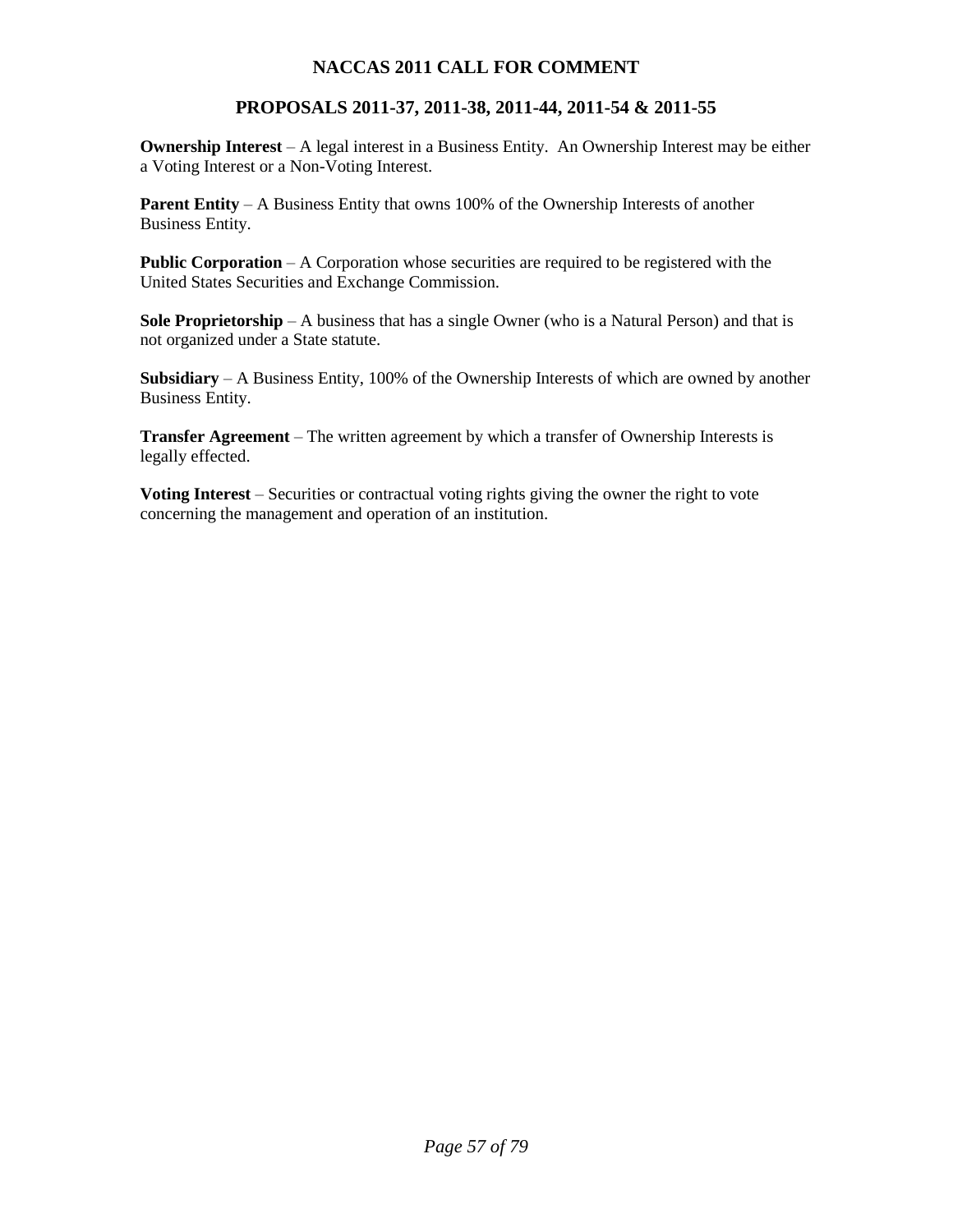# NACCAS 2011 CALL FOR COMMENT

## PROPOSALS 2011-37, 2011-38, 2011-44, 2011-54 & 2011-55

**Ownership Interest** – A legal interest in a Business Entity. An Ownership Interest may be either a Voting Interest or a Non-Voting Interest.

**Parent Entity** – A Business Entity that owns 100% of the Ownership Interests of another Business Entity.

**Public Corporation** – A Corporation whose securities are required to be registered with the United States Securities and Exchange Commission.

**Sole Proprietorship** – A business that has a single Owner (who is a Natural Person) and that is not organized under a State statute.

**Subsidiary** – A Business Entity, 100% of the Ownership Interests of which are owned by another Business Entity.

**Transfer Agreement** – The written agreement by which a transfer of Ownership Interests is legally effected.

**Voting Interest** – Securities or contractual voting rights giving the owner the right to vote concerning the management and operation of an institution.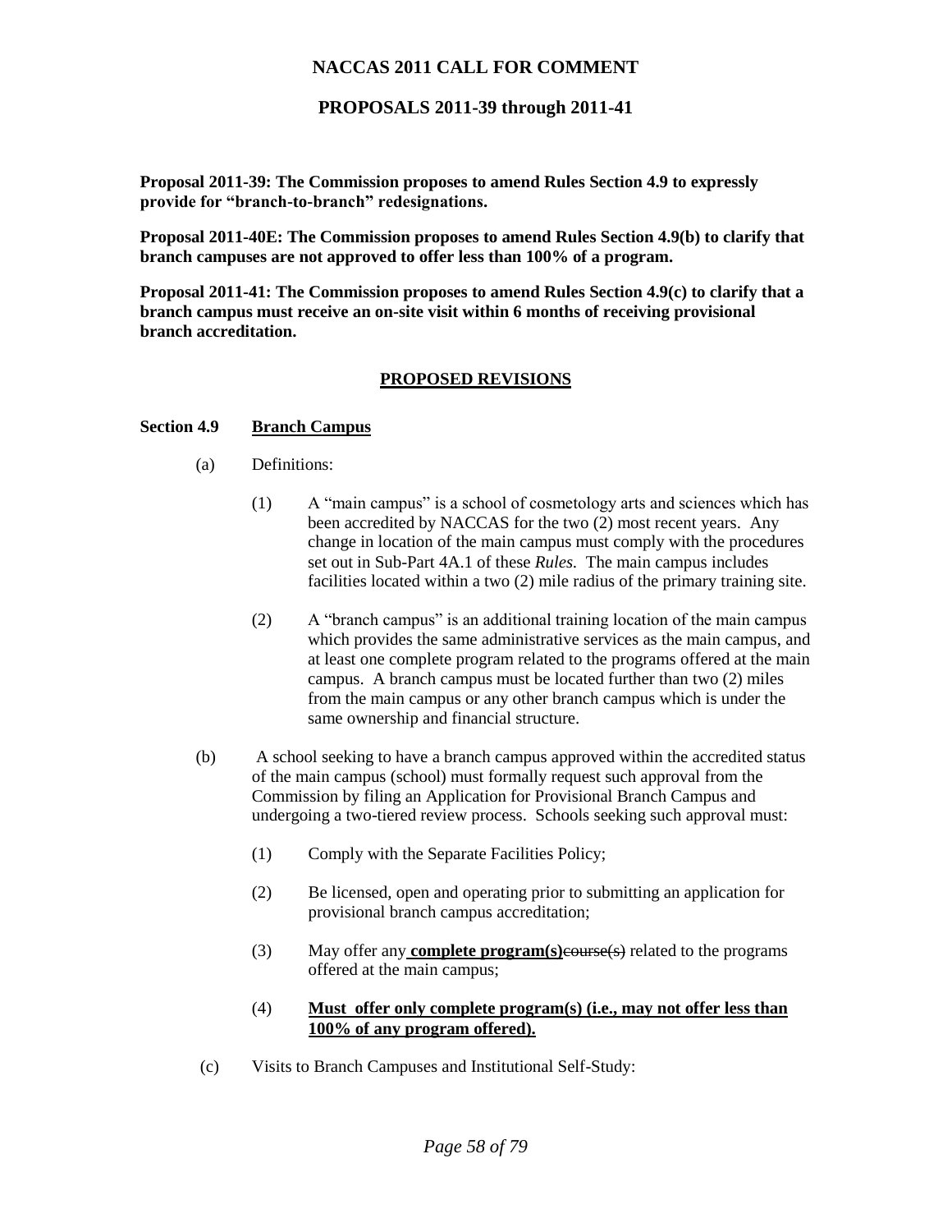## NACCAS 2011 CALL FOR COMMENT

## PROPOSALS 2011-39 through 2011-41

**Proposal 2011-39: The Commission proposes to amend Rules Section 4.9 to expressly provide for "branch-to-branch" redesignations.**

**Proposal 2011-40E: The Commission proposes to amend Rules Section 4.9(b) to clarify that branch campuses are not approved to offer less than 100% of a program.**

**Proposal 2011-41: The Commission proposes to amend Rules Section 4.9(c) to clarify that a branch campus must receive an on-site visit within 6 months of receiving provisional branch accreditation.**

### PROPOSED REVISIONS

**Section 4.9 Branch Campus**

(a) Definitions:

(1) A "main campus" is a school of cosmetology arts and sciences which has been accredited by NACCAS for the two (2) most recent years. Any change in location of the main campus must comply with the procedures set out in Sub-Part 4A.1 of these *Rules.* The main campus includes facilities located within a two (2) mile radius of the primary training site.

(2) A "branch campus" is an additional training location of the main campus which provides the same administrative services as the main campus, and at least one complete program related to the programs offered at the main campus. A branch campus must be located further than two (2) miles from the main campus or any other branch campus which is under the same ownership and financial structure.

(b) A school seeking to have a branch campus approved within the accredited status of the main campus (school) must formally request such approval from the Commission by filing an Application for Provisional Branch Campus and undergoing a two-tiered review process. Schools seeking such approval must:

(1) Comply with the Separate Facilities Policy;

(2) Be licensed, open and operating prior to submitting an application for provisional branch campus accreditation;

(3) May offer any **complete program(s)**~~course(s)~~ related to the programs offered at the main campus;

(4) **Must offer only complete program(s) (i.e., may not offer less than 100% of any program offered).**

(c) Visits to Branch Campuses and Institutional Self-Study: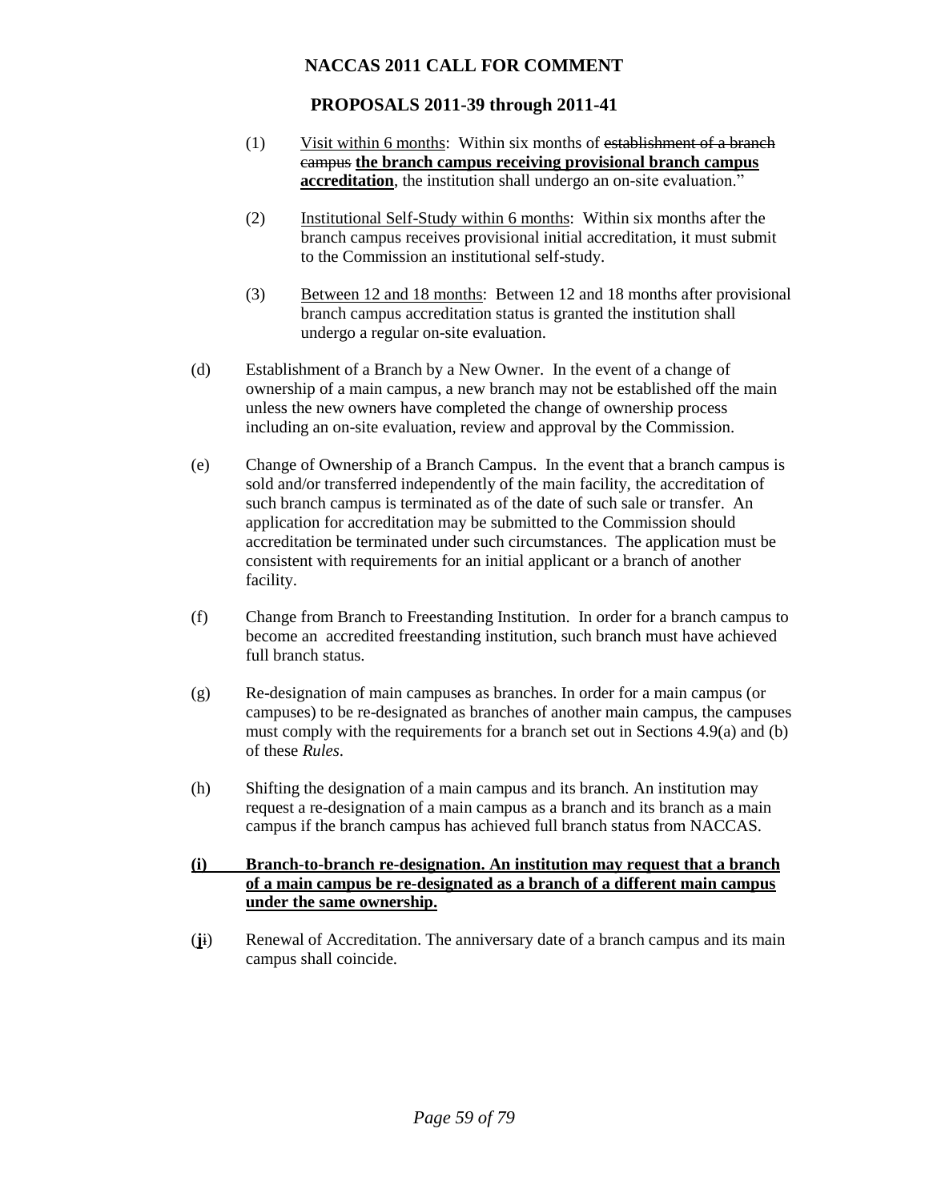**NACCAS 2011 CALL FOR COMMENT**

**PROPOSALS 2011-39 through 2011-41**

(1) Visit within 6 months: Within six months of ~~establishment of a branch campus~~ **the branch campus receiving provisional branch campus accreditation**, the institution shall undergo an on-site evaluation."

(2) Institutional Self-Study within 6 months: Within six months after the branch campus receives provisional initial accreditation, it must submit to the Commission an institutional self-study.

(3) Between 12 and 18 months: Between 12 and 18 months after provisional branch campus accreditation status is granted the institution shall undergo a regular on-site evaluation.

(d) Establishment of a Branch by a New Owner. In the event of a change of ownership of a main campus, a new branch may not be established off the main unless the new owners have completed the change of ownership process including an on-site evaluation, review and approval by the Commission.

(e) Change of Ownership of a Branch Campus. In the event that a branch campus is sold and/or transferred independently of the main facility, the accreditation of such branch campus is terminated as of the date of such sale or transfer. An application for accreditation may be submitted to the Commission should accreditation be terminated under such circumstances. The application must be consistent with requirements for an initial applicant or a branch of another facility.

(f) Change from Branch to Freestanding Institution. In order for a branch campus to become an accredited freestanding institution, such branch must have achieved full branch status.

(g) Re-designation of main campuses as branches. In order for a main campus (or campuses) to be re-designated as branches of another main campus, the campuses must comply with the requirements for a branch set out in Sections 4.9(a) and (b) of these *Rules*.

(h) Shifting the designation of a main campus and its branch. An institution may request a re-designation of a main campus as a branch and its branch as a main campus if the branch campus has achieved full branch status from NACCAS.

**(i) Branch-to-branch re-designation. An institution may request that a branch of a main campus be re-designated as a branch of a different main campus under the same ownership.**

(**j**~~i~~) Renewal of Accreditation. The anniversary date of a branch campus and its main campus shall coincide.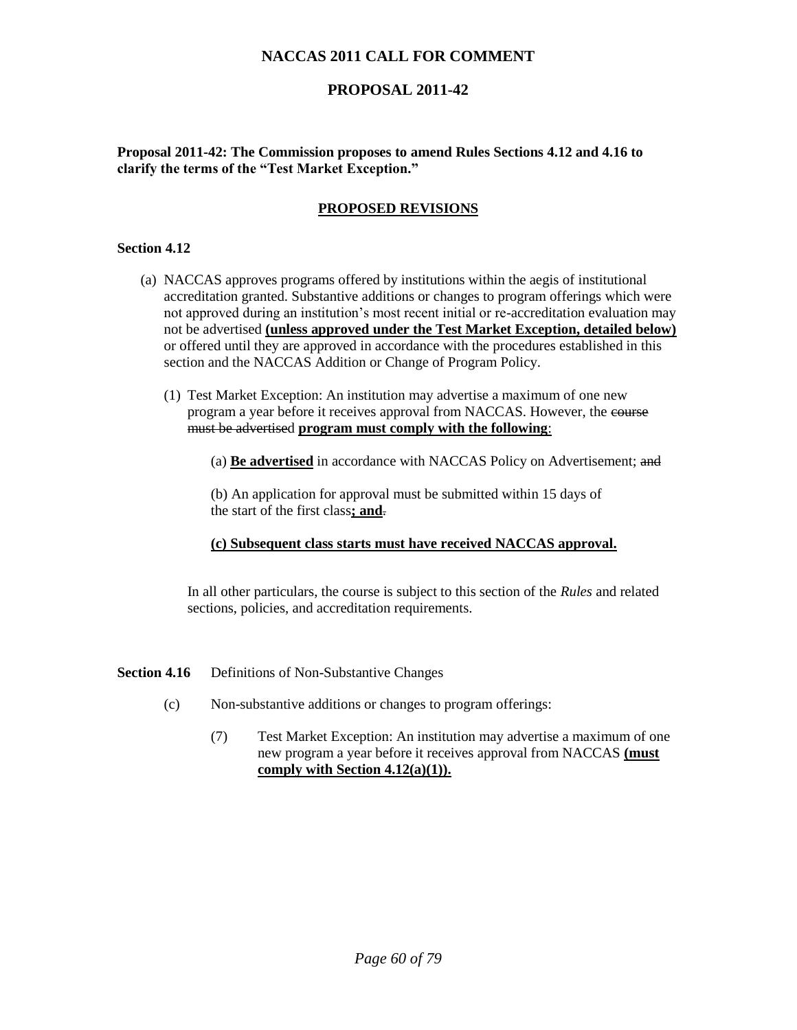# NACCAS 2011 CALL FOR COMMENT

## PROPOSAL 2011-42

**Proposal 2011-42: The Commission proposes to amend Rules Sections 4.12 and 4.16 to clarify the terms of the "Test Market Exception."**

**PROPOSED REVISIONS**

**Section 4.12**

(a) NACCAS approves programs offered by institutions within the aegis of institutional accreditation granted. Substantive additions or changes to program offerings which were not approved during an institution's most recent initial or re-accreditation evaluation may not be advertised **(unless approved under the Test Market Exception, detailed below)** or offered until they are approved in accordance with the procedures established in this section and the NACCAS Addition or Change of Program Policy.

(1) Test Market Exception: An institution may advertise a maximum of one new program a year before it receives approval from NACCAS. However, the ~~course must be advertised~~ **program must comply with the following**:

(a) **Be advertised** in accordance with NACCAS Policy on Advertisement; ~~and~~

(b) An application for approval must be submitted within 15 days of the start of the first class**; and**~~.~~

**(c) Subsequent class starts must have received NACCAS approval.**

In all other particulars, the course is subject to this section of the *Rules* and related sections, policies, and accreditation requirements.

**Section 4.16** Definitions of Non-Substantive Changes

(c) Non-substantive additions or changes to program offerings:

(7) Test Market Exception: An institution may advertise a maximum of one new program a year before it receives approval from NACCAS **(must comply with Section 4.12(a)(1)).**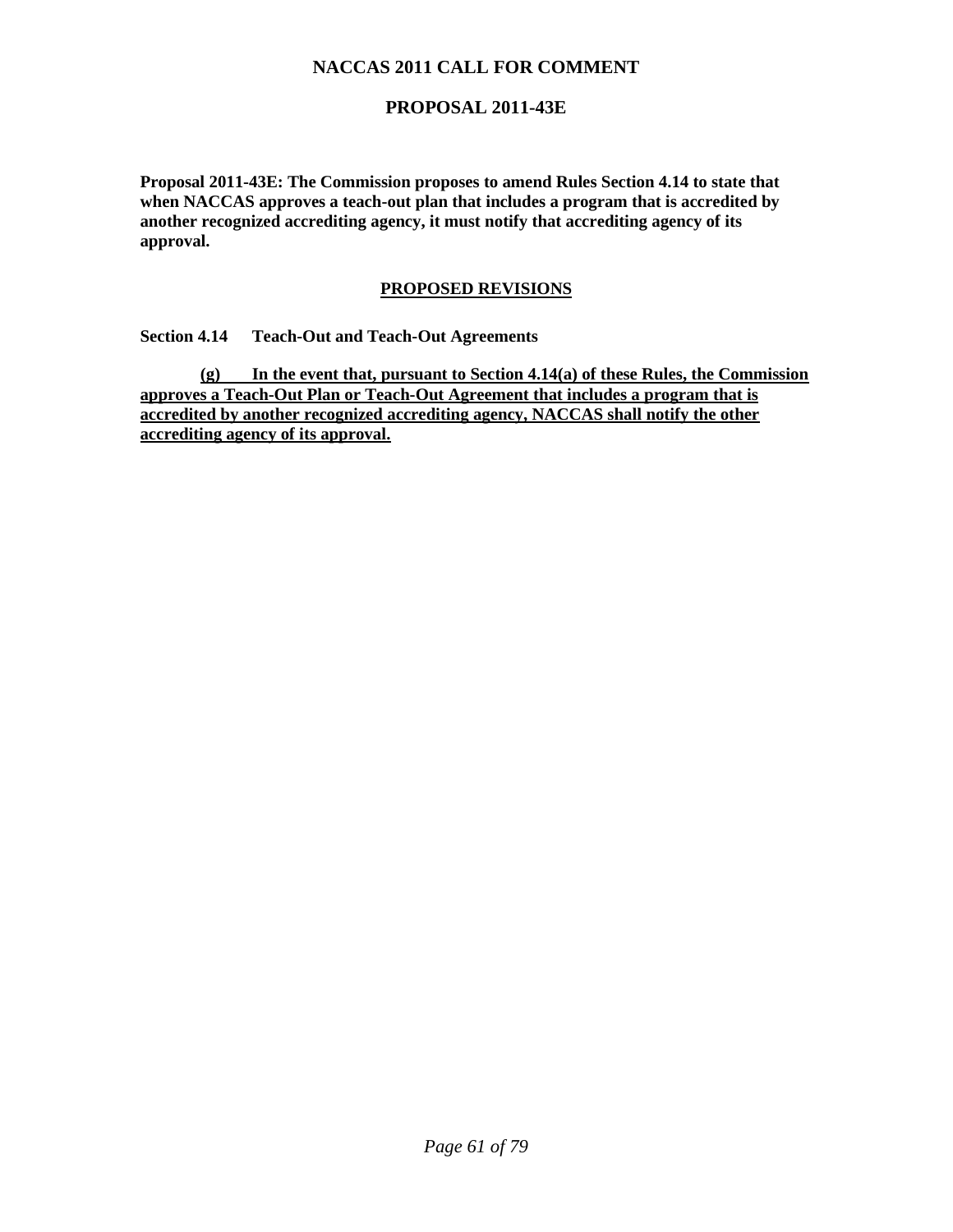# NACCAS 2011 CALL FOR COMMENT

## PROPOSAL 2011-43E

**Proposal 2011-43E: The Commission proposes to amend Rules Section 4.14 to state that when NACCAS approves a teach-out plan that includes a program that is accredited by another recognized accrediting agency, it must notify that accrediting agency of its approval.**

<u>**PROPOSED REVISIONS**</u>

**Section 4.14 Teach-Out and Teach-Out Agreements**

<u>**(g) In the event that, pursuant to Section 4.14(a) of these Rules, the Commission approves a Teach-Out Plan or Teach-Out Agreement that includes a program that is accredited by another recognized accrediting agency, NACCAS shall notify the other accrediting agency of its approval.**</u>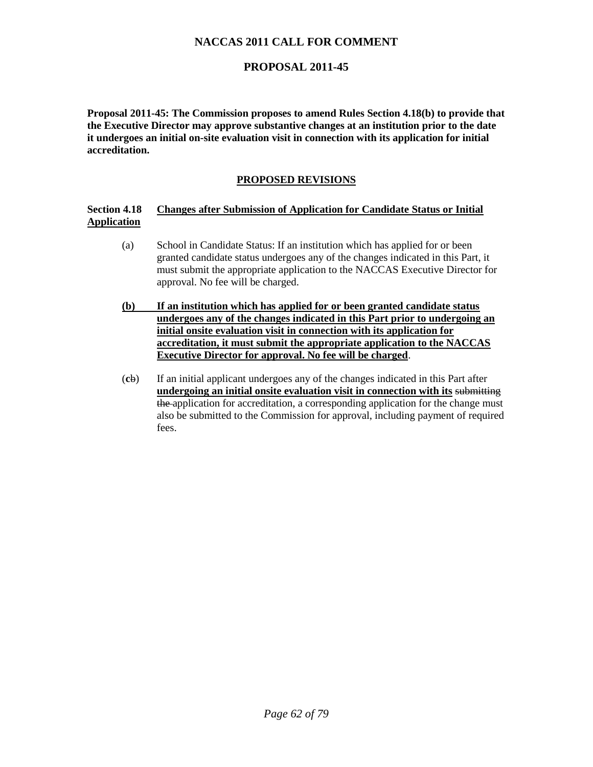# NACCAS 2011 CALL FOR COMMENT

## PROPOSAL 2011-45

**Proposal 2011-45: The Commission proposes to amend Rules Section 4.18(b) to provide that the Executive Director may approve substantive changes at an institution prior to the date it undergoes an initial on-site evaluation visit in connection with its application for initial accreditation.**

### PROPOSED REVISIONS

**Section 4.18 Changes after Submission of Application for Candidate Status or Initial Application**

(a) School in Candidate Status: If an institution which has applied for or been granted candidate status undergoes any of the changes indicated in this Part, it must submit the appropriate application to the NACCAS Executive Director for approval. No fee will be charged.

**(b) If an institution which has applied for or been granted candidate status undergoes any of the changes indicated in this Part prior to undergoing an initial onsite evaluation visit in connection with its application for accreditation, it must submit the appropriate application to the NACCAS Executive Director for approval. No fee will be charged.**

(**c**~~b~~) If an initial applicant undergoes any of the changes indicated in this Part after **undergoing an initial onsite evaluation visit in connection with its** ~~submitting the~~ application for accreditation, a corresponding application for the change must also be submitted to the Commission for approval, including payment of required fees.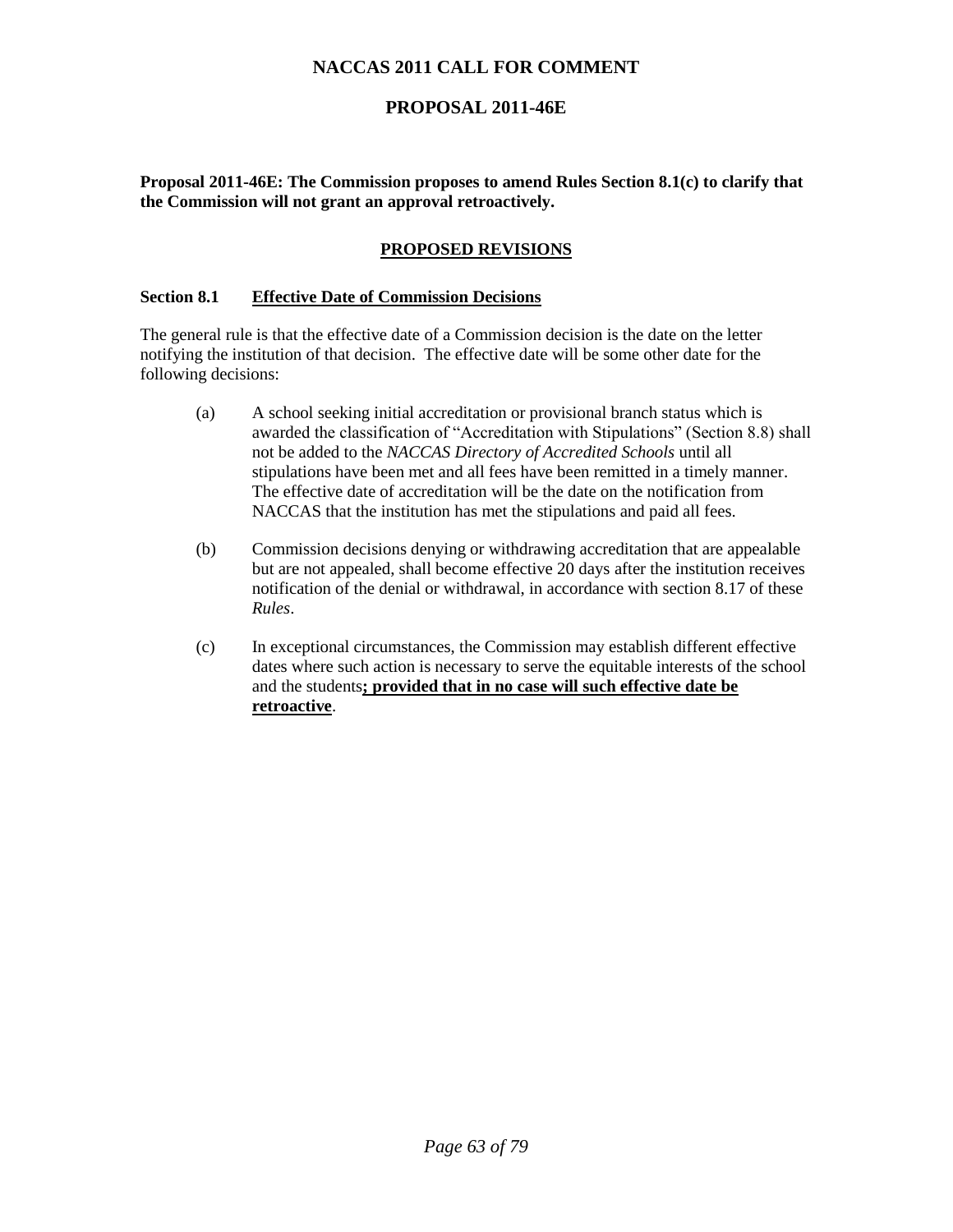# NACCAS 2011 CALL FOR COMMENT

## PROPOSAL 2011-46E

**Proposal 2011-46E: The Commission proposes to amend Rules Section 8.1(c) to clarify that the Commission will not grant an approval retroactively.**

## PROPOSED REVISIONS

**Section 8.1 Effective Date of Commission Decisions**

The general rule is that the effective date of a Commission decision is the date on the letter notifying the institution of that decision. The effective date will be some other date for the following decisions:

(a) A school seeking initial accreditation or provisional branch status which is awarded the classification of "Accreditation with Stipulations" (Section 8.8) shall not be added to the *NACCAS Directory of Accredited Schools* until all stipulations have been met and all fees have been remitted in a timely manner. The effective date of accreditation will be the date on the notification from NACCAS that the institution has met the stipulations and paid all fees.

(b) Commission decisions denying or withdrawing accreditation that are appealable but are not appealed, shall become effective 20 days after the institution receives notification of the denial or withdrawal, in accordance with section 8.17 of these *Rules*.

(c) In exceptional circumstances, the Commission may establish different effective dates where such action is necessary to serve the equitable interests of the school and the students**; provided that in no case will such effective date be retroactive**.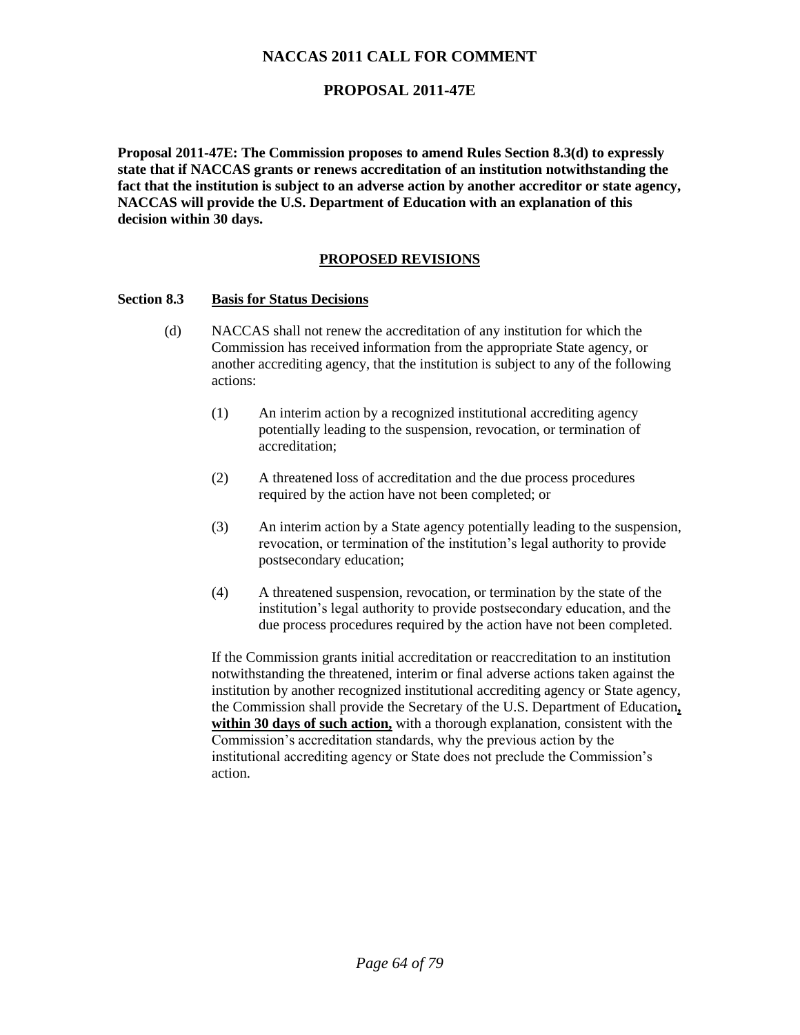# NACCAS 2011 CALL FOR COMMENT

## PROPOSAL 2011-47E

**Proposal 2011-47E: The Commission proposes to amend Rules Section 8.3(d) to expressly state that if NACCAS grants or renews accreditation of an institution notwithstanding the fact that the institution is subject to an adverse action by another accreditor or state agency, NACCAS will provide the U.S. Department of Education with an explanation of this decision within 30 days.**

### PROPOSED REVISIONS

**Section 8.3 Basis for Status Decisions**

(d) NACCAS shall not renew the accreditation of any institution for which the Commission has received information from the appropriate State agency, or another accrediting agency, that the institution is subject to any of the following actions:

(1) An interim action by a recognized institutional accrediting agency potentially leading to the suspension, revocation, or termination of accreditation;

(2) A threatened loss of accreditation and the due process procedures required by the action have not been completed; or

(3) An interim action by a State agency potentially leading to the suspension, revocation, or termination of the institution's legal authority to provide postsecondary education;

(4) A threatened suspension, revocation, or termination by the state of the institution's legal authority to provide postsecondary education, and the due process procedures required by the action have not been completed.

If the Commission grants initial accreditation or reaccreditation to an institution notwithstanding the threatened, interim or final adverse actions taken against the institution by another recognized institutional accrediting agency or State agency, the Commission shall provide the Secretary of the U.S. Department of Education**, within 30 days of such action,** with a thorough explanation, consistent with the Commission's accreditation standards, why the previous action by the institutional accrediting agency or State does not preclude the Commission's action.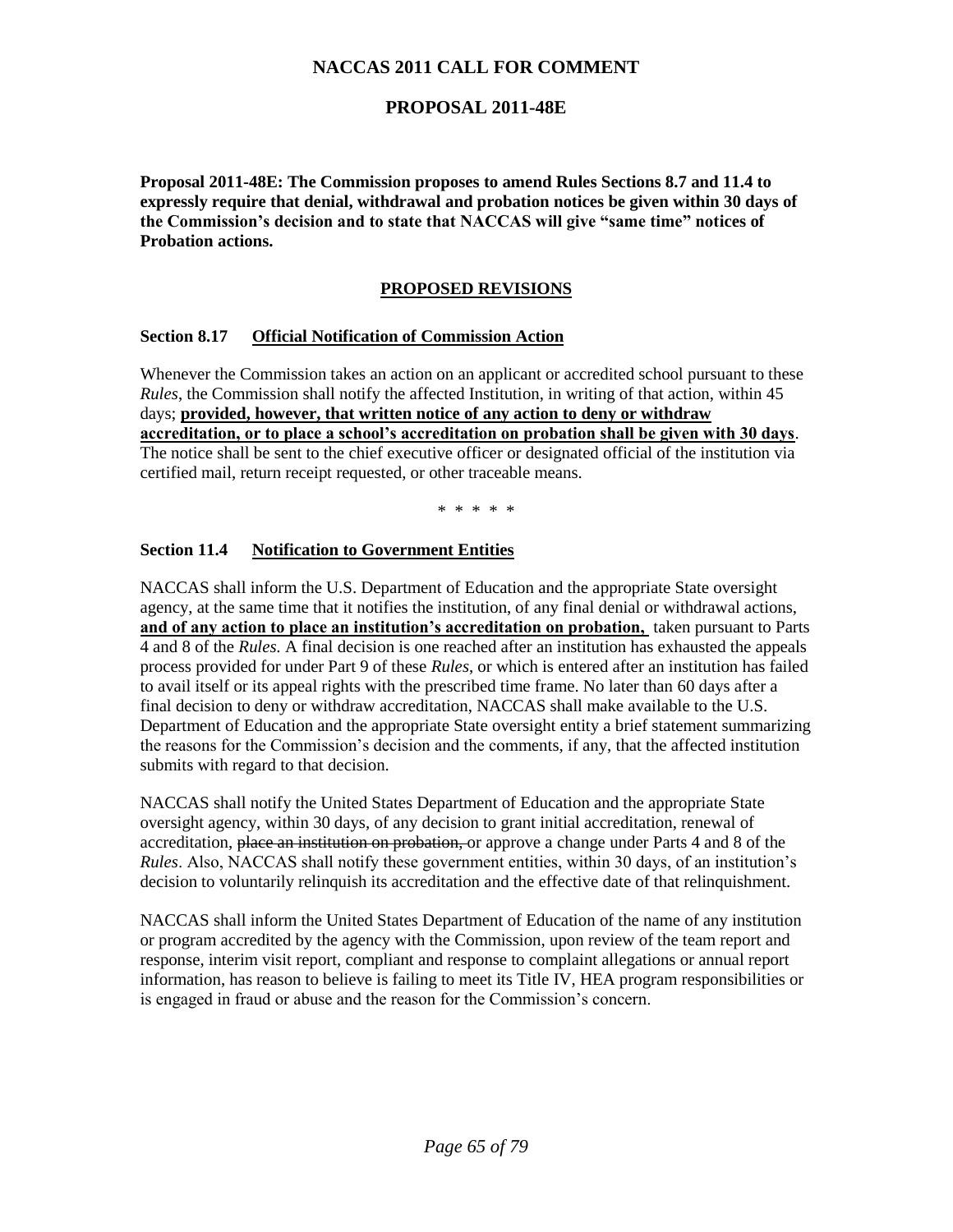# NACCAS 2011 CALL FOR COMMENT

## PROPOSAL 2011-48E

**Proposal 2011-48E: The Commission proposes to amend Rules Sections 8.7 and 11.4 to expressly require that denial, withdrawal and probation notices be given within 30 days of the Commission's decision and to state that NACCAS will give "same time" notices of Probation actions.**

### PROPOSED REVISIONS

**Section 8.17 Official Notification of Commission Action**

Whenever the Commission takes an action on an applicant or accredited school pursuant to these *Rules*, the Commission shall notify the affected Institution, in writing of that action, within 45 days; **provided, however, that written notice of any action to deny or withdraw accreditation, or to place a school's accreditation on probation shall be given with 30 days**. The notice shall be sent to the chief executive officer or designated official of the institution via certified mail, return receipt requested, or other traceable means.

\* \* \* \* \*

**Section 11.4 Notification to Government Entities**

NACCAS shall inform the U.S. Department of Education and the appropriate State oversight agency, at the same time that it notifies the institution, of any final denial or withdrawal actions, **and of any action to place an institution's accreditation on probation,** taken pursuant to Parts 4 and 8 of the *Rules.* A final decision is one reached after an institution has exhausted the appeals process provided for under Part 9 of these *Rules*, or which is entered after an institution has failed to avail itself or its appeal rights with the prescribed time frame. No later than 60 days after a final decision to deny or withdraw accreditation, NACCAS shall make available to the U.S. Department of Education and the appropriate State oversight entity a brief statement summarizing the reasons for the Commission's decision and the comments, if any, that the affected institution submits with regard to that decision.

NACCAS shall notify the United States Department of Education and the appropriate State oversight agency, within 30 days, of any decision to grant initial accreditation, renewal of accreditation, ~~place an institution on probation,~~ or approve a change under Parts 4 and 8 of the *Rules*. Also, NACCAS shall notify these government entities, within 30 days, of an institution's decision to voluntarily relinquish its accreditation and the effective date of that relinquishment.

NACCAS shall inform the United States Department of Education of the name of any institution or program accredited by the agency with the Commission, upon review of the team report and response, interim visit report, compliant and response to complaint allegations or annual report information, has reason to believe is failing to meet its Title IV, HEA program responsibilities or is engaged in fraud or abuse and the reason for the Commission's concern.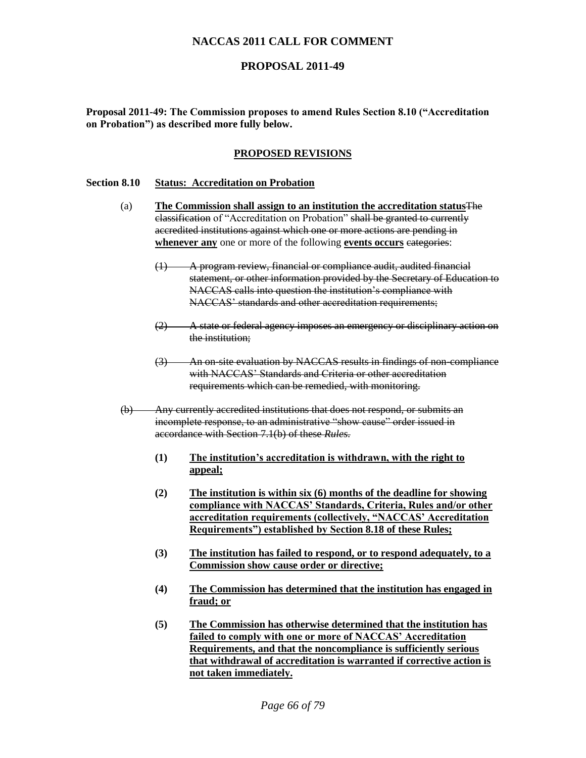## NACCAS 2011 CALL FOR COMMENT

## PROPOSAL 2011-49

**Proposal 2011-49: The Commission proposes to amend Rules Section 8.10 ("Accreditation on Probation") as described more fully below.**

**<u>PROPOSED REVISIONS</u>**

**Section 8.10 <u>Status: Accreditation on Probation</u>**

(a) **<u>The Commission shall assign to an institution the accreditation status</u>**~~The classification~~ of "Accreditation on Probation" ~~shall be granted to currently accredited institutions against which one or more actions are pending in~~ **<u>whenever any</u>** one or more of the following **<u>events occurs</u>** ~~categories~~:

~~(1) A program review, financial or compliance audit, audited financial statement, or other information provided by the Secretary of Education to NACCAS calls into question the institution's compliance with NACCAS' standards and other accreditation requirements;~~

~~(2) A state or federal agency imposes an emergency or disciplinary action on the institution;~~

~~(3) An on-site evaluation by NACCAS results in findings of non-compliance with NACCAS' Standards and Criteria or other accreditation requirements which can be remedied, with monitoring.~~

~~(b) Any currently accredited institutions that does not respond, or submits an incomplete response, to an administrative "show cause" order issued in accordance with Section 7.1(b) of these *Rules*.~~

**(1) <u>The institution's accreditation is withdrawn, with the right to appeal;</u>**

**(2) <u>The institution is within six (6) months of the deadline for showing compliance with NACCAS' Standards, Criteria, Rules and/or other accreditation requirements (collectively, "NACCAS' Accreditation Requirements") established by Section 8.18 of these Rules;</u>**

**(3) <u>The institution has failed to respond, or to respond adequately, to a Commission show cause order or directive;</u>**

**(4) <u>The Commission has determined that the institution has engaged in fraud; or</u>**

**(5) <u>The Commission has otherwise determined that the institution has failed to comply with one or more of NACCAS' Accreditation Requirements, and that the noncompliance is sufficiently serious that withdrawal of accreditation is warranted if corrective action is not taken immediately.</u>**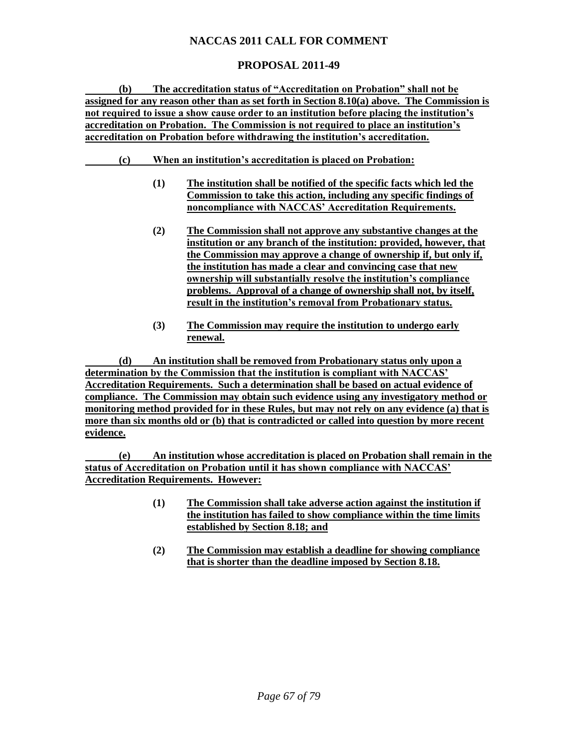## NACCAS 2011 CALL FOR COMMENT

## PROPOSAL 2011-49

**(b) The accreditation status of "Accreditation on Probation" shall not be assigned for any reason other than as set forth in Section 8.10(a) above. The Commission is not required to issue a show cause order to an institution before placing the institution's accreditation on Probation. The Commission is not required to place an institution's accreditation on Probation before withdrawing the institution's accreditation.**

**(c) When an institution's accreditation is placed on Probation:**

> **(1) The institution shall be notified of the specific facts which led the Commission to take this action, including any specific findings of noncompliance with NACCAS' Accreditation Requirements.**
>
> **(2) The Commission shall not approve any substantive changes at the institution or any branch of the institution: provided, however, that the Commission may approve a change of ownership if, but only if, the institution has made a clear and convincing case that new ownership will substantially resolve the institution's compliance problems. Approval of a change of ownership shall not, by itself, result in the institution's removal from Probationary status.**
>
> **(3) The Commission may require the institution to undergo early renewal.**

**(d) An institution shall be removed from Probationary status only upon a determination by the Commission that the institution is compliant with NACCAS' Accreditation Requirements. Such a determination shall be based on actual evidence of compliance. The Commission may obtain such evidence using any investigatory method or monitoring method provided for in these Rules, but may not rely on any evidence (a) that is more than six months old or (b) that is contradicted or called into question by more recent evidence.**

**(e) An institution whose accreditation is placed on Probation shall remain in the status of Accreditation on Probation until it has shown compliance with NACCAS' Accreditation Requirements. However:**

> **(1) The Commission shall take adverse action against the institution if the institution has failed to show compliance within the time limits established by Section 8.18; and**
>
> **(2) The Commission may establish a deadline for showing compliance that is shorter than the deadline imposed by Section 8.18.**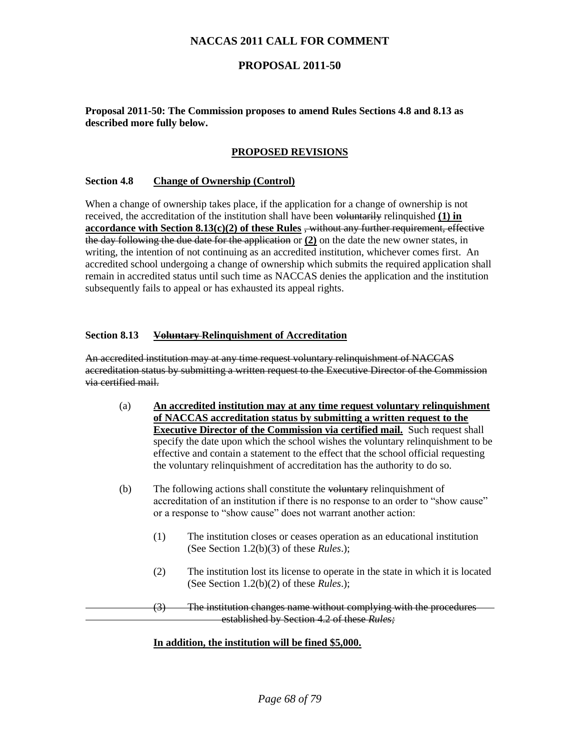# NACCAS 2011 CALL FOR COMMENT

## PROPOSAL 2011-50

**Proposal 2011-50: The Commission proposes to amend Rules Sections 4.8 and 8.13 as described more fully below.**

### PROPOSED REVISIONS

**Section 4.8 Change of Ownership (Control)**

When a change of ownership takes place, if the application for a change of ownership is not received, the accreditation of the institution shall have been ~~voluntarily~~ relinquished **(1) in accordance with Section 8.13(c)(2) of these Rules** ~~, without any further requirement, effective the day following the due date for the application~~ or **(2)** on the date the new owner states, in writing, the intention of not continuing as an accredited institution, whichever comes first. An accredited school undergoing a change of ownership which submits the required application shall remain in accredited status until such time as NACCAS denies the application and the institution subsequently fails to appeal or has exhausted its appeal rights.

**Section 8.13 ~~Voluntary~~ Relinquishment of Accreditation**

~~An accredited institution may at any time request voluntary relinquishment of NACCAS accreditation status by submitting a written request to the Executive Director of the Commission via certified mail.~~

(a) **An accredited institution may at any time request voluntary relinquishment of NACCAS accreditation status by submitting a written request to the Executive Director of the Commission via certified mail.** Such request shall specify the date upon which the school wishes the voluntary relinquishment to be effective and contain a statement to the effect that the school official requesting the voluntary relinquishment of accreditation has the authority to do so.

(b) The following actions shall constitute the ~~voluntary~~ relinquishment of accreditation of an institution if there is no response to an order to "show cause" or a response to "show cause" does not warrant another action:

(1) The institution closes or ceases operation as an educational institution (See Section 1.2(b)(3) of these *Rules*.);

(2) The institution lost its license to operate in the state in which it is located (See Section 1.2(b)(2) of these *Rules*.);

~~(3) The institution changes name without complying with the procedures established by Section 4.2 of these *Rules*;~~

**In addition, the institution will be fined $5,000.**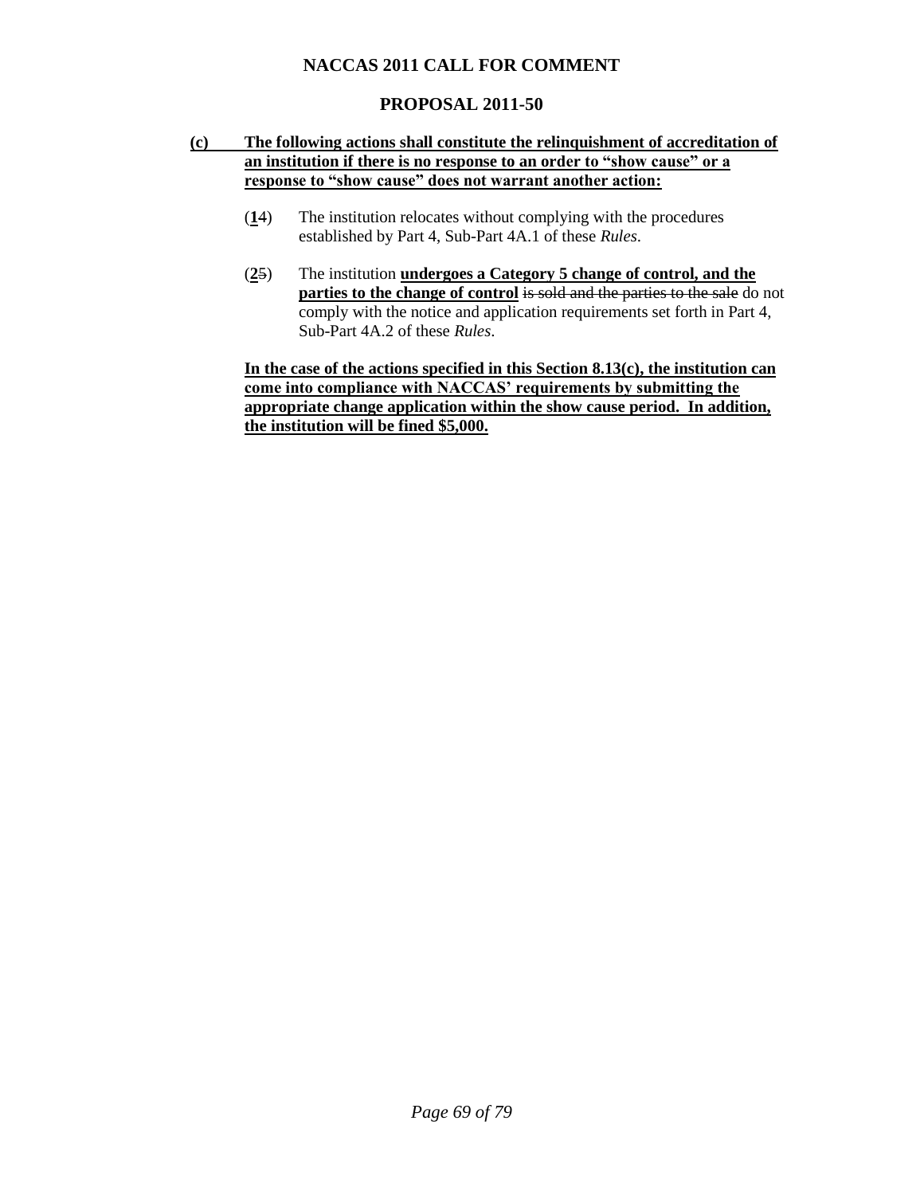# NACCAS 2011 CALL FOR COMMENT

## PROPOSAL 2011-50

**<u>(c) The following actions shall constitute the relinquishment of accreditation of an institution if there is no response to an order to "show cause" or a response to "show cause" does not warrant another action:</u>**

(**<u>1</u>**~~4~~) The institution relocates without complying with the procedures established by Part 4, Sub-Part 4A.1 of these *Rules*.

(**<u>2</u>**~~5~~) The institution **<u>undergoes a Category 5 change of control, and the parties to the change of control</u>** ~~is sold and the parties to the sale~~ do not comply with the notice and application requirements set forth in Part 4, Sub-Part 4A.2 of these *Rules*.

**<u>In the case of the actions specified in this Section 8.13(c), the institution can come into compliance with NACCAS' requirements by submitting the appropriate change application within the show cause period. In addition, the institution will be fined $5,000.</u>**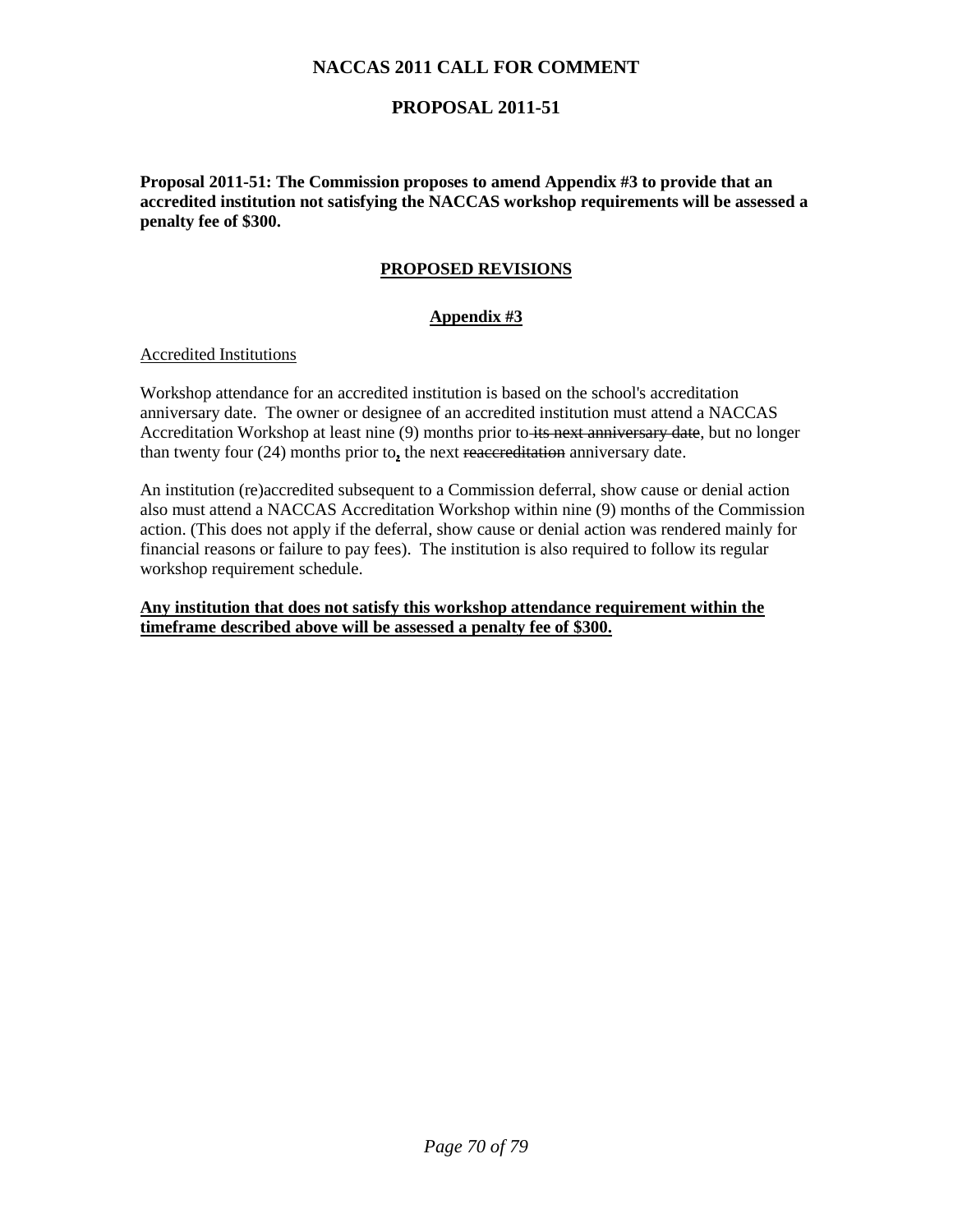# NACCAS 2011 CALL FOR COMMENT

## PROPOSAL 2011-51

**Proposal 2011-51: The Commission proposes to amend Appendix #3 to provide that an accredited institution not satisfying the NACCAS workshop requirements will be assessed a penalty fee of $300.**

### PROPOSED REVISIONS

### Appendix #3

Accredited Institutions

Workshop attendance for an accredited institution is based on the school's accreditation anniversary date. The owner or designee of an accredited institution must attend a NACCAS Accreditation Workshop at least nine (9) months prior to ~~its next anniversary date~~, but no longer than twenty four (24) months prior to**,** the next ~~reaccreditation~~ anniversary date.

An institution (re)accredited subsequent to a Commission deferral, show cause or denial action also must attend a NACCAS Accreditation Workshop within nine (9) months of the Commission action. (This does not apply if the deferral, show cause or denial action was rendered mainly for financial reasons or failure to pay fees). The institution is also required to follow its regular workshop requirement schedule.

**Any institution that does not satisfy this workshop attendance requirement within the timeframe described above will be assessed a penalty fee of $300.**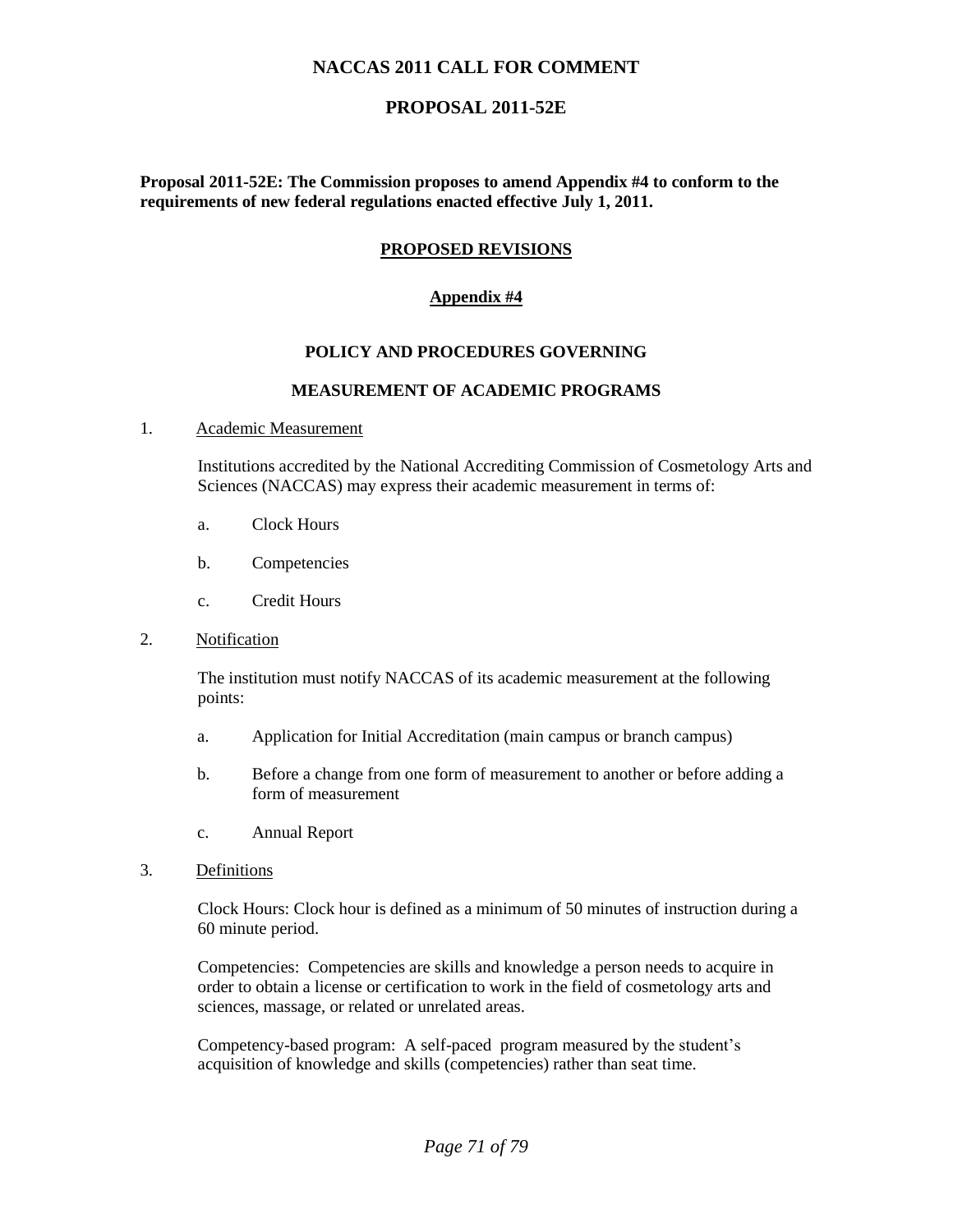# NACCAS 2011 CALL FOR COMMENT

## PROPOSAL 2011-52E

**Proposal 2011-52E: The Commission proposes to amend Appendix #4 to conform to the requirements of new federal regulations enacted effective July 1, 2011.**

## PROPOSED REVISIONS

### Appendix #4

### POLICY AND PROCEDURES GOVERNING

### MEASUREMENT OF ACADEMIC PROGRAMS

1. Academic Measurement

   Institutions accredited by the National Accrediting Commission of Cosmetology Arts and Sciences (NACCAS) may express their academic measurement in terms of:

   a. Clock Hours

   b. Competencies

   c. Credit Hours

2. Notification

   The institution must notify NACCAS of its academic measurement at the following points:

   a. Application for Initial Accreditation (main campus or branch campus)

   b. Before a change from one form of measurement to another or before adding a form of measurement

   c. Annual Report

3. Definitions

   Clock Hours: Clock hour is defined as a minimum of 50 minutes of instruction during a 60 minute period.

   Competencies: Competencies are skills and knowledge a person needs to acquire in order to obtain a license or certification to work in the field of cosmetology arts and sciences, massage, or related or unrelated areas.

   Competency-based program: A self-paced program measured by the student's acquisition of knowledge and skills (competencies) rather than seat time.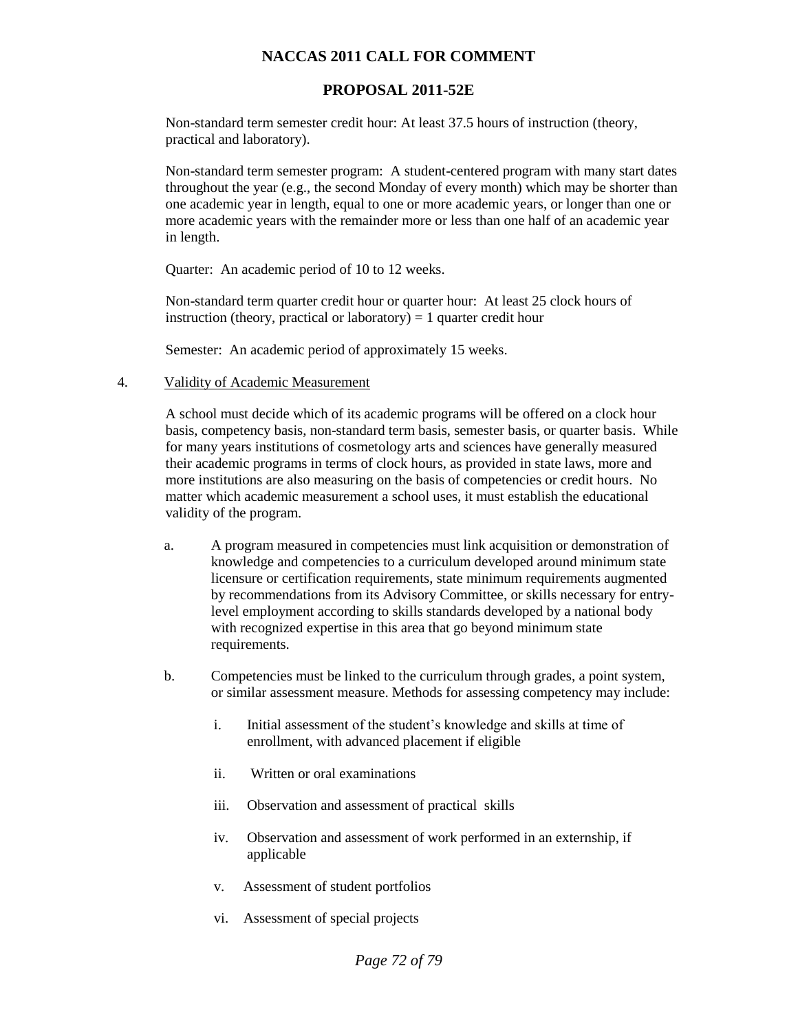# NACCAS 2011 CALL FOR COMMENT

## PROPOSAL 2011-52E

Non-standard term semester credit hour: At least 37.5 hours of instruction (theory, practical and laboratory).

Non-standard term semester program: A student-centered program with many start dates throughout the year (e.g., the second Monday of every month) which may be shorter than one academic year in length, equal to one or more academic years, or longer than one or more academic years with the remainder more or less than one half of an academic year in length.

Quarter: An academic period of 10 to 12 weeks.

Non-standard term quarter credit hour or quarter hour: At least 25 clock hours of instruction (theory, practical or laboratory) = 1 quarter credit hour

Semester: An academic period of approximately 15 weeks.

4. Validity of Academic Measurement

A school must decide which of its academic programs will be offered on a clock hour basis, competency basis, non-standard term basis, semester basis, or quarter basis. While for many years institutions of cosmetology arts and sciences have generally measured their academic programs in terms of clock hours, as provided in state laws, more and more institutions are also measuring on the basis of competencies or credit hours. No matter which academic measurement a school uses, it must establish the educational validity of the program.

a. A program measured in competencies must link acquisition or demonstration of knowledge and competencies to a curriculum developed around minimum state licensure or certification requirements, state minimum requirements augmented by recommendations from its Advisory Committee, or skills necessary for entry-level employment according to skills standards developed by a national body with recognized expertise in this area that go beyond minimum state requirements.

b. Competencies must be linked to the curriculum through grades, a point system, or similar assessment measure. Methods for assessing competency may include:

   i. Initial assessment of the student's knowledge and skills at time of enrollment, with advanced placement if eligible

   ii. Written or oral examinations

   iii. Observation and assessment of practical skills

   iv. Observation and assessment of work performed in an externship, if applicable

   v. Assessment of student portfolios

   vi. Assessment of special projects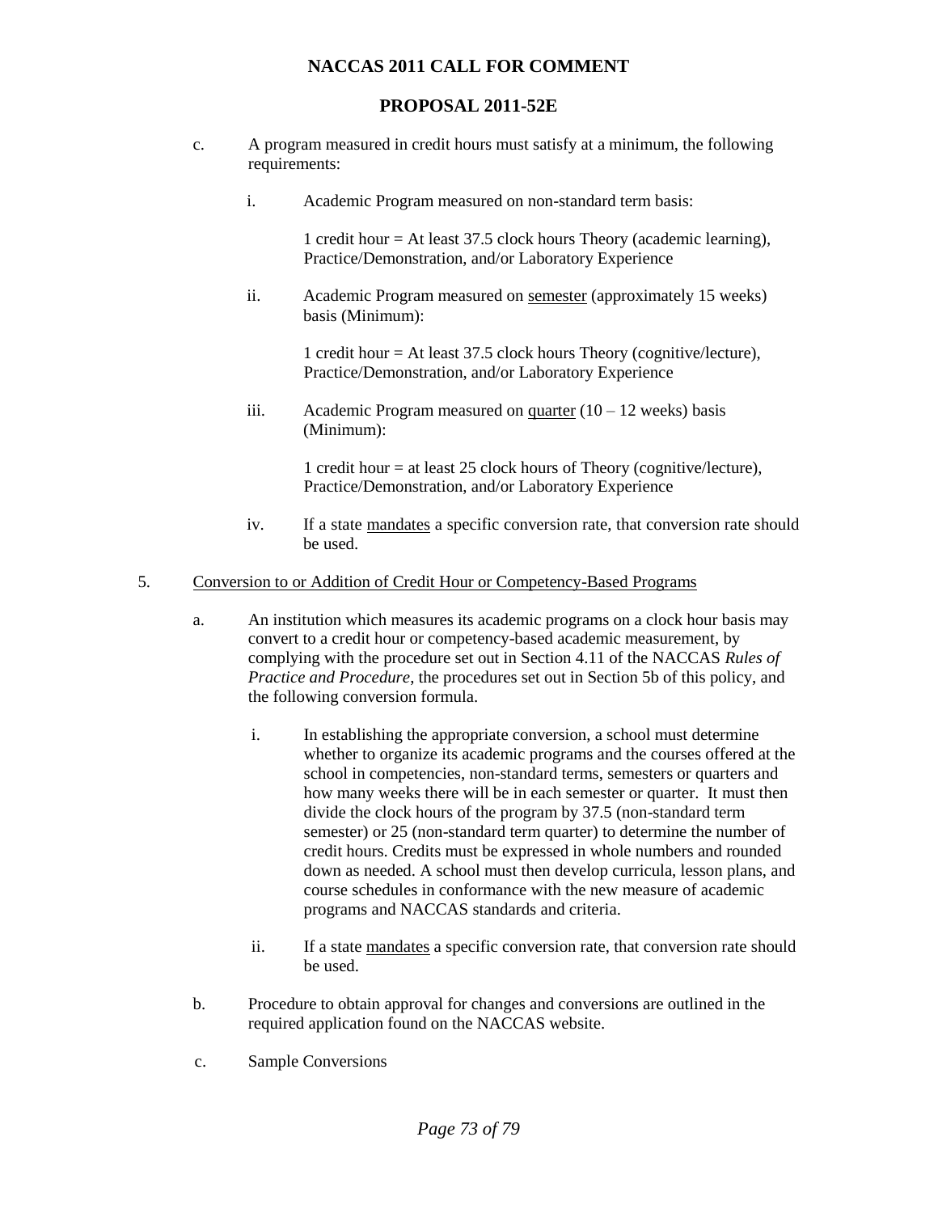**NACCAS 2011 CALL FOR COMMENT**

**PROPOSAL 2011-52E**

c. A program measured in credit hours must satisfy at a minimum, the following requirements:

   i. Academic Program measured on non-standard term basis:

      1 credit hour = At least 37.5 clock hours Theory (academic learning), Practice/Demonstration, and/or Laboratory Experience

   ii. Academic Program measured on semester (approximately 15 weeks) basis (Minimum):

      1 credit hour = At least 37.5 clock hours Theory (cognitive/lecture), Practice/Demonstration, and/or Laboratory Experience

   iii. Academic Program measured on quarter (10 – 12 weeks) basis (Minimum):

      1 credit hour = at least 25 clock hours of Theory (cognitive/lecture), Practice/Demonstration, and/or Laboratory Experience

   iv. If a state mandates a specific conversion rate, that conversion rate should be used.

5. Conversion to or Addition of Credit Hour or Competency-Based Programs

   a. An institution which measures its academic programs on a clock hour basis may convert to a credit hour or competency-based academic measurement, by complying with the procedure set out in Section 4.11 of the NACCAS *Rules of Practice and Procedure*, the procedures set out in Section 5b of this policy, and the following conversion formula.

      i. In establishing the appropriate conversion, a school must determine whether to organize its academic programs and the courses offered at the school in competencies, non-standard terms, semesters or quarters and how many weeks there will be in each semester or quarter. It must then divide the clock hours of the program by 37.5 (non-standard term semester) or 25 (non-standard term quarter) to determine the number of credit hours. Credits must be expressed in whole numbers and rounded down as needed. A school must then develop curricula, lesson plans, and course schedules in conformance with the new measure of academic programs and NACCAS standards and criteria.

      ii. If a state mandates a specific conversion rate, that conversion rate should be used.

   b. Procedure to obtain approval for changes and conversions are outlined in the required application found on the NACCAS website.

   c. Sample Conversions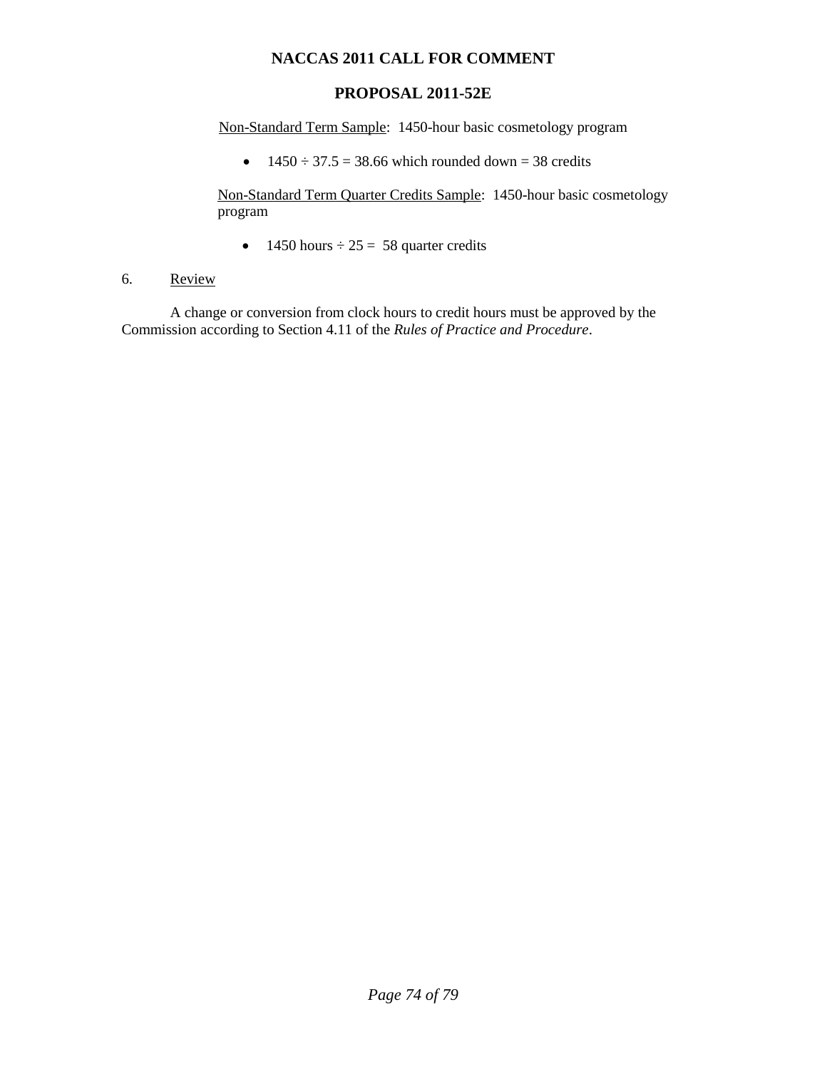# NACCAS 2011 CALL FOR COMMENT

## PROPOSAL 2011-52E

Non-Standard Term Sample: 1450-hour basic cosmetology program

- 1450 ÷ 37.5 = 38.66 which rounded down = 38 credits

Non-Standard Term Quarter Credits Sample: 1450-hour basic cosmetology program

- 1450 hours ÷ 25 = 58 quarter credits

6. Review

A change or conversion from clock hours to credit hours must be approved by the Commission according to Section 4.11 of the *Rules of Practice and Procedure*.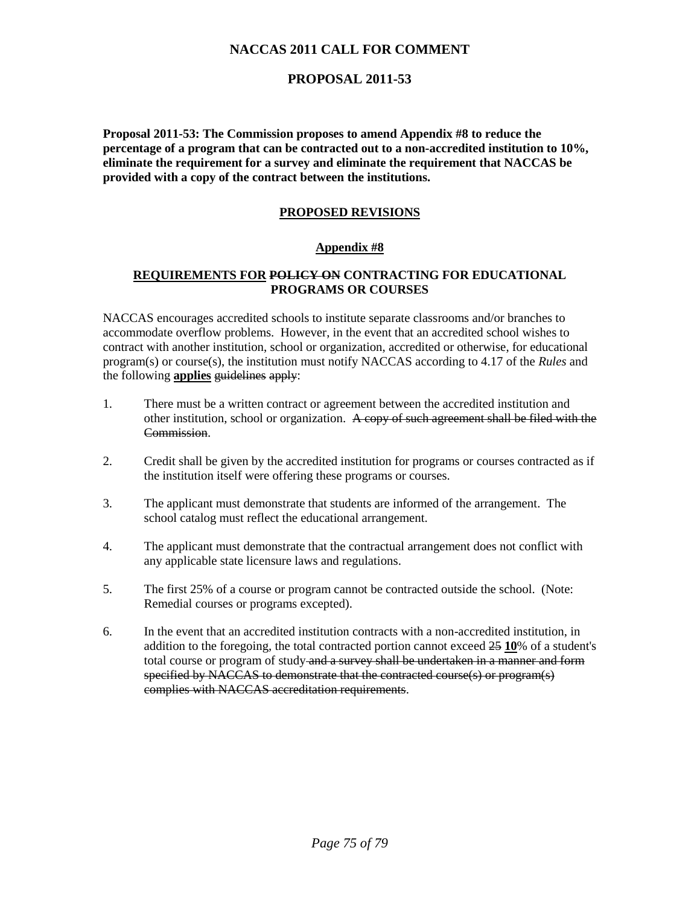# NACCAS 2011 CALL FOR COMMENT

## PROPOSAL 2011-53

**Proposal 2011-53: The Commission proposes to amend Appendix #8 to reduce the percentage of a program that can be contracted out to a non-accredited institution to 10%, eliminate the requirement for a survey and eliminate the requirement that NACCAS be provided with a copy of the contract between the institutions.**

### <u>PROPOSED REVISIONS</u>

### <u>Appendix #8</u>

### <u>REQUIREMENTS FOR</u> ~~POLICY ON~~ CONTRACTING FOR EDUCATIONAL PROGRAMS OR COURSES

NACCAS encourages accredited schools to institute separate classrooms and/or branches to accommodate overflow problems. However, in the event that an accredited school wishes to contract with another institution, school or organization, accredited or otherwise, for educational program(s) or course(s), the institution must notify NACCAS according to 4.17 of the *Rules* and the following **<u>applies</u>** ~~guidelines~~ ~~apply~~:

1. There must be a written contract or agreement between the accredited institution and other institution, school or organization. ~~A copy of such agreement shall be filed with the Commission~~.

2. Credit shall be given by the accredited institution for programs or courses contracted as if the institution itself were offering these programs or courses.

3. The applicant must demonstrate that students are informed of the arrangement. The school catalog must reflect the educational arrangement.

4. The applicant must demonstrate that the contractual arrangement does not conflict with any applicable state licensure laws and regulations.

5. The first 25% of a course or program cannot be contracted outside the school. (Note: Remedial courses or programs excepted).

6. In the event that an accredited institution contracts with a non-accredited institution, in addition to the foregoing, the total contracted portion cannot exceed ~~25~~ **<u>10</u>**% of a student's total course or program of study ~~and a survey shall be undertaken in a manner and form specified by NACCAS to demonstrate that the contracted course(s) or program(s) complies with NACCAS accreditation requirements~~.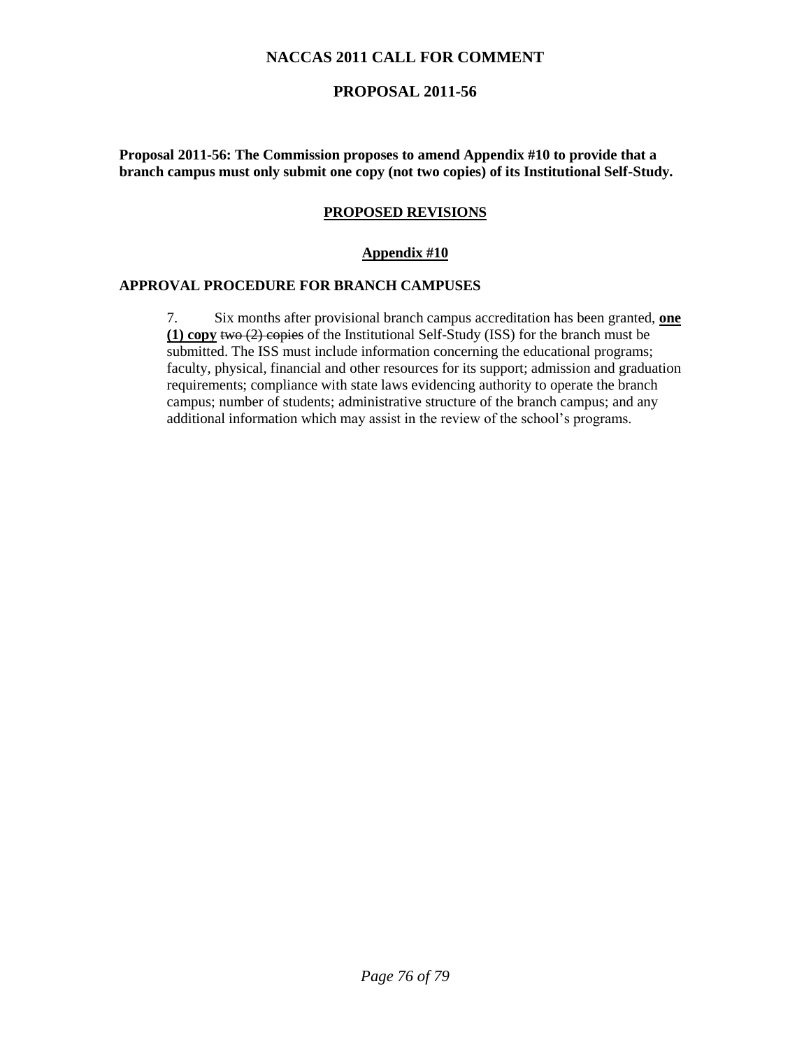# NACCAS 2011 CALL FOR COMMENT

## PROPOSAL 2011-56

**Proposal 2011-56: The Commission proposes to amend Appendix #10 to provide that a branch campus must only submit one copy (not two copies) of its Institutional Self-Study.**

### PROPOSED REVISIONS

#### Appendix #10

**APPROVAL PROCEDURE FOR BRANCH CAMPUSES**

7. Six months after provisional branch campus accreditation has been granted, **one (1) copy** ~~two (2) copies~~ of the Institutional Self-Study (ISS) for the branch must be submitted. The ISS must include information concerning the educational programs; faculty, physical, financial and other resources for its support; admission and graduation requirements; compliance with state laws evidencing authority to operate the branch campus; number of students; administrative structure of the branch campus; and any additional information which may assist in the review of the school's programs.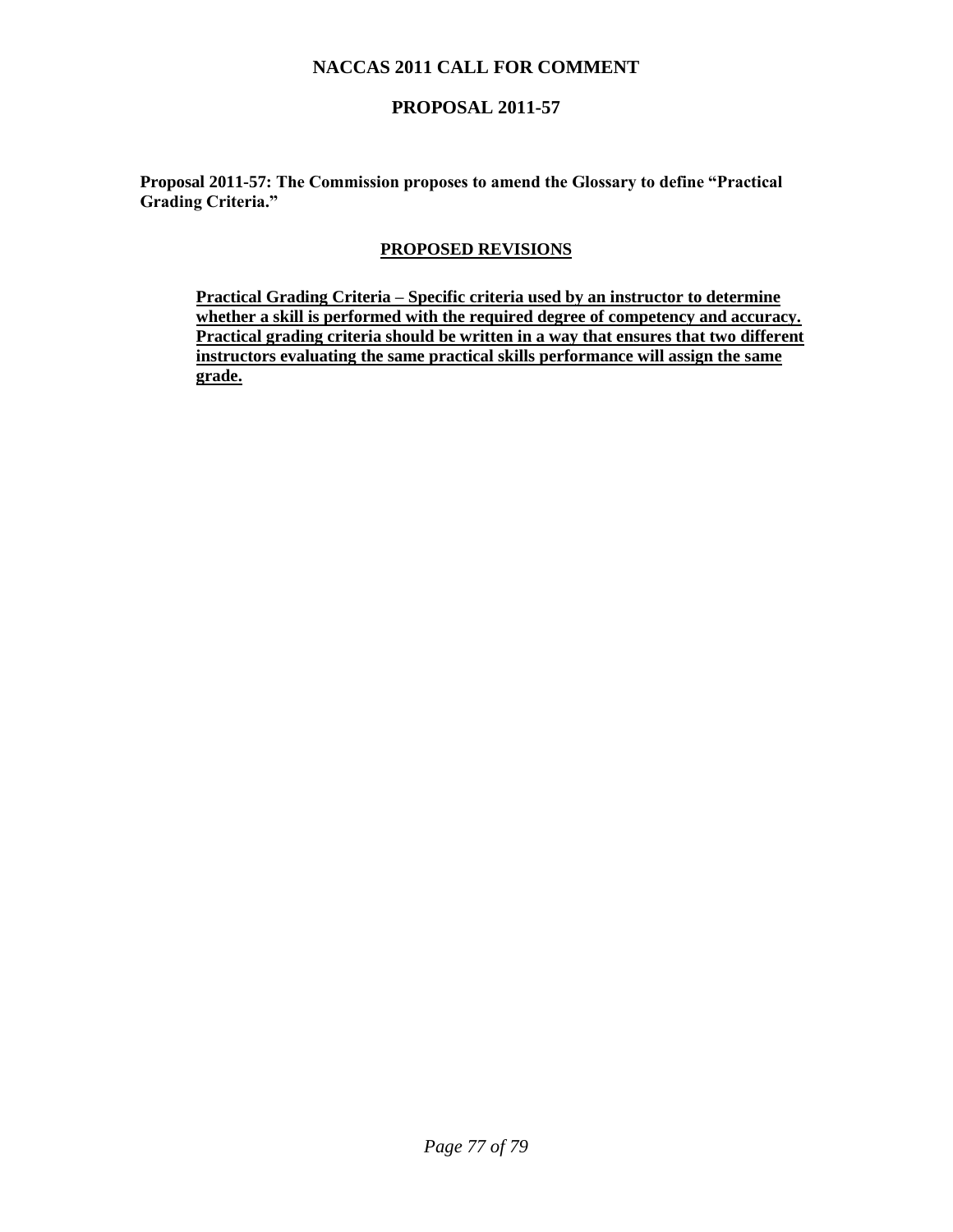# NACCAS 2011 CALL FOR COMMENT

## PROPOSAL 2011-57

**Proposal 2011-57: The Commission proposes to amend the Glossary to define "Practical Grading Criteria."**

### PROPOSED REVISIONS

**Practical Grading Criteria – Specific criteria used by an instructor to determine whether a skill is performed with the required degree of competency and accuracy. Practical grading criteria should be written in a way that ensures that two different instructors evaluating the same practical skills performance will assign the same grade.**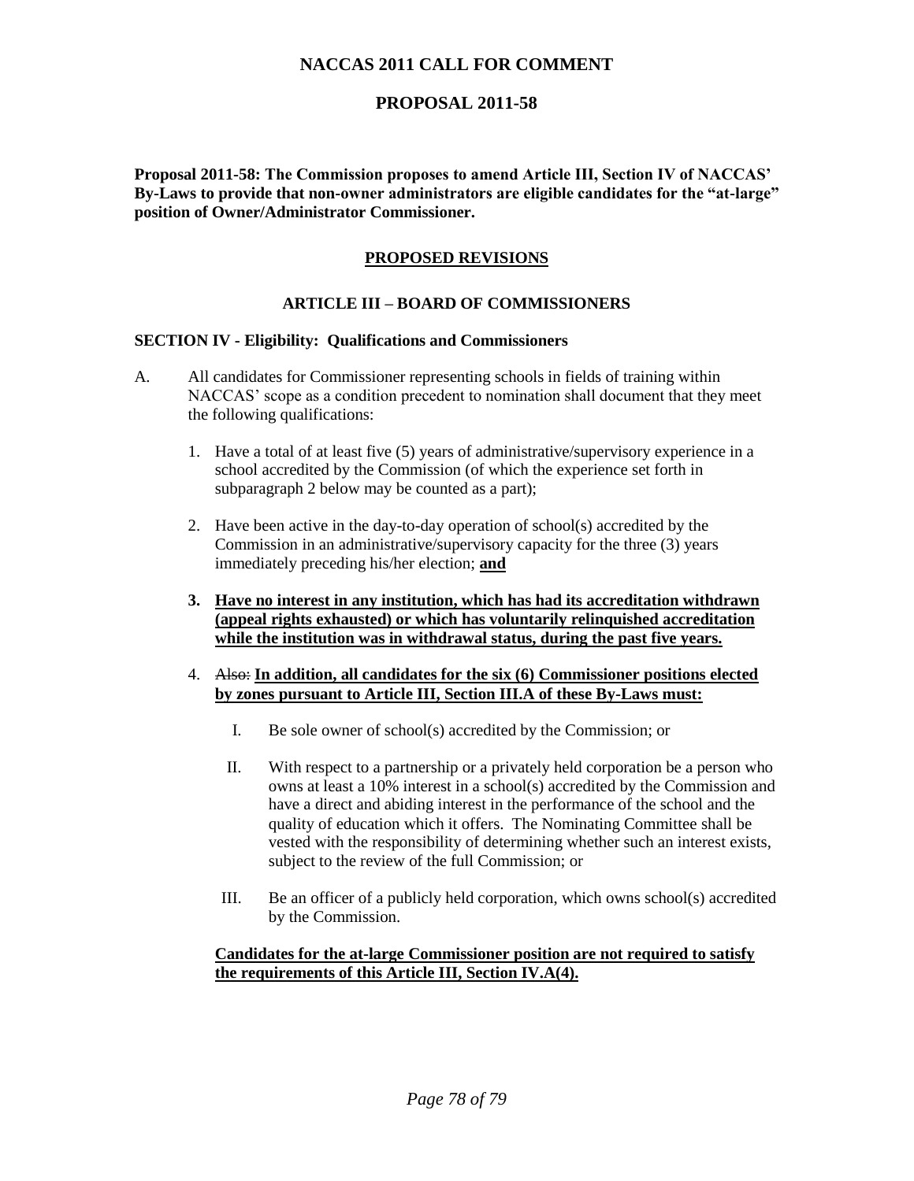# NACCAS 2011 CALL FOR COMMENT

## PROPOSAL 2011-58

**Proposal 2011-58: The Commission proposes to amend Article III, Section IV of NACCAS' By-Laws to provide that non-owner administrators are eligible candidates for the "at-large" position of Owner/Administrator Commissioner.**

### PROPOSED REVISIONS

### ARTICLE III – BOARD OF COMMISSIONERS

**SECTION IV - Eligibility: Qualifications and Commissioners**

A. All candidates for Commissioner representing schools in fields of training within NACCAS' scope as a condition precedent to nomination shall document that they meet the following qualifications:

1. Have a total of at least five (5) years of administrative/supervisory experience in a school accredited by the Commission (of which the experience set forth in subparagraph 2 below may be counted as a part);

2. Have been active in the day-to-day operation of school(s) accredited by the Commission in an administrative/supervisory capacity for the three (3) years immediately preceding his/her election; <u>**and**</u>

3. <u>**Have no interest in any institution, which has had its accreditation withdrawn (appeal rights exhausted) or which has voluntarily relinquished accreditation while the institution was in withdrawal status, during the past five years.**</u>

4. ~~Also:~~ <u>**In addition, all candidates for the six (6) Commissioner positions elected by zones pursuant to Article III, Section III.A of these By-Laws must:**</u>

   I. Be sole owner of school(s) accredited by the Commission; or

   II. With respect to a partnership or a privately held corporation be a person who owns at least a 10% interest in a school(s) accredited by the Commission and have a direct and abiding interest in the performance of the school and the quality of education which it offers. The Nominating Committee shall be vested with the responsibility of determining whether such an interest exists, subject to the review of the full Commission; or

   III. Be an officer of a publicly held corporation, which owns school(s) accredited by the Commission.

   <u>**Candidates for the at-large Commissioner position are not required to satisfy the requirements of this Article III, Section IV.A(4).**</u>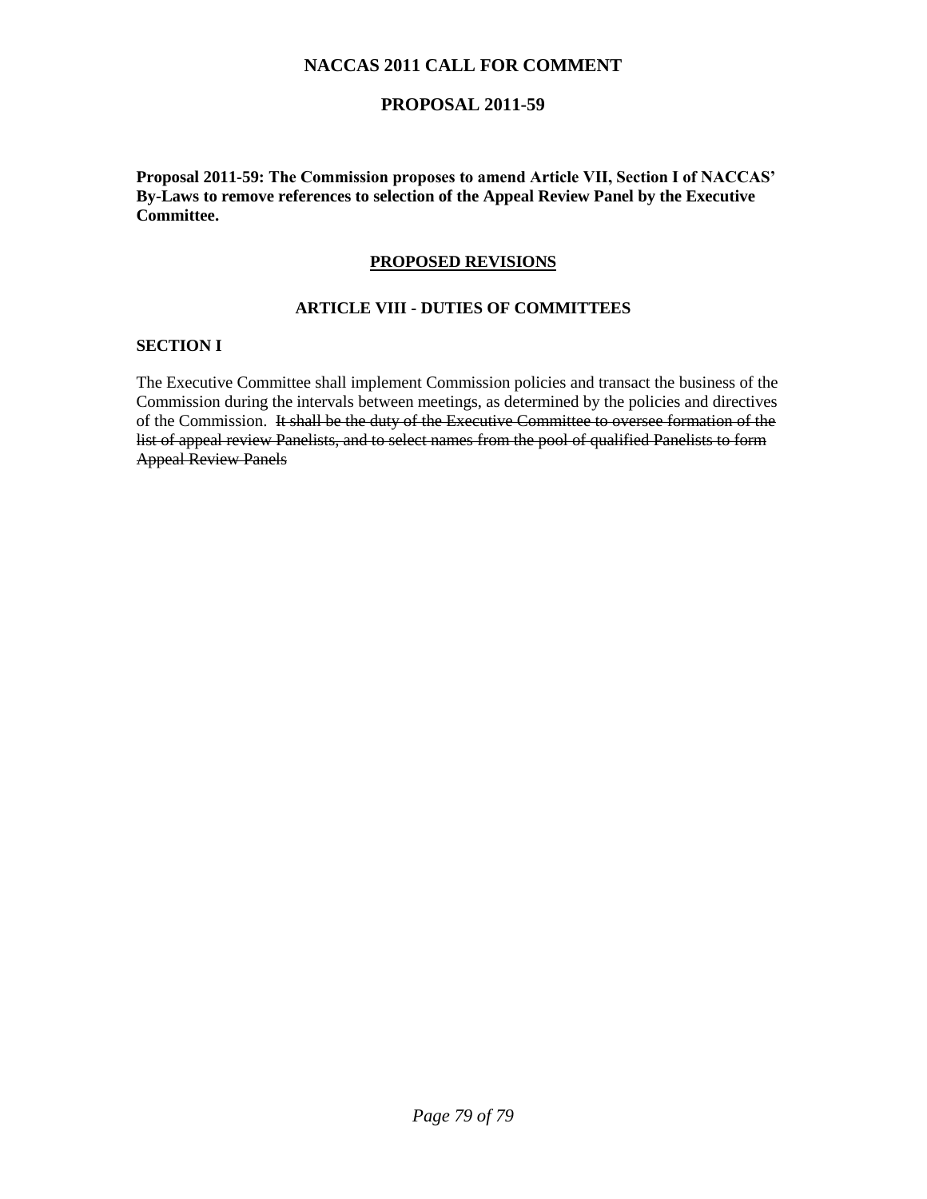# NACCAS 2011 CALL FOR COMMENT

## PROPOSAL 2011-59

**Proposal 2011-59: The Commission proposes to amend Article VII, Section I of NACCAS' By-Laws to remove references to selection of the Appeal Review Panel by the Executive Committee.**

### PROPOSED REVISIONS

### ARTICLE VIII - DUTIES OF COMMITTEES

**SECTION I**

The Executive Committee shall implement Commission policies and transact the business of the Commission during the intervals between meetings, as determined by the policies and directives of the Commission. ~~It shall be the duty of the Executive Committee to oversee formation of the list of appeal review Panelists, and to select names from the pool of qualified Panelists to form Appeal Review Panels~~